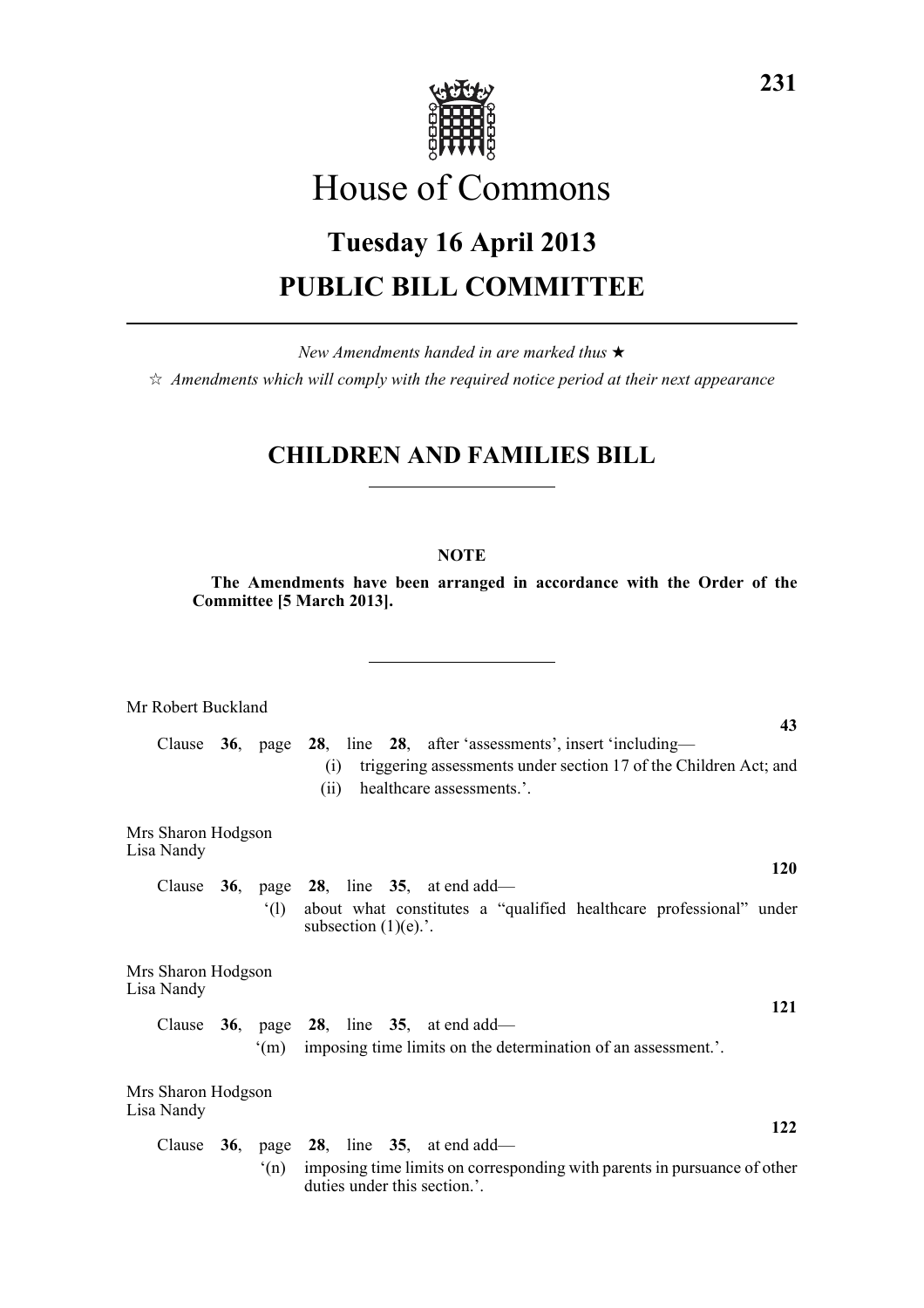# House of Commons

## Tuesday 16 April 2013

## PUBLIC BILL COMMITTEE

*New Amendments handed in are marked thus* ★

☆ *Amendments which will comply with the required notice period at their next appearance*

## CHILDREN AND FAMILIES BILL

**NOTE**

**The Amendments have been arranged in accordance with the Order of the Committee [5 March 2013].**

Mr Robert Buckland

**43**

Clause **36**, page **28**, line **28**, after 'assessments', insert 'including—

(i) triggering assessments under section 17 of the Children Act; and

(ii) healthcare assessments.'.

Mrs Sharon Hodgson
Lisa Nandy

**120**

Clause **36**, page **28**, line **35**, at end add—

'(l) about what constitutes a "qualified healthcare professional" under subsection (1)(e).'.

Mrs Sharon Hodgson
Lisa Nandy

**121**

Clause **36**, page **28**, line **35**, at end add—

'(m) imposing time limits on the determination of an assessment.'.

Mrs Sharon Hodgson
Lisa Nandy

**122**

Clause **36**, page **28**, line **35**, at end add—

'(n) imposing time limits on corresponding with parents in pursuance of other duties under this section.'.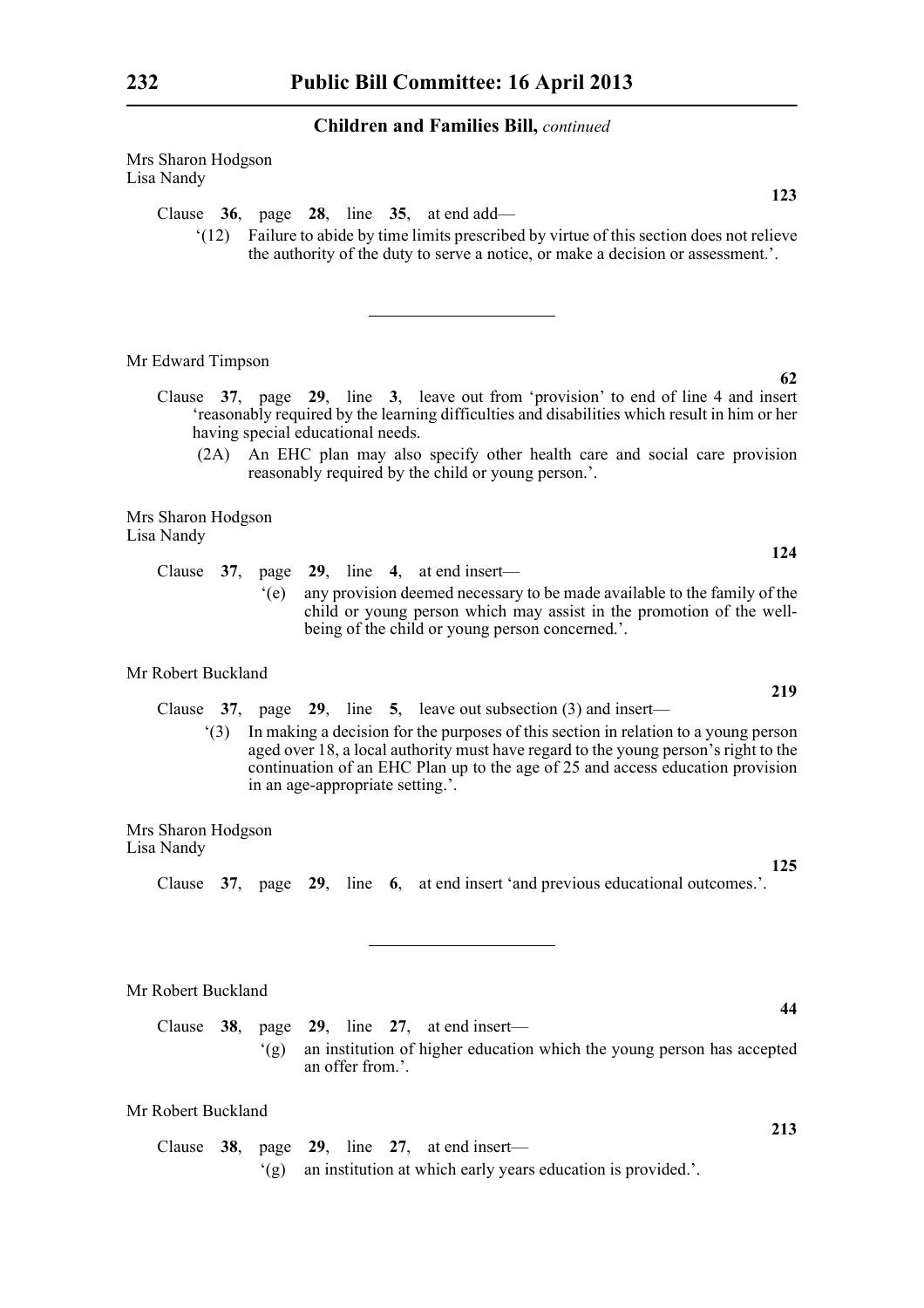**Children and Families Bill,** *continued*

Mrs Sharon Hodgson
Lisa Nandy

**123**

Clause **36**, page **28**, line **35**, at end add—

'(12) Failure to abide by time limits prescribed by virtue of this section does not relieve the authority of the duty to serve a notice, or make a decision or assessment.'.

---

Mr Edward Timpson

**62**

Clause **37**, page **29**, line **3**, leave out from 'provision' to end of line 4 and insert 'reasonably required by the learning difficulties and disabilities which result in him or her having special educational needs.

(2A) An EHC plan may also specify other health care and social care provision reasonably required by the child or young person.'.

Mrs Sharon Hodgson
Lisa Nandy

**124**

Clause **37**, page **29**, line **4**, at end insert—

'(e) any provision deemed necessary to be made available to the family of the child or young person which may assist in the promotion of the well-being of the child or young person concerned.'.

Mr Robert Buckland

**219**

Clause **37**, page **29**, line **5**, leave out subsection (3) and insert—

'(3) In making a decision for the purposes of this section in relation to a young person aged over 18, a local authority must have regard to the young person's right to the continuation of an EHC Plan up to the age of 25 and access education provision in an age-appropriate setting.'.

Mrs Sharon Hodgson
Lisa Nandy

**125**

Clause **37**, page **29**, line **6**, at end insert 'and previous educational outcomes.'.

---

Mr Robert Buckland

**44**

Clause **38**, page **29**, line **27**, at end insert—

'(g) an institution of higher education which the young person has accepted an offer from.'.

Mr Robert Buckland

**213**

Clause **38**, page **29**, line **27**, at end insert—

'(g) an institution at which early years education is provided.'.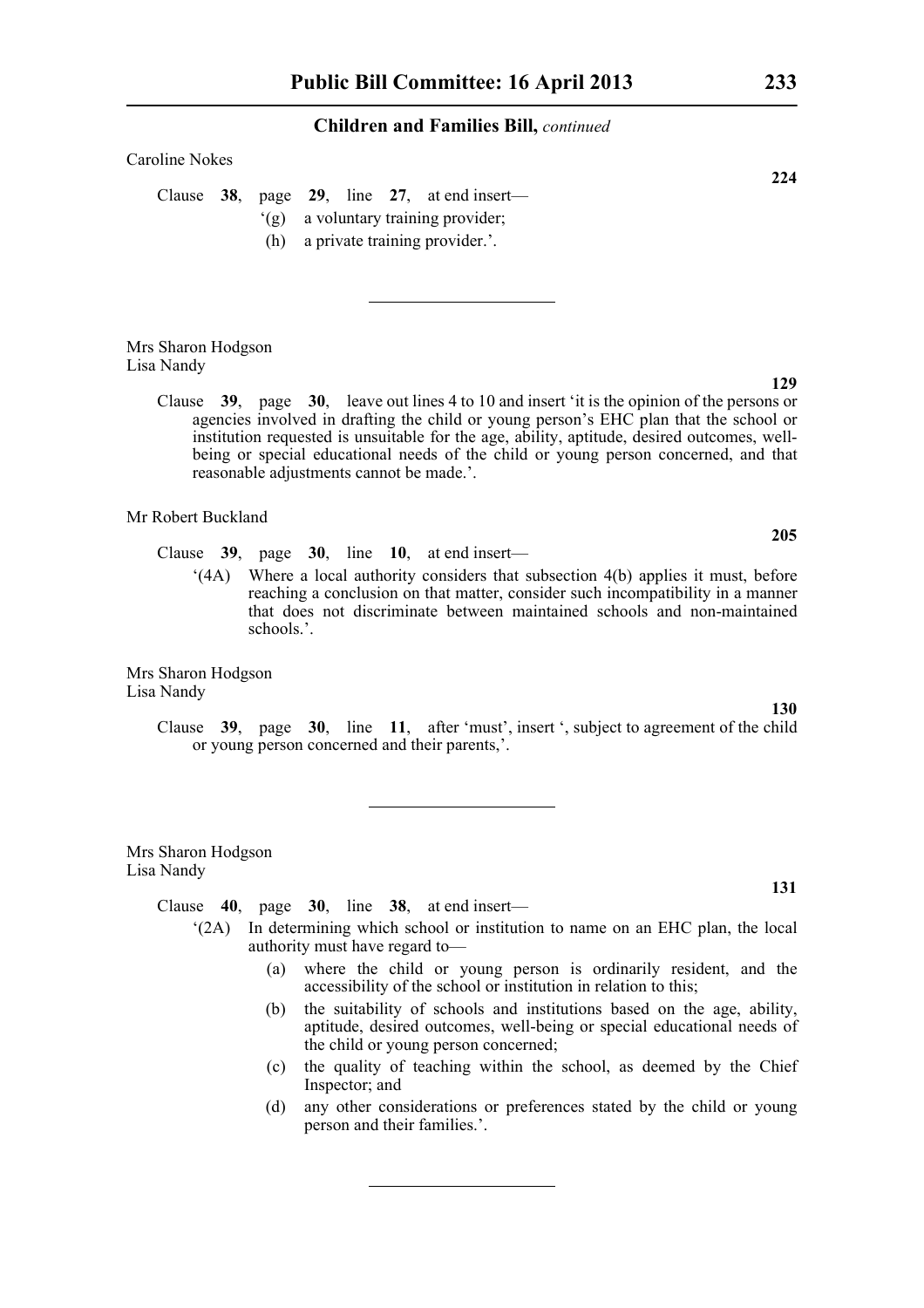Caroline Nokes

**224**

Clause **38**, page **29**, line **27**, at end insert—

'(g) a voluntary training provider;

(h) a private training provider.'.

---

Mrs Sharon Hodgson
Lisa Nandy

**129**

Clause **39**, page **30**, leave out lines 4 to 10 and insert 'it is the opinion of the persons or agencies involved in drafting the child or young person's EHC plan that the school or institution requested is unsuitable for the age, ability, aptitude, desired outcomes, well-being or special educational needs of the child or young person concerned, and that reasonable adjustments cannot be made.'.

Mr Robert Buckland

**205**

Clause **39**, page **30**, line **10**, at end insert—

'(4A) Where a local authority considers that subsection 4(b) applies it must, before reaching a conclusion on that matter, consider such incompatibility in a manner that does not discriminate between maintained schools and non-maintained schools.'.

Mrs Sharon Hodgson
Lisa Nandy

**130**

Clause **39**, page **30**, line **11**, after 'must', insert ', subject to agreement of the child or young person concerned and their parents,'.

---

Mrs Sharon Hodgson
Lisa Nandy

**131**

Clause **40**, page **30**, line **38**, at end insert—

'(2A) In determining which school or institution to name on an EHC plan, the local authority must have regard to—

(a) where the child or young person is ordinarily resident, and the accessibility of the school or institution in relation to this;

(b) the suitability of schools and institutions based on the age, ability, aptitude, desired outcomes, well-being or special educational needs of the child or young person concerned;

(c) the quality of teaching within the school, as deemed by the Chief Inspector; and

(d) any other considerations or preferences stated by the child or young person and their families.'.

---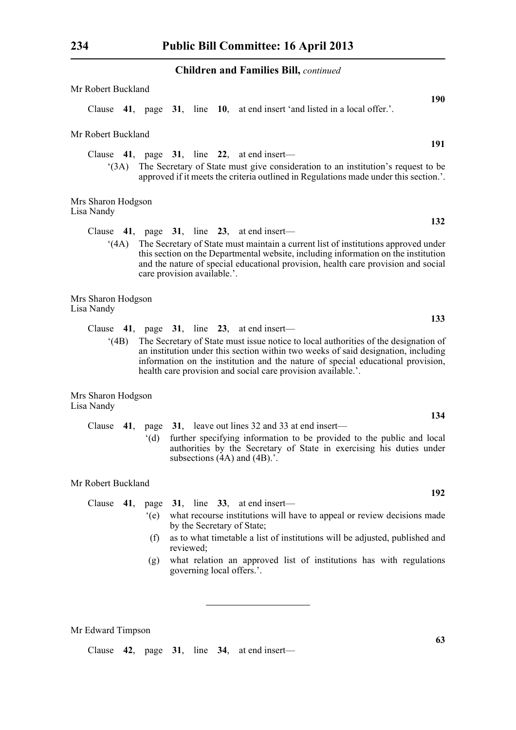**Children and Families Bill,** *continued*

Mr Robert Buckland

**190**

Clause **41**, page **31**, line **10**, at end insert 'and listed in a local offer.'.

Mr Robert Buckland

**191**

Clause **41**, page **31**, line **22**, at end insert—

'(3A) The Secretary of State must give consideration to an institution's request to be approved if it meets the criteria outlined in Regulations made under this section.'.

Mrs Sharon Hodgson
Lisa Nandy

**132**

Clause **41**, page **31**, line **23**, at end insert—

'(4A) The Secretary of State must maintain a current list of institutions approved under this section on the Departmental website, including information on the institution and the nature of special educational provision, health care provision and social care provision available.'.

Mrs Sharon Hodgson
Lisa Nandy

**133**

Clause **41**, page **31**, line **23**, at end insert—

'(4B) The Secretary of State must issue notice to local authorities of the designation of an institution under this section within two weeks of said designation, including information on the institution and the nature of special educational provision, health care provision and social care provision available.'.

Mrs Sharon Hodgson
Lisa Nandy

**134**

Clause **41**, page **31**, leave out lines 32 and 33 at end insert—

'(d) further specifying information to be provided to the public and local authorities by the Secretary of State in exercising his duties under subsections (4A) and (4B).'.

Mr Robert Buckland

**192**

Clause **41**, page **31**, line **33**, at end insert—

'(e) what recourse institutions will have to appeal or review decisions made by the Secretary of State;

(f) as to what timetable a list of institutions will be adjusted, published and reviewed;

(g) what relation an approved list of institutions has with regulations governing local offers.'.

---

Mr Edward Timpson

**63**

Clause **42**, page **31**, line **34**, at end insert—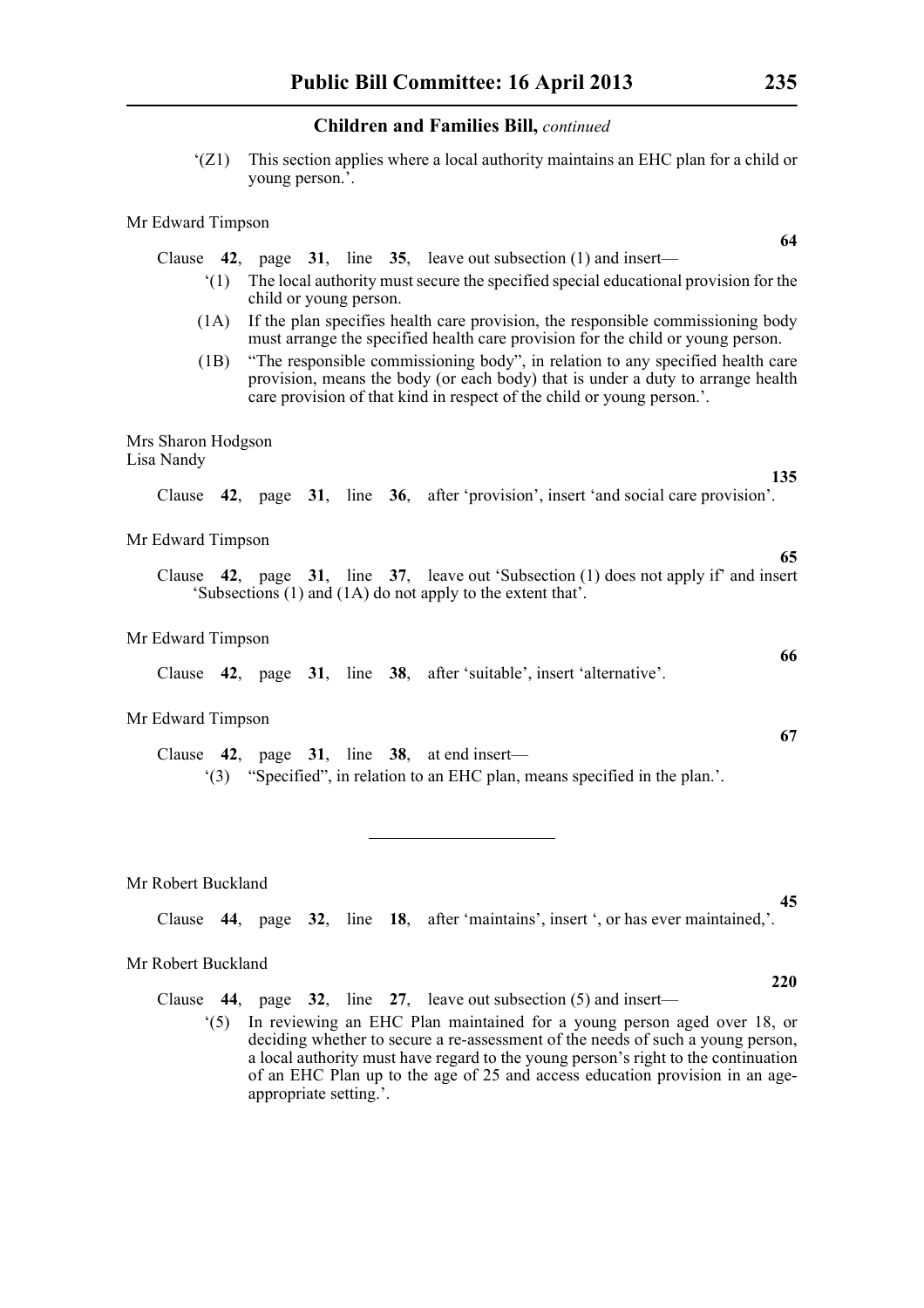**Children and Families Bill,** *continued*

'(Z1) This section applies where a local authority maintains an EHC plan for a child or young person.'.

Mr Edward Timpson

**64**

Clause **42**, page **31**, line **35**, leave out subsection (1) and insert—

'(1) The local authority must secure the specified special educational provision for the child or young person.

(1A) If the plan specifies health care provision, the responsible commissioning body must arrange the specified health care provision for the child or young person.

(1B) "The responsible commissioning body", in relation to any specified health care provision, means the body (or each body) that is under a duty to arrange health care provision of that kind in respect of the child or young person.'.

Mrs Sharon Hodgson
Lisa Nandy

**135**

Clause **42**, page **31**, line **36**, after 'provision', insert 'and social care provision'.

Mr Edward Timpson

**65**

Clause **42**, page **31**, line **37**, leave out 'Subsection (1) does not apply if' and insert 'Subsections (1) and (1A) do not apply to the extent that'.

Mr Edward Timpson

**66**

Clause **42**, page **31**, line **38**, after 'suitable', insert 'alternative'.

Mr Edward Timpson

**67**

Clause **42**, page **31**, line **38**, at end insert—

'(3) "Specified", in relation to an EHC plan, means specified in the plan.'.

---

Mr Robert Buckland

**45**

Clause **44**, page **32**, line **18**, after 'maintains', insert ', or has ever maintained,'.

Mr Robert Buckland

**220**

Clause **44**, page **32**, line **27**, leave out subsection (5) and insert—

'(5) In reviewing an EHC Plan maintained for a young person aged over 18, or deciding whether to secure a re-assessment of the needs of such a young person, a local authority must have regard to the young person's right to the continuation of an EHC Plan up to the age of 25 and access education provision in an age-appropriate setting.'.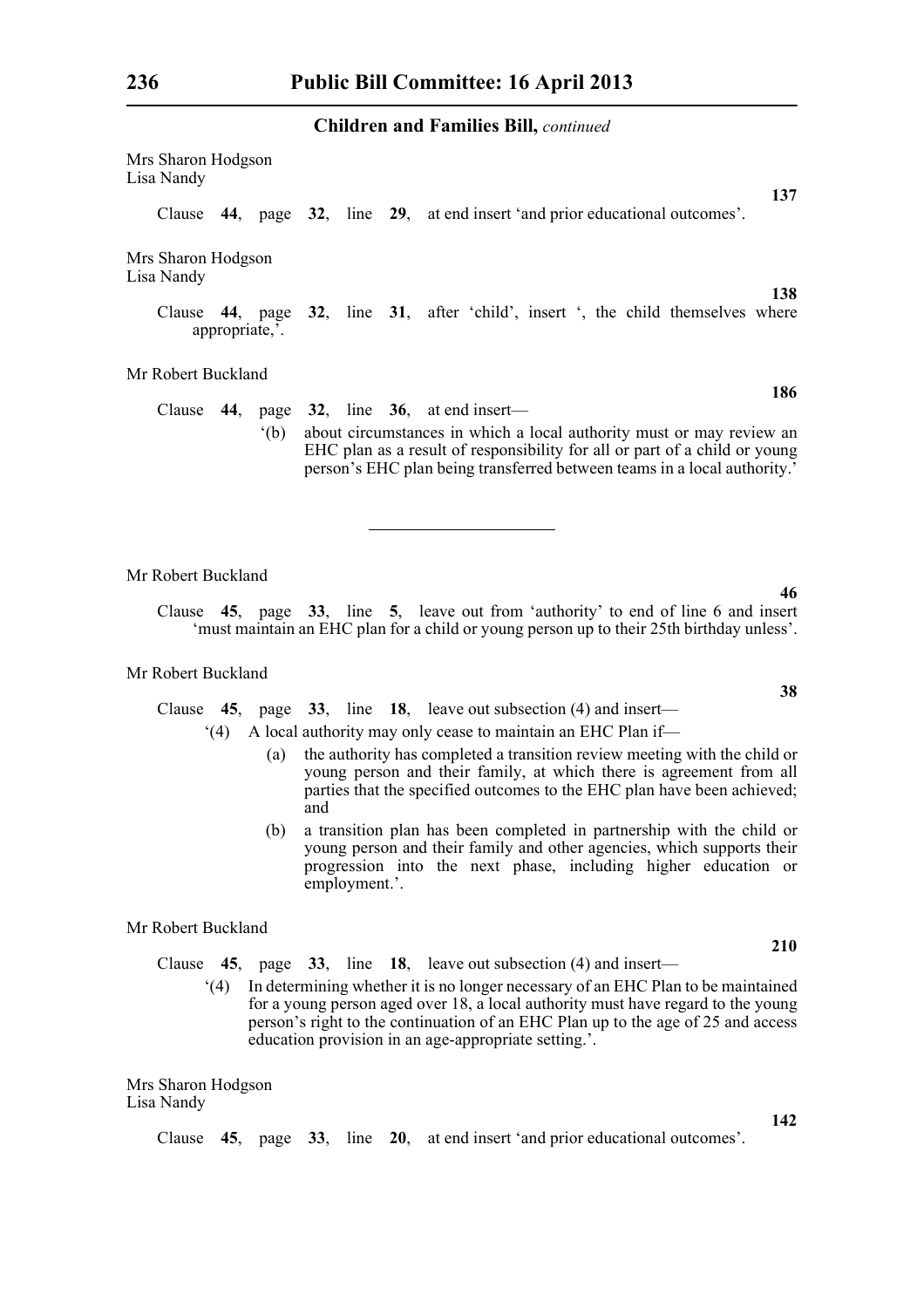**Children and Families Bill,** *continued*

Mrs Sharon Hodgson
Lisa Nandy

**137**

Clause **44**, page **32**, line **29**, at end insert 'and prior educational outcomes'.

Mrs Sharon Hodgson
Lisa Nandy

**138**

Clause **44**, page **32**, line **31**, after 'child', insert ', the child themselves where appropriate,'.

Mr Robert Buckland

**186**

Clause **44**, page **32**, line **36**, at end insert—

'(b) about circumstances in which a local authority must or may review an EHC plan as a result of responsibility for all or part of a child or young person's EHC plan being transferred between teams in a local authority.'

---

Mr Robert Buckland

**46**

Clause **45**, page **33**, line **5**, leave out from 'authority' to end of line 6 and insert 'must maintain an EHC plan for a child or young person up to their 25th birthday unless'.

Mr Robert Buckland

**38**

Clause **45**, page **33**, line **18**, leave out subsection (4) and insert—

'(4) A local authority may only cease to maintain an EHC Plan if—

(a) the authority has completed a transition review meeting with the child or young person and their family, at which there is agreement from all parties that the specified outcomes to the EHC plan have been achieved; and

(b) a transition plan has been completed in partnership with the child or young person and their family and other agencies, which supports their progression into the next phase, including higher education or employment.'.

Mr Robert Buckland

**210**

Clause **45**, page **33**, line **18**, leave out subsection (4) and insert—

'(4) In determining whether it is no longer necessary of an EHC Plan to be maintained for a young person aged over 18, a local authority must have regard to the young person's right to the continuation of an EHC Plan up to the age of 25 and access education provision in an age-appropriate setting.'.

Mrs Sharon Hodgson
Lisa Nandy

**142**

Clause **45**, page **33**, line **20**, at end insert 'and prior educational outcomes'.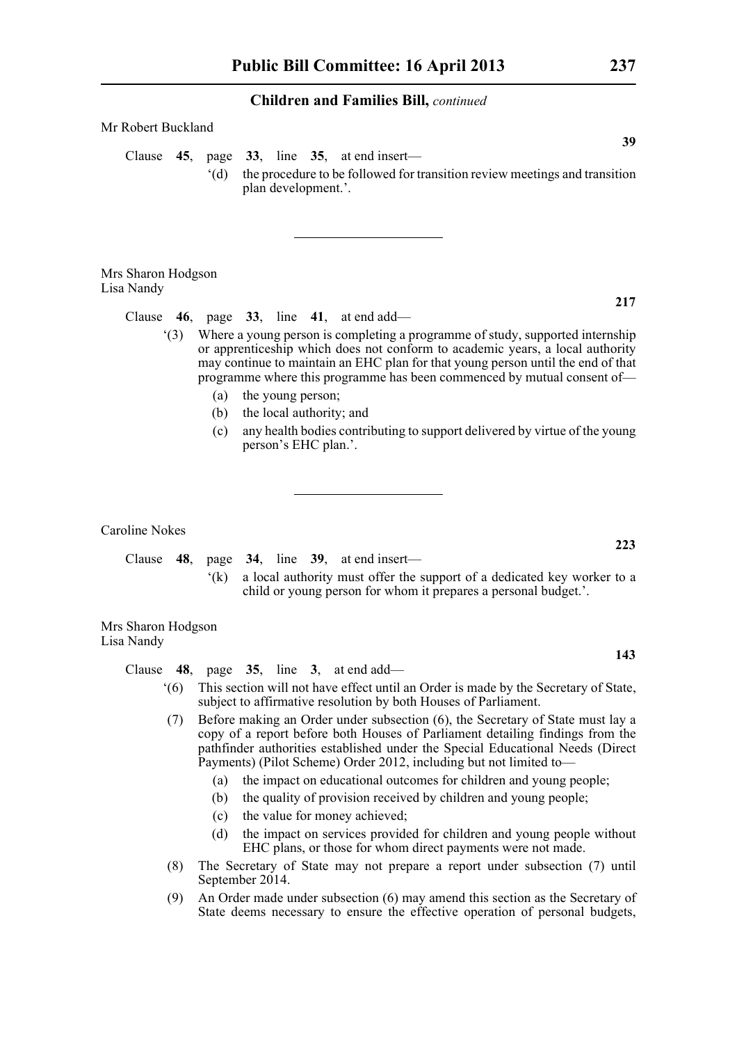Mr Robert Buckland

**39**

Clause **45**, page **33**, line **35**, at end insert—

'(d) the procedure to be followed for transition review meetings and transition plan development.'.

---

Mrs Sharon Hodgson
Lisa Nandy

**217**

Clause **46**, page **33**, line **41**, at end add—

'(3) Where a young person is completing a programme of study, supported internship or apprenticeship which does not conform to academic years, a local authority may continue to maintain an EHC plan for that young person until the end of that programme where this programme has been commenced by mutual consent of—

(a) the young person;

(b) the local authority; and

(c) any health bodies contributing to support delivered by virtue of the young person's EHC plan.'.

---

Caroline Nokes

**223**

Clause **48**, page **34**, line **39**, at end insert—

'(k) a local authority must offer the support of a dedicated key worker to a child or young person for whom it prepares a personal budget.'.

Mrs Sharon Hodgson
Lisa Nandy

**143**

Clause **48**, page **35**, line **3**, at end add—

'(6) This section will not have effect until an Order is made by the Secretary of State, subject to affirmative resolution by both Houses of Parliament.

(7) Before making an Order under subsection (6), the Secretary of State must lay a copy of a report before both Houses of Parliament detailing findings from the pathfinder authorities established under the Special Educational Needs (Direct Payments) (Pilot Scheme) Order 2012, including but not limited to—

(a) the impact on educational outcomes for children and young people;

(b) the quality of provision received by children and young people;

(c) the value for money achieved;

(d) the impact on services provided for children and young people without EHC plans, or those for whom direct payments were not made.

(8) The Secretary of State may not prepare a report under subsection (7) until September 2014.

(9) An Order made under subsection (6) may amend this section as the Secretary of State deems necessary to ensure the effective operation of personal budgets,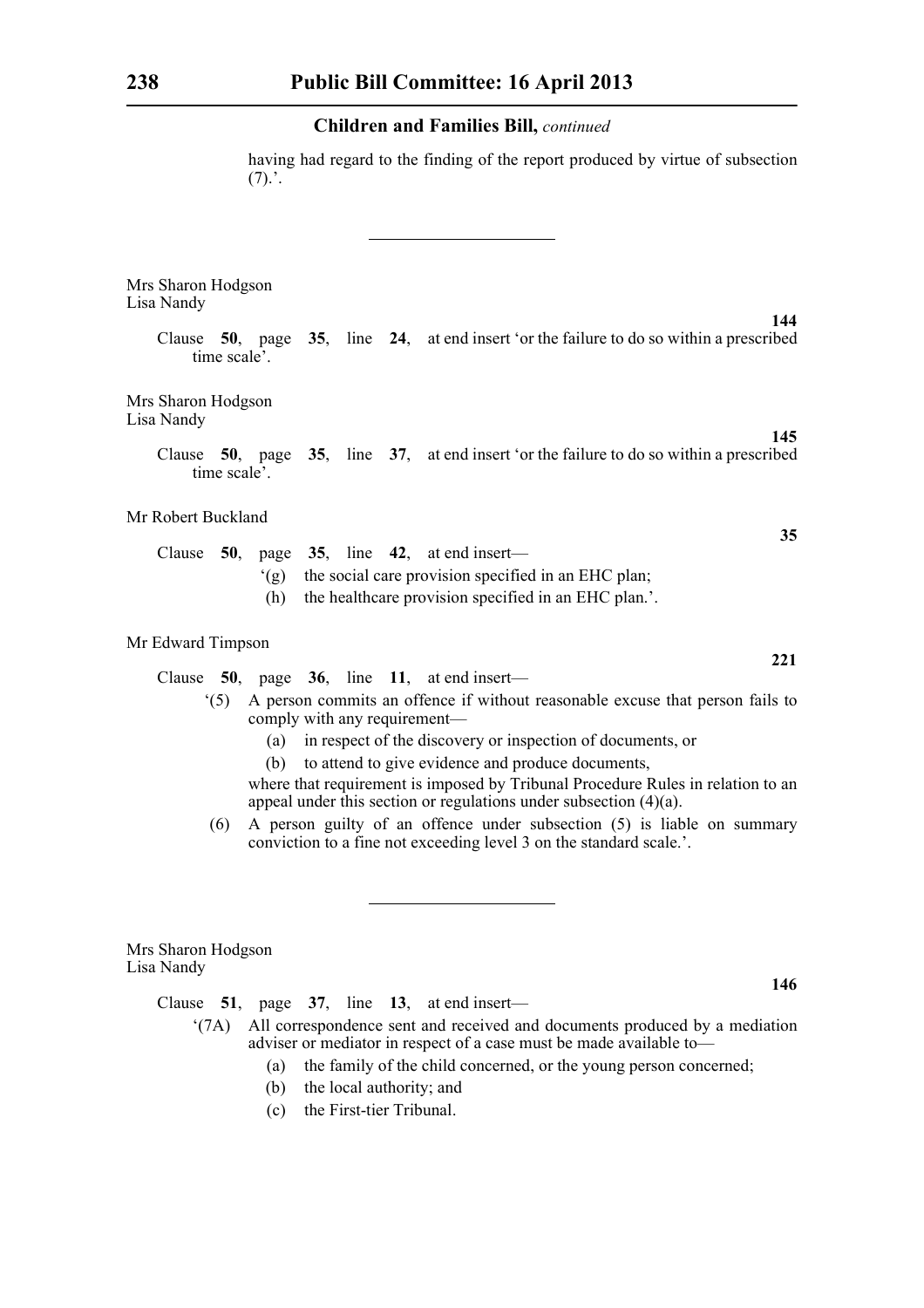having had regard to the finding of the report produced by virtue of subsection (7).'.

---

Mrs Sharon Hodgson
Lisa Nandy

**144**

Clause **50**, page **35**, line **24**, at end insert 'or the failure to do so within a prescribed time scale'.

Mrs Sharon Hodgson
Lisa Nandy

**145**

Clause **50**, page **35**, line **37**, at end insert 'or the failure to do so within a prescribed time scale'.

Mr Robert Buckland

**35**

Clause **50**, page **35**, line **42**, at end insert—

'(g) the social care provision specified in an EHC plan;

(h) the healthcare provision specified in an EHC plan.'.

Mr Edward Timpson

**221**

Clause **50**, page **36**, line **11**, at end insert—

'(5) A person commits an offence if without reasonable excuse that person fails to comply with any requirement—

(a) in respect of the discovery or inspection of documents, or

(b) to attend to give evidence and produce documents,

where that requirement is imposed by Tribunal Procedure Rules in relation to an appeal under this section or regulations under subsection (4)(a).

(6) A person guilty of an offence under subsection (5) is liable on summary conviction to a fine not exceeding level 3 on the standard scale.'.

---

Mrs Sharon Hodgson
Lisa Nandy

**146**

Clause **51**, page **37**, line **13**, at end insert—

'(7A) All correspondence sent and received and documents produced by a mediation adviser or mediator in respect of a case must be made available to—

(a) the family of the child concerned, or the young person concerned;

(b) the local authority; and

(c) the First-tier Tribunal.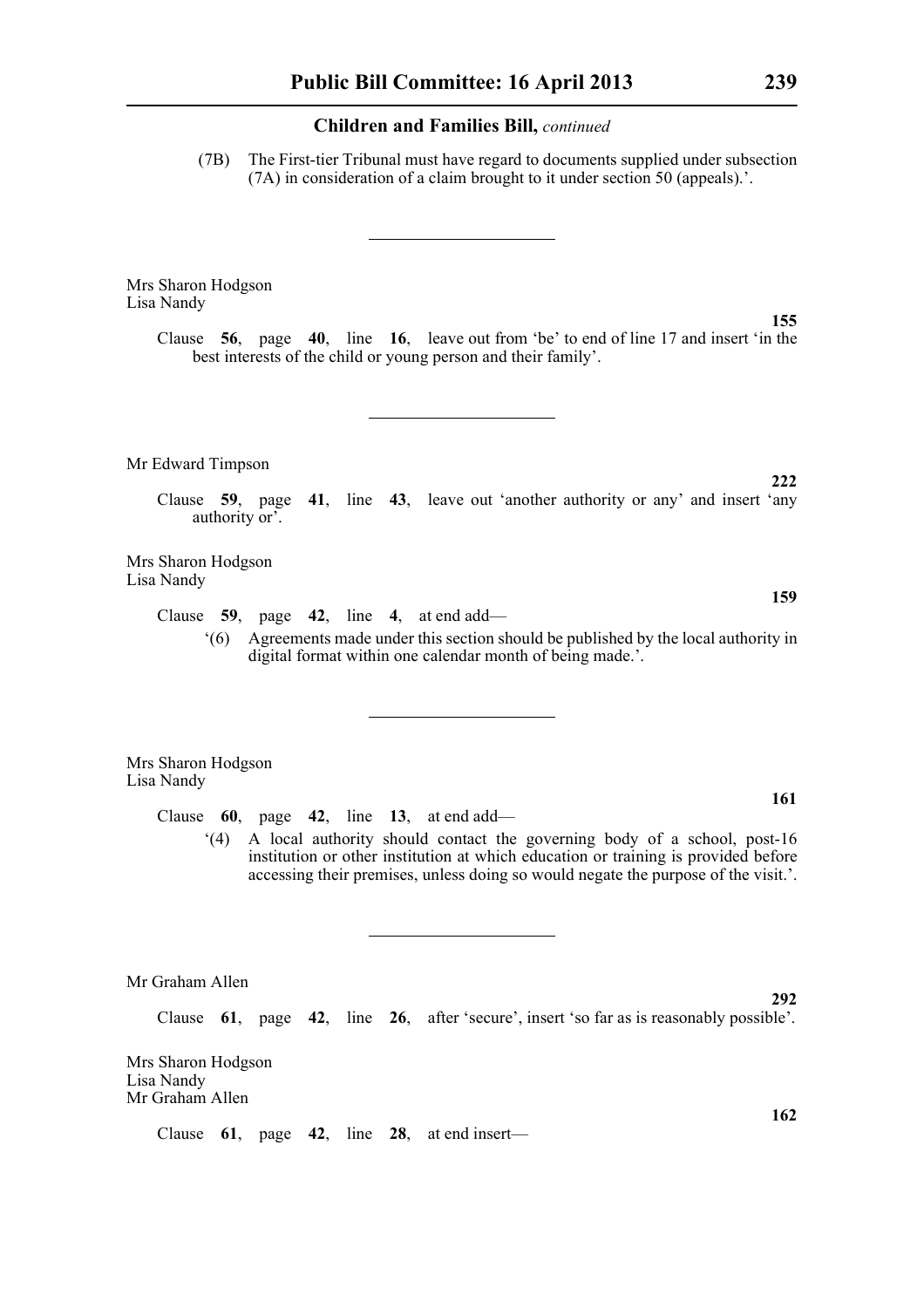**Children and Families Bill,** *continued*

(7B) The First-tier Tribunal must have regard to documents supplied under subsection (7A) in consideration of a claim brought to it under section 50 (appeals).'.

---

Mrs Sharon Hodgson
Lisa Nandy

**155**

Clause **56**, page **40**, line **16**, leave out from 'be' to end of line 17 and insert 'in the best interests of the child or young person and their family'.

---

Mr Edward Timpson

**222**

Clause **59**, page **41**, line **43**, leave out 'another authority or any' and insert 'any authority or'.

Mrs Sharon Hodgson
Lisa Nandy

**159**

Clause **59**, page **42**, line **4**, at end add—

'(6) Agreements made under this section should be published by the local authority in digital format within one calendar month of being made.'.

---

Mrs Sharon Hodgson
Lisa Nandy

**161**

Clause **60**, page **42**, line **13**, at end add—

'(4) A local authority should contact the governing body of a school, post-16 institution or other institution at which education or training is provided before accessing their premises, unless doing so would negate the purpose of the visit.'.

---

Mr Graham Allen

**292**

Clause **61**, page **42**, line **26**, after 'secure', insert 'so far as is reasonably possible'.

Mrs Sharon Hodgson
Lisa Nandy
Mr Graham Allen

**162**

Clause **61**, page **42**, line **28**, at end insert—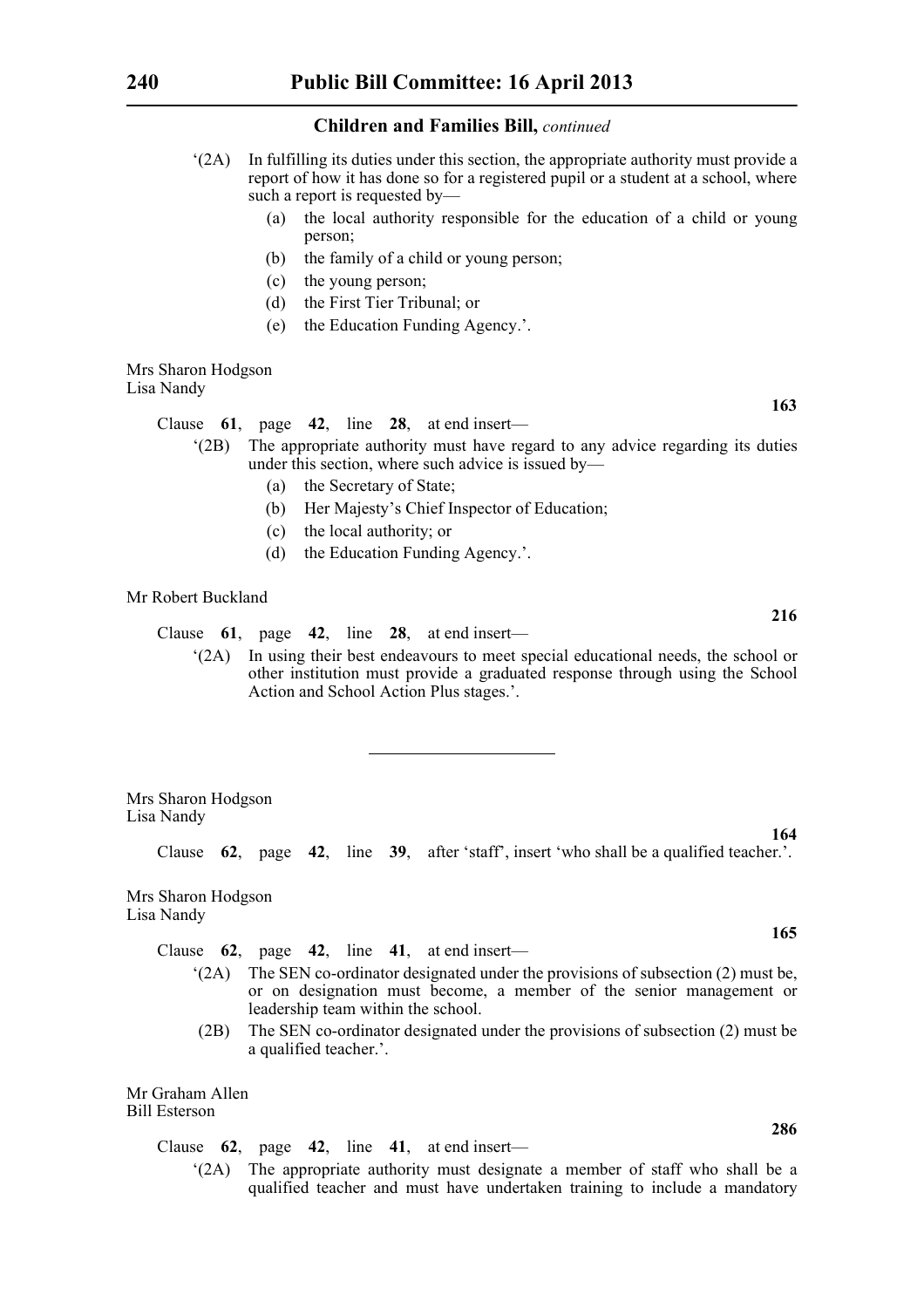‘(2A) In fulfilling its duties under this section, the appropriate authority must provide a report of how it has done so for a registered pupil or a student at a school, where such a report is requested by—

(a) the local authority responsible for the education of a child or young person;

(b) the family of a child or young person;

(c) the young person;

(d) the First Tier Tribunal; or

(e) the Education Funding Agency.’.

Mrs Sharon Hodgson
Lisa Nandy

**163**

Clause **61**, page **42**, line **28**, at end insert—

‘(2B) The appropriate authority must have regard to any advice regarding its duties under this section, where such advice is issued by—

(a) the Secretary of State;

(b) Her Majesty’s Chief Inspector of Education;

(c) the local authority; or

(d) the Education Funding Agency.’.

Mr Robert Buckland

**216**

Clause **61**, page **42**, line **28**, at end insert—

‘(2A) In using their best endeavours to meet special educational needs, the school or other institution must provide a graduated response through using the School Action and School Action Plus stages.’.

---

Mrs Sharon Hodgson
Lisa Nandy

**164**

Clause **62**, page **42**, line **39**, after ‘staff’, insert ‘who shall be a qualified teacher.’.

Mrs Sharon Hodgson
Lisa Nandy

**165**

Clause **62**, page **42**, line **41**, at end insert—

‘(2A) The SEN co-ordinator designated under the provisions of subsection (2) must be, or on designation must become, a member of the senior management or leadership team within the school.

(2B) The SEN co-ordinator designated under the provisions of subsection (2) must be a qualified teacher.’.

Mr Graham Allen
Bill Esterson

**286**

Clause **62**, page **42**, line **41**, at end insert—

‘(2A) The appropriate authority must designate a member of staff who shall be a qualified teacher and must have undertaken training to include a mandatory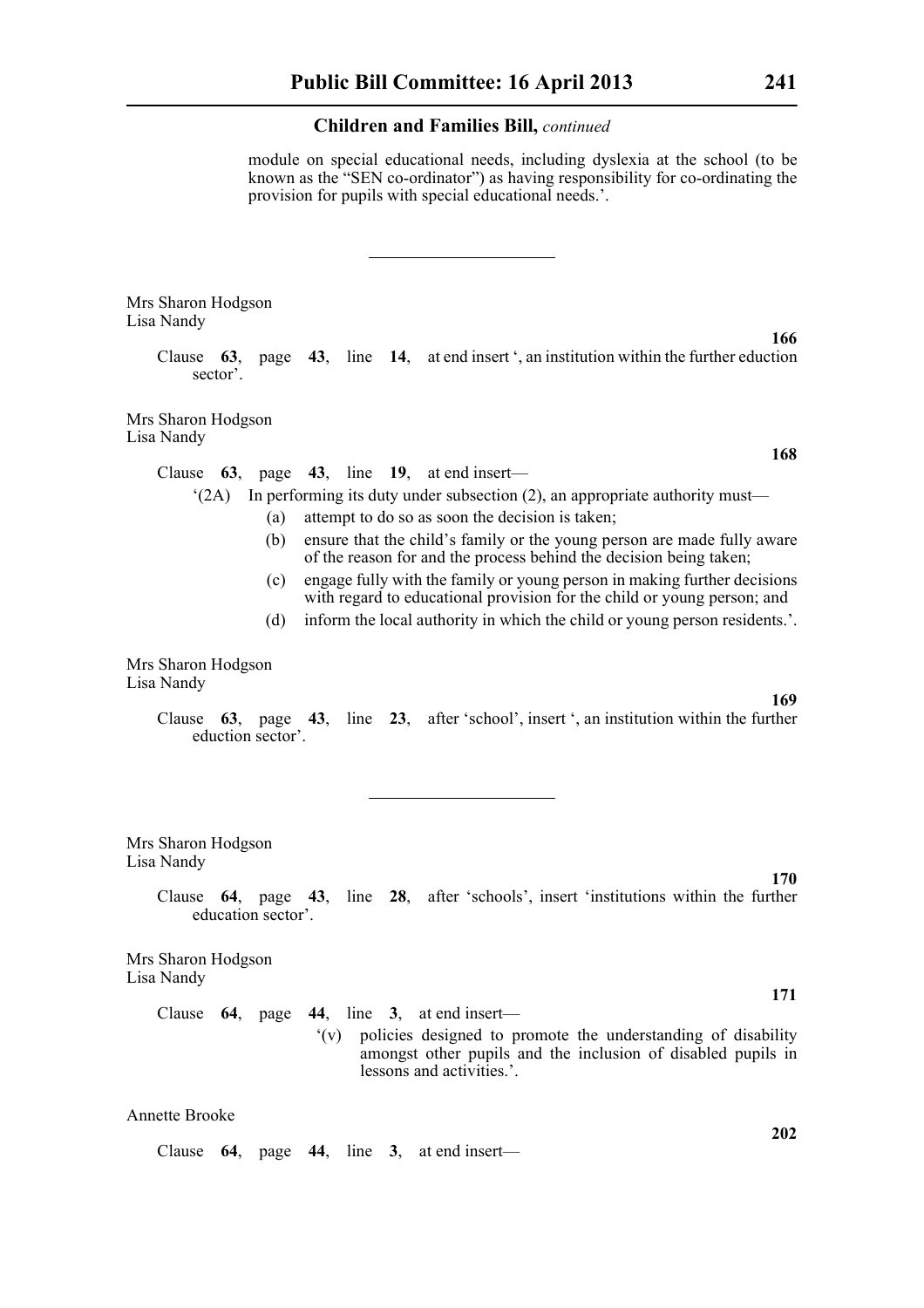module on special educational needs, including dyslexia at the school (to be known as the "SEN co-ordinator") as having responsibility for co-ordinating the provision for pupils with special educational needs.'.

---

Mrs Sharon Hodgson
Lisa Nandy

**166**

Clause **63**, page **43**, line **14**, at end insert ', an institution within the further eduction sector'.

Mrs Sharon Hodgson
Lisa Nandy

**168**

Clause **63**, page **43**, line **19**, at end insert—

'(2A) In performing its duty under subsection (2), an appropriate authority must—

(a) attempt to do so as soon the decision is taken;

(b) ensure that the child's family or the young person are made fully aware of the reason for and the process behind the decision being taken;

(c) engage fully with the family or young person in making further decisions with regard to educational provision for the child or young person; and

(d) inform the local authority in which the child or young person residents.'.

Mrs Sharon Hodgson
Lisa Nandy

**169**

Clause **63**, page **43**, line **23**, after 'school', insert ', an institution within the further eduction sector'.

---

Mrs Sharon Hodgson
Lisa Nandy

**170**

Clause **64**, page **43**, line **28**, after 'schools', insert 'institutions within the further education sector'.

Mrs Sharon Hodgson
Lisa Nandy

**171**

Clause **64**, page **44**, line **3**, at end insert—

'(v) policies designed to promote the understanding of disability amongst other pupils and the inclusion of disabled pupils in lessons and activities.'.

Annette Brooke

**202**

Clause **64**, page **44**, line **3**, at end insert—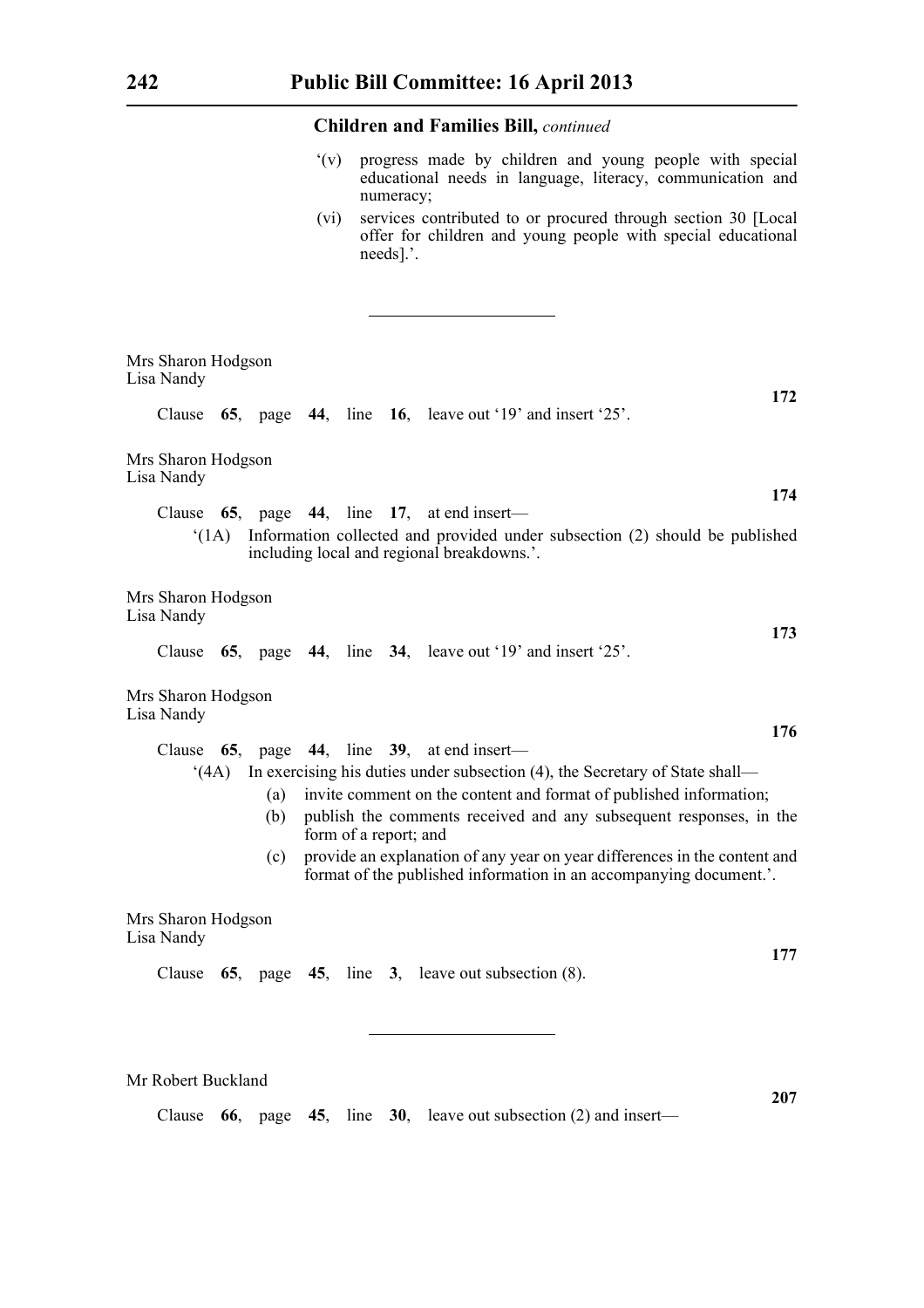**Children and Families Bill,** *continued*

'(v) progress made by children and young people with special educational needs in language, literacy, communication and numeracy;

(vi) services contributed to or procured through section 30 [Local offer for children and young people with special educational needs].'.

---

Mrs Sharon Hodgson
Lisa Nandy

**172**

Clause **65**, page **44**, line **16**, leave out '19' and insert '25'.

Mrs Sharon Hodgson
Lisa Nandy

**174**

Clause **65**, page **44**, line **17**, at end insert—

'(1A) Information collected and provided under subsection (2) should be published including local and regional breakdowns.'.

Mrs Sharon Hodgson
Lisa Nandy

**173**

Clause **65**, page **44**, line **34**, leave out '19' and insert '25'.

Mrs Sharon Hodgson
Lisa Nandy

**176**

Clause **65**, page **44**, line **39**, at end insert—

'(4A) In exercising his duties under subsection (4), the Secretary of State shall—

(a) invite comment on the content and format of published information;

(b) publish the comments received and any subsequent responses, in the form of a report; and

(c) provide an explanation of any year on year differences in the content and format of the published information in an accompanying document.'.

Mrs Sharon Hodgson
Lisa Nandy

**177**

Clause **65**, page **45**, line **3**, leave out subsection (8).

---

Mr Robert Buckland

**207**

Clause **66**, page **45**, line **30**, leave out subsection (2) and insert—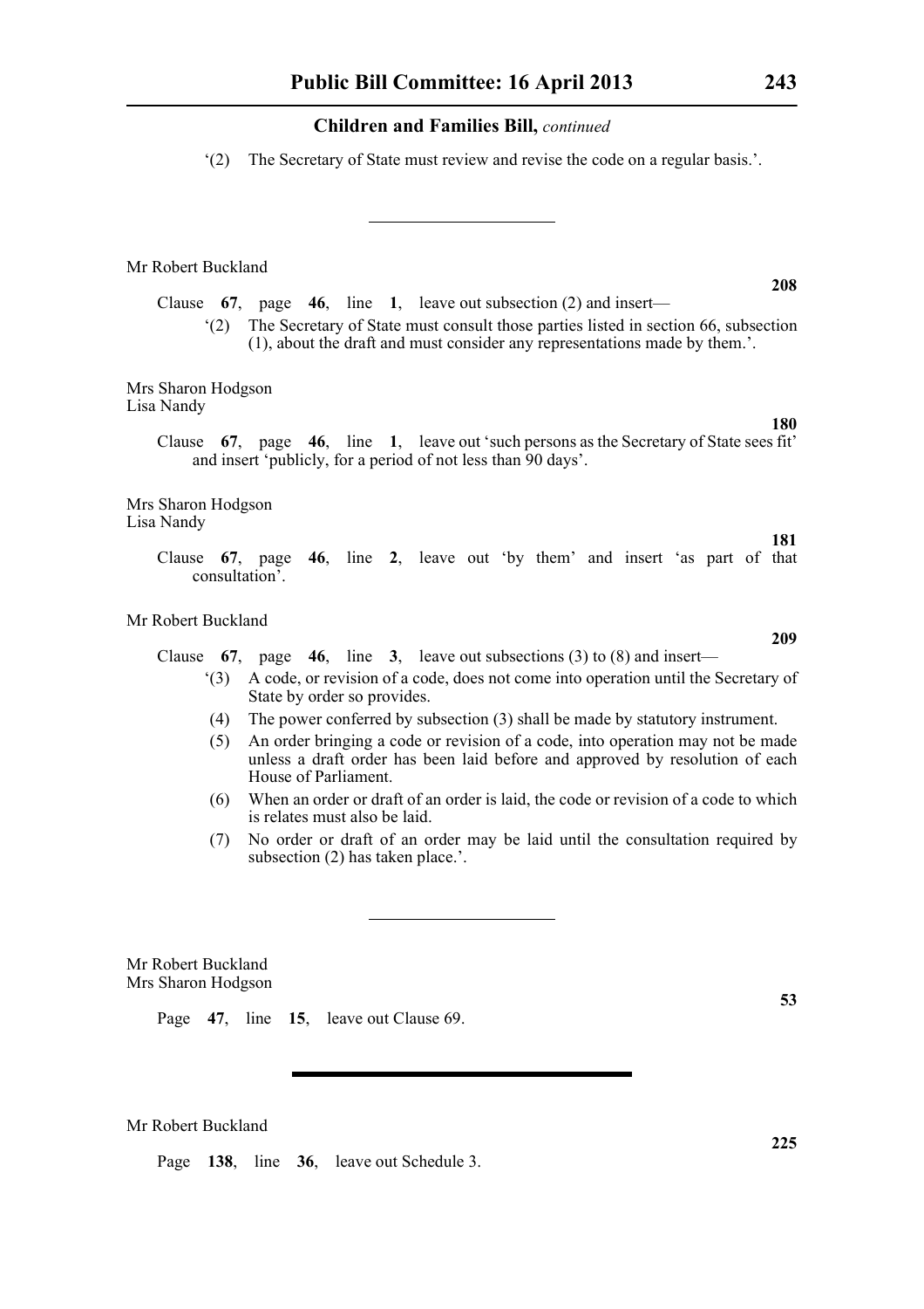'(2) The Secretary of State must review and revise the code on a regular basis.'.

---

Mr Robert Buckland

**208**

Clause **67**, page **46**, line **1**, leave out subsection (2) and insert—

'(2) The Secretary of State must consult those parties listed in section 66, subsection (1), about the draft and must consider any representations made by them.'.

Mrs Sharon Hodgson
Lisa Nandy

**180**

Clause **67**, page **46**, line **1**, leave out 'such persons as the Secretary of State sees fit' and insert 'publicly, for a period of not less than 90 days'.

Mrs Sharon Hodgson
Lisa Nandy

**181**

Clause **67**, page **46**, line **2**, leave out 'by them' and insert 'as part of that consultation'.

Mr Robert Buckland

**209**

Clause **67**, page **46**, line **3**, leave out subsections (3) to (8) and insert—

'(3) A code, or revision of a code, does not come into operation until the Secretary of State by order so provides.

(4) The power conferred by subsection (3) shall be made by statutory instrument.

(5) An order bringing a code or revision of a code, into operation may not be made unless a draft order has been laid before and approved by resolution of each House of Parliament.

(6) When an order or draft of an order is laid, the code or revision of a code to which is relates must also be laid.

(7) No order or draft of an order may be laid until the consultation required by subsection (2) has taken place.'.

---

Mr Robert Buckland
Mrs Sharon Hodgson

**53**

Page **47**, line **15**, leave out Clause 69.

---

Mr Robert Buckland

**225**

Page **138**, line **36**, leave out Schedule 3.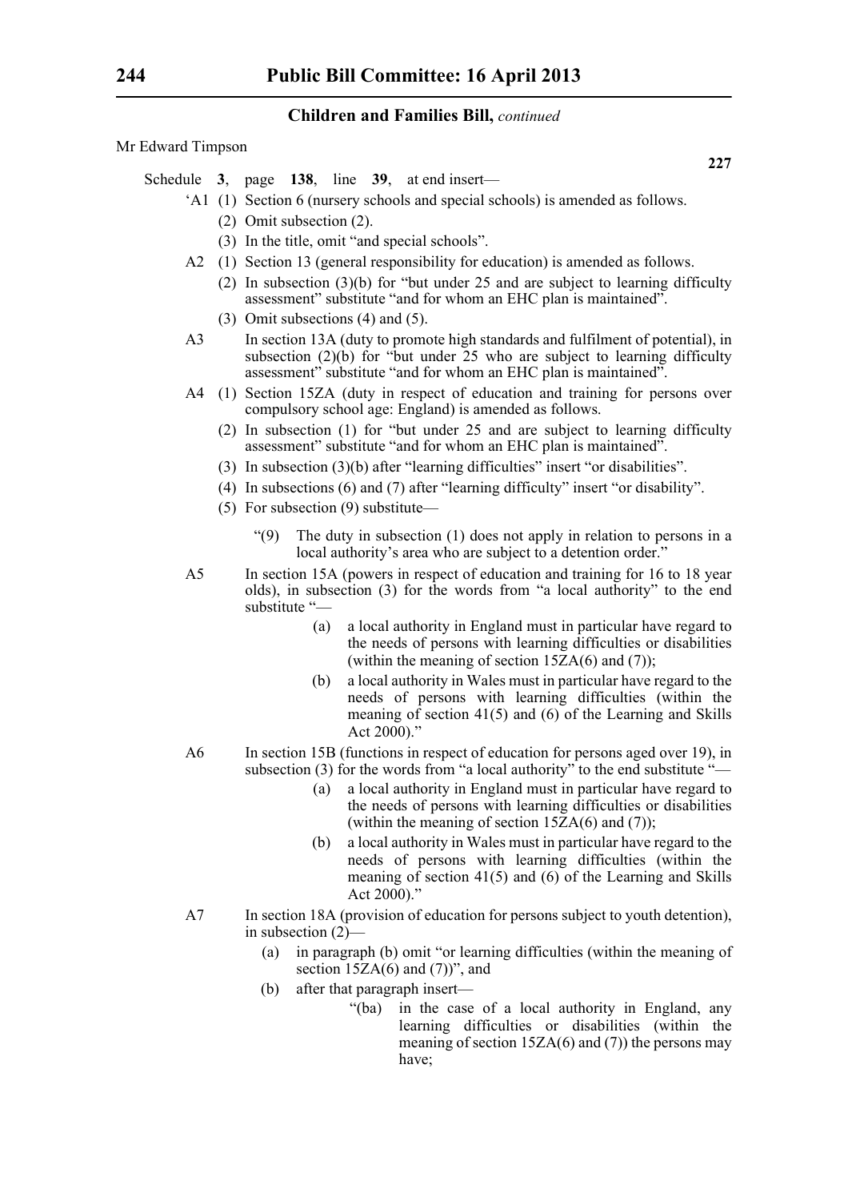Mr Edward Timpson

**227**

Schedule **3**, page **138**, line **39**, at end insert—

'A1 (1) Section 6 (nursery schools and special schools) is amended as follows.

(2) Omit subsection (2).

(3) In the title, omit "and special schools".

A2 (1) Section 13 (general responsibility for education) is amended as follows.

(2) In subsection (3)(b) for "but under 25 and are subject to learning difficulty assessment" substitute "and for whom an EHC plan is maintained".

(3) Omit subsections (4) and (5).

A3 In section 13A (duty to promote high standards and fulfilment of potential), in subsection (2)(b) for "but under 25 who are subject to learning difficulty assessment" substitute "and for whom an EHC plan is maintained".

A4 (1) Section 15ZA (duty in respect of education and training for persons over compulsory school age: England) is amended as follows.

(2) In subsection (1) for "but under 25 and are subject to learning difficulty assessment" substitute "and for whom an EHC plan is maintained".

(3) In subsection (3)(b) after "learning difficulties" insert "or disabilities".

(4) In subsections (6) and (7) after "learning difficulty" insert "or disability".

(5) For subsection (9) substitute—

"(9) The duty in subsection (1) does not apply in relation to persons in a local authority's area who are subject to a detention order."

A5 In section 15A (powers in respect of education and training for 16 to 18 year olds), in subsection (3) for the words from "a local authority" to the end substitute "—

(a) a local authority in England must in particular have regard to the needs of persons with learning difficulties or disabilities (within the meaning of section 15ZA(6) and (7));

(b) a local authority in Wales must in particular have regard to the needs of persons with learning difficulties (within the meaning of section 41(5) and (6) of the Learning and Skills Act 2000)."

A6 In section 15B (functions in respect of education for persons aged over 19), in subsection (3) for the words from "a local authority" to the end substitute "—

(a) a local authority in England must in particular have regard to the needs of persons with learning difficulties or disabilities (within the meaning of section 15ZA(6) and (7));

(b) a local authority in Wales must in particular have regard to the needs of persons with learning difficulties (within the meaning of section 41(5) and (6) of the Learning and Skills Act 2000)."

A7 In section 18A (provision of education for persons subject to youth detention), in subsection (2)—

(a) in paragraph (b) omit "or learning difficulties (within the meaning of section 15ZA(6) and (7))", and

(b) after that paragraph insert—

"(ba) in the case of a local authority in England, any learning difficulties or disabilities (within the meaning of section 15ZA(6) and (7)) the persons may have;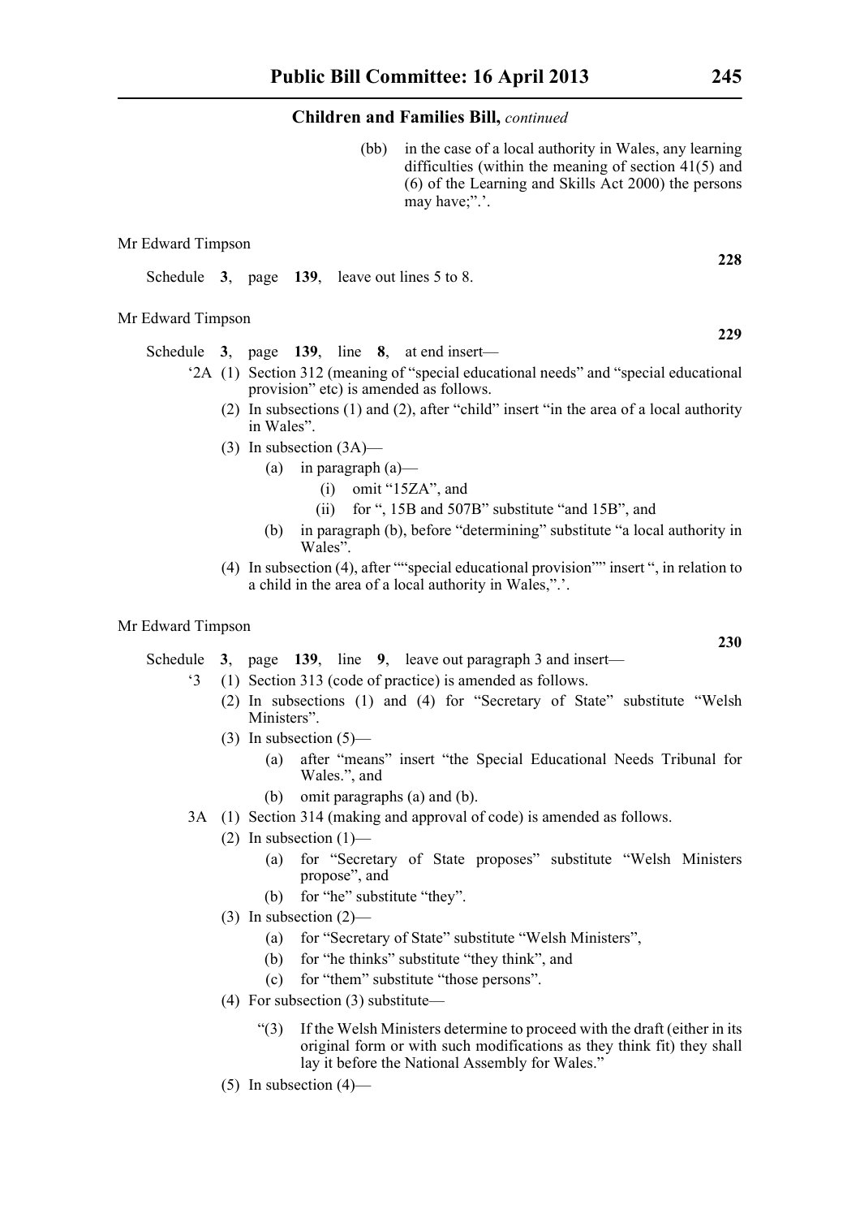**Children and Families Bill,** *continued*

(bb) in the case of a local authority in Wales, any learning difficulties (within the meaning of section 41(5) and (6) of the Learning and Skills Act 2000) the persons may have;".'.

Mr Edward Timpson

**228**

Schedule **3**, page **139**, leave out lines 5 to 8.

Mr Edward Timpson

**229**

Schedule **3**, page **139**, line **8**, at end insert—

'2A (1) Section 312 (meaning of "special educational needs" and "special educational provision" etc) is amended as follows.

(2) In subsections (1) and (2), after "child" insert "in the area of a local authority in Wales".

(3) In subsection (3A)—

(a) in paragraph (a)—

(i) omit "15ZA", and

(ii) for ", 15B and 507B" substitute "and 15B", and

(b) in paragraph (b), before "determining" substitute "a local authority in Wales".

(4) In subsection (4), after ""special educational provision"" insert ", in relation to a child in the area of a local authority in Wales,".'.

Mr Edward Timpson

**230**

Schedule **3**, page **139**, line **9**, leave out paragraph 3 and insert—

'3 (1) Section 313 (code of practice) is amended as follows.

(2) In subsections (1) and (4) for "Secretary of State" substitute "Welsh Ministers".

(3) In subsection (5)—

(a) after "means" insert "the Special Educational Needs Tribunal for Wales.", and

(b) omit paragraphs (a) and (b).

3A (1) Section 314 (making and approval of code) is amended as follows.

(2) In subsection (1)—

(a) for "Secretary of State proposes" substitute "Welsh Ministers propose", and

(b) for "he" substitute "they".

(3) In subsection (2)—

(a) for "Secretary of State" substitute "Welsh Ministers",

(b) for "he thinks" substitute "they think", and

(c) for "them" substitute "those persons".

(4) For subsection (3) substitute—

"(3) If the Welsh Ministers determine to proceed with the draft (either in its original form or with such modifications as they think fit) they shall lay it before the National Assembly for Wales."

(5) In subsection (4)—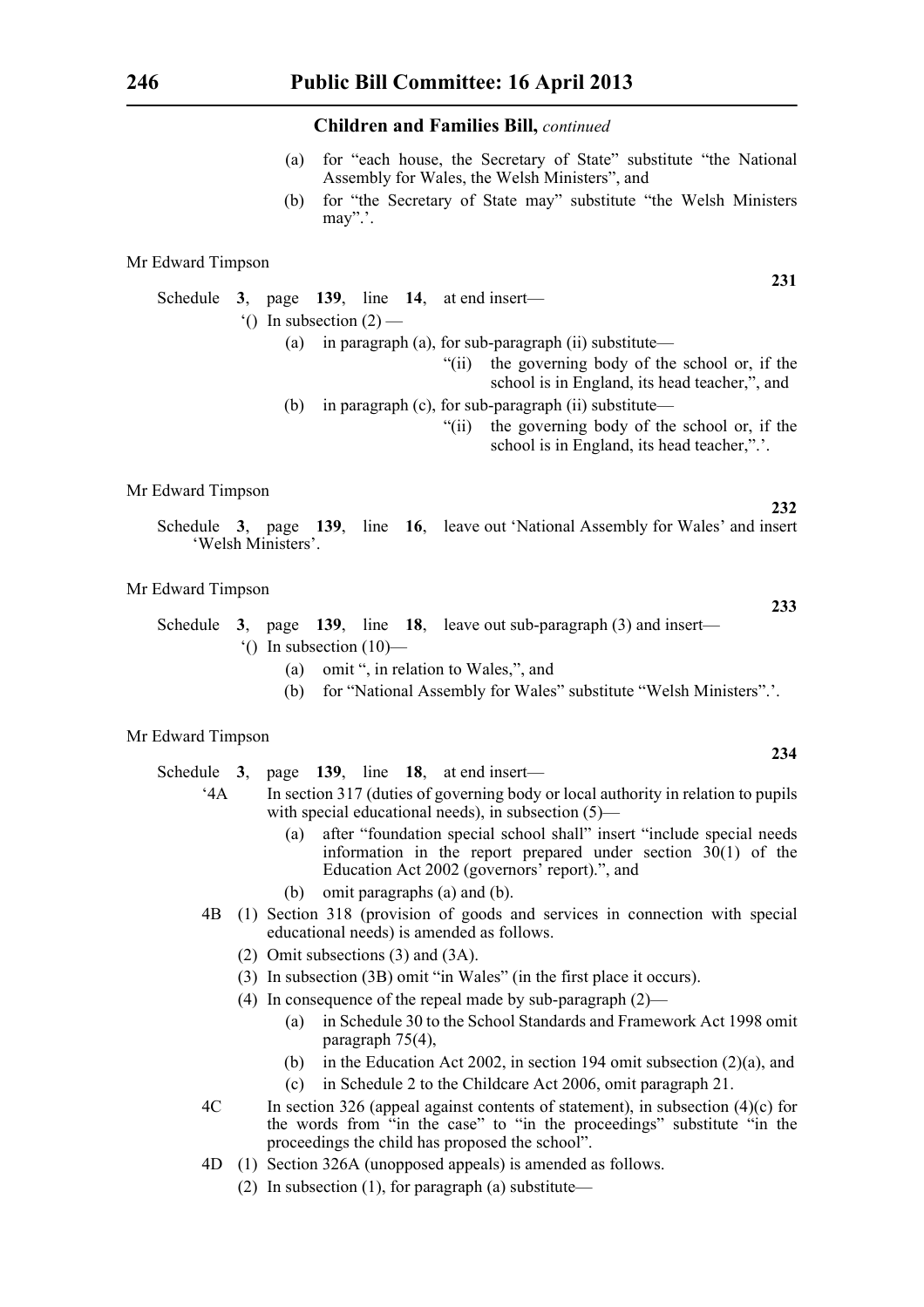**Children and Families Bill,** *continued*

(a) for "each house, the Secretary of State" substitute "the National Assembly for Wales, the Welsh Ministers", and

(b) for "the Secretary of State may" substitute "the Welsh Ministers may".'.

Mr Edward Timpson

**231**

Schedule **3**, page **139**, line **14**, at end insert—

'() In subsection (2) —

(a) in paragraph (a), for sub-paragraph (ii) substitute—

"(ii) the governing body of the school or, if the school is in England, its head teacher,", and

(b) in paragraph (c), for sub-paragraph (ii) substitute—

"(ii) the governing body of the school or, if the school is in England, its head teacher,".'.

Mr Edward Timpson

**232**

Schedule **3**, page **139**, line **16**, leave out 'National Assembly for Wales' and insert 'Welsh Ministers'.

Mr Edward Timpson

**233**

Schedule **3**, page **139**, line **18**, leave out sub-paragraph (3) and insert—

'() In subsection (10)—

(a) omit ", in relation to Wales,", and

(b) for "National Assembly for Wales" substitute "Welsh Ministers".'.

Mr Edward Timpson

**234**

Schedule **3**, page **139**, line **18**, at end insert—

'4A In section 317 (duties of governing body or local authority in relation to pupils with special educational needs), in subsection (5)—

(a) after "foundation special school shall" insert "include special needs information in the report prepared under section 30(1) of the Education Act 2002 (governors' report).", and

(b) omit paragraphs (a) and (b).

4B (1) Section 318 (provision of goods and services in connection with special educational needs) is amended as follows.

(2) Omit subsections (3) and (3A).

(3) In subsection (3B) omit "in Wales" (in the first place it occurs).

(4) In consequence of the repeal made by sub-paragraph (2)—

(a) in Schedule 30 to the School Standards and Framework Act 1998 omit paragraph 75(4),

(b) in the Education Act 2002, in section 194 omit subsection (2)(a), and

(c) in Schedule 2 to the Childcare Act 2006, omit paragraph 21.

4C In section 326 (appeal against contents of statement), in subsection (4)(c) for the words from "in the case" to "in the proceedings" substitute "in the proceedings the child has proposed the school".

4D (1) Section 326A (unopposed appeals) is amended as follows.

(2) In subsection (1), for paragraph (a) substitute—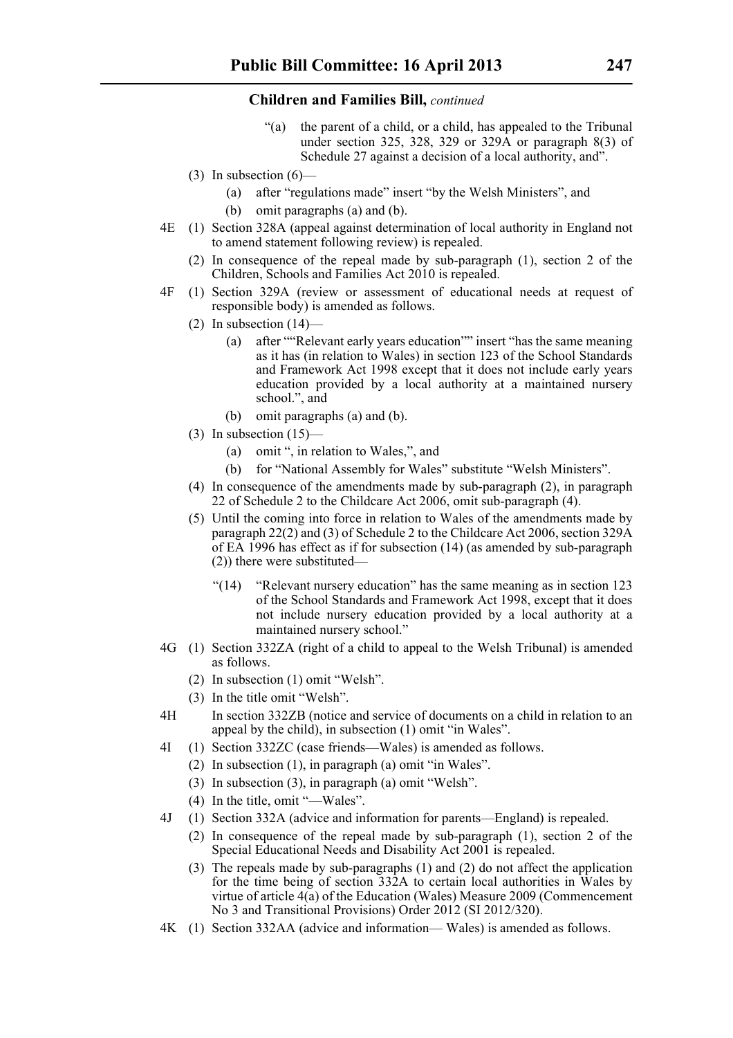**Children and Families Bill,** *continued*

"(a) the parent of a child, or a child, has appealed to the Tribunal under section 325, 328, 329 or 329A or paragraph 8(3) of Schedule 27 against a decision of a local authority, and".

(3) In subsection (6)—

(a) after "regulations made" insert "by the Welsh Ministers", and

(b) omit paragraphs (a) and (b).

4E (1) Section 328A (appeal against determination of local authority in England not to amend statement following review) is repealed.

(2) In consequence of the repeal made by sub-paragraph (1), section 2 of the Children, Schools and Families Act 2010 is repealed.

4F (1) Section 329A (review or assessment of educational needs at request of responsible body) is amended as follows.

(2) In subsection (14)—

(a) after ""Relevant early years education"" insert "has the same meaning as it has (in relation to Wales) in section 123 of the School Standards and Framework Act 1998 except that it does not include early years education provided by a local authority at a maintained nursery school.", and

(b) omit paragraphs (a) and (b).

(3) In subsection (15)—

(a) omit ", in relation to Wales,", and

(b) for "National Assembly for Wales" substitute "Welsh Ministers".

(4) In consequence of the amendments made by sub-paragraph (2), in paragraph 22 of Schedule 2 to the Childcare Act 2006, omit sub-paragraph (4).

(5) Until the coming into force in relation to Wales of the amendments made by paragraph 22(2) and (3) of Schedule 2 to the Childcare Act 2006, section 329A of EA 1996 has effect as if for subsection (14) (as amended by sub-paragraph (2)) there were substituted—

"(14) "Relevant nursery education" has the same meaning as in section 123 of the School Standards and Framework Act 1998, except that it does not include nursery education provided by a local authority at a maintained nursery school."

4G (1) Section 332ZA (right of a child to appeal to the Welsh Tribunal) is amended as follows.

(2) In subsection (1) omit "Welsh".

(3) In the title omit "Welsh".

4H In section 332ZB (notice and service of documents on a child in relation to an appeal by the child), in subsection (1) omit "in Wales".

4I (1) Section 332ZC (case friends—Wales) is amended as follows.

(2) In subsection (1), in paragraph (a) omit "in Wales".

(3) In subsection (3), in paragraph (a) omit "Welsh".

(4) In the title, omit "—Wales".

4J (1) Section 332A (advice and information for parents—England) is repealed.

(2) In consequence of the repeal made by sub-paragraph (1), section 2 of the Special Educational Needs and Disability Act 2001 is repealed.

(3) The repeals made by sub-paragraphs (1) and (2) do not affect the application for the time being of section 332A to certain local authorities in Wales by virtue of article 4(a) of the Education (Wales) Measure 2009 (Commencement No 3 and Transitional Provisions) Order 2012 (SI 2012/320).

4K (1) Section 332AA (advice and information— Wales) is amended as follows.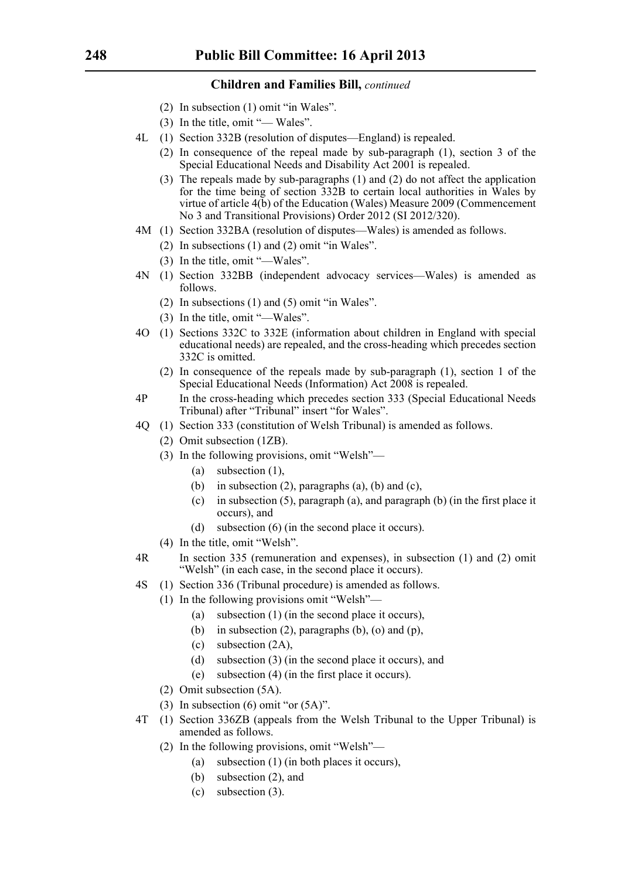(2) In subsection (1) omit "in Wales".

(3) In the title, omit "— Wales".

4L (1) Section 332B (resolution of disputes—England) is repealed.

(2) In consequence of the repeal made by sub-paragraph (1), section 3 of the Special Educational Needs and Disability Act 2001 is repealed.

(3) The repeals made by sub-paragraphs (1) and (2) do not affect the application for the time being of section 332B to certain local authorities in Wales by virtue of article 4(b) of the Education (Wales) Measure 2009 (Commencement No 3 and Transitional Provisions) Order 2012 (SI 2012/320).

4M (1) Section 332BA (resolution of disputes—Wales) is amended as follows.

(2) In subsections (1) and (2) omit "in Wales".

(3) In the title, omit "—Wales".

4N (1) Section 332BB (independent advocacy services—Wales) is amended as follows.

(2) In subsections (1) and (5) omit "in Wales".

(3) In the title, omit "—Wales".

4O (1) Sections 332C to 332E (information about children in England with special educational needs) are repealed, and the cross-heading which precedes section 332C is omitted.

(2) In consequence of the repeals made by sub-paragraph (1), section 1 of the Special Educational Needs (Information) Act 2008 is repealed.

4P In the cross-heading which precedes section 333 (Special Educational Needs Tribunal) after "Tribunal" insert "for Wales".

4Q (1) Section 333 (constitution of Welsh Tribunal) is amended as follows.

(2) Omit subsection (1ZB).

(3) In the following provisions, omit "Welsh"—

- (a) subsection (1),
- (b) in subsection (2), paragraphs (a), (b) and (c),
- (c) in subsection (5), paragraph (a), and paragraph (b) (in the first place it occurs), and
- (d) subsection (6) (in the second place it occurs).

(4) In the title, omit "Welsh".

4R In section 335 (remuneration and expenses), in subsection (1) and (2) omit "Welsh" (in each case, in the second place it occurs).

4S (1) Section 336 (Tribunal procedure) is amended as follows.

(1) In the following provisions omit "Welsh"—

- (a) subsection (1) (in the second place it occurs),
- (b) in subsection (2), paragraphs (b), (o) and (p),
- (c) subsection (2A),
- (d) subsection (3) (in the second place it occurs), and
- (e) subsection (4) (in the first place it occurs).

(2) Omit subsection (5A).

(3) In subsection (6) omit "or (5A)".

4T (1) Section 336ZB (appeals from the Welsh Tribunal to the Upper Tribunal) is amended as follows.

(2) In the following provisions, omit "Welsh"—

- (a) subsection (1) (in both places it occurs),
- (b) subsection (2), and
- (c) subsection (3).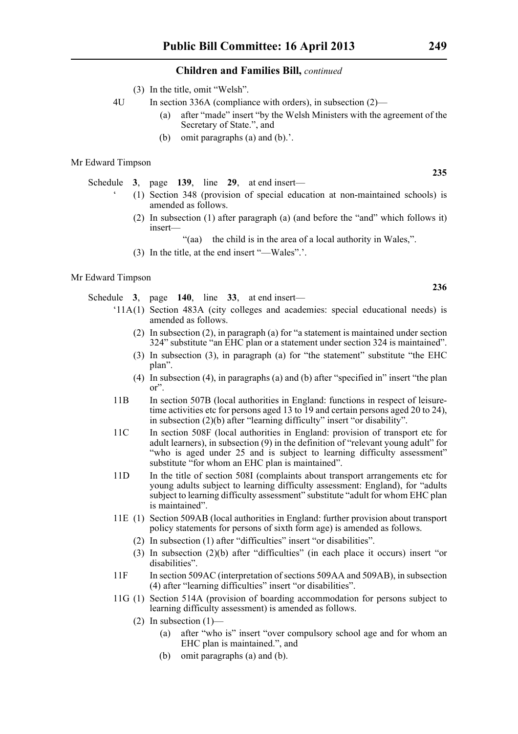(3) In the title, omit "Welsh".

4U In section 336A (compliance with orders), in subsection (2)—

(a) after "made" insert "by the Welsh Ministers with the agreement of the Secretary of State.", and

(b) omit paragraphs (a) and (b).'.

Mr Edward Timpson

**235**

Schedule **3**, page **139**, line **29**, at end insert—

' (1) Section 348 (provision of special education at non-maintained schools) is amended as follows.

(2) In subsection (1) after paragraph (a) (and before the "and" which follows it) insert—

"(aa) the child is in the area of a local authority in Wales,".

(3) In the title, at the end insert "—Wales".'.

Mr Edward Timpson

**236**

Schedule **3**, page **140**, line **33**, at end insert—

'11A(1) Section 483A (city colleges and academies: special educational needs) is amended as follows.

(2) In subsection (2), in paragraph (a) for "a statement is maintained under section 324" substitute "an EHC plan or a statement under section 324 is maintained".

(3) In subsection (3), in paragraph (a) for "the statement" substitute "the EHC plan".

(4) In subsection (4), in paragraphs (a) and (b) after "specified in" insert "the plan or".

11B In section 507B (local authorities in England: functions in respect of leisure-time activities etc for persons aged 13 to 19 and certain persons aged 20 to 24), in subsection (2)(b) after "learning difficulty" insert "or disability".

11C In section 508F (local authorities in England: provision of transport etc for adult learners), in subsection (9) in the definition of "relevant young adult" for "who is aged under 25 and is subject to learning difficulty assessment" substitute "for whom an EHC plan is maintained".

11D In the title of section 508I (complaints about transport arrangements etc for young adults subject to learning difficulty assessment: England), for "adults subject to learning difficulty assessment" substitute "adult for whom EHC plan is maintained".

11E (1) Section 509AB (local authorities in England: further provision about transport policy statements for persons of sixth form age) is amended as follows.

(2) In subsection (1) after "difficulties" insert "or disabilities".

(3) In subsection (2)(b) after "difficulties" (in each place it occurs) insert "or disabilities".

11F In section 509AC (interpretation of sections 509AA and 509AB), in subsection (4) after "learning difficulties" insert "or disabilities".

11G (1) Section 514A (provision of boarding accommodation for persons subject to learning difficulty assessment) is amended as follows.

(2) In subsection (1)—

(a) after "who is" insert "over compulsory school age and for whom an EHC plan is maintained.", and

(b) omit paragraphs (a) and (b).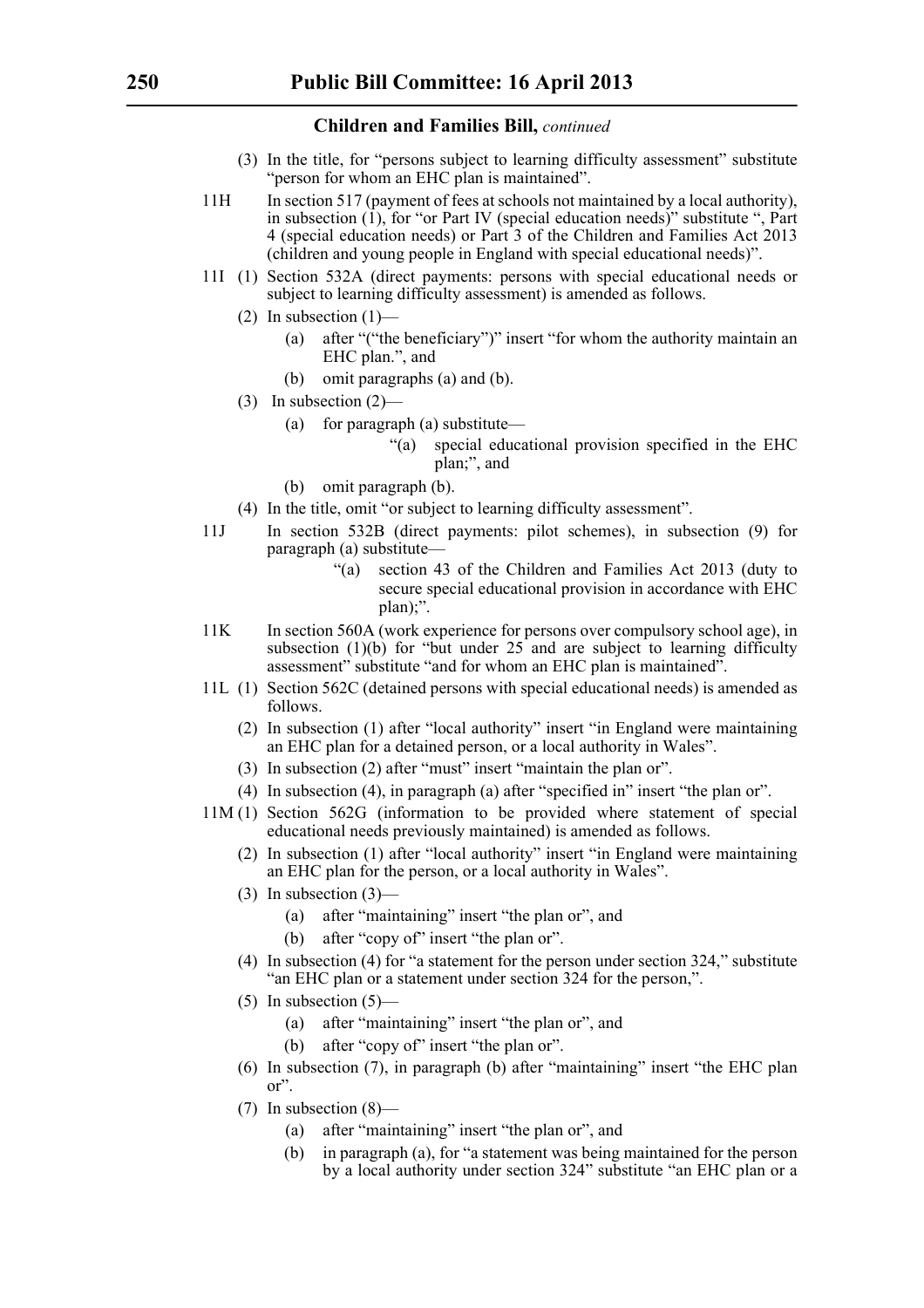(3) In the title, for "persons subject to learning difficulty assessment" substitute "person for whom an EHC plan is maintained".

11H In section 517 (payment of fees at schools not maintained by a local authority), in subsection (1), for "or Part IV (special education needs)" substitute ", Part 4 (special education needs) or Part 3 of the Children and Families Act 2013 (children and young people in England with special educational needs)".

11I (1) Section 532A (direct payments: persons with special educational needs or subject to learning difficulty assessment) is amended as follows.

(2) In subsection (1)—

(a) after "("the beneficiary")" insert "for whom the authority maintain an EHC plan.", and

(b) omit paragraphs (a) and (b).

(3) In subsection (2)—

(a) for paragraph (a) substitute—

"(a) special educational provision specified in the EHC plan;", and

(b) omit paragraph (b).

(4) In the title, omit "or subject to learning difficulty assessment".

11J In section 532B (direct payments: pilot schemes), in subsection (9) for paragraph (a) substitute—

"(a) section 43 of the Children and Families Act 2013 (duty to secure special educational provision in accordance with EHC plan);".

11K In section 560A (work experience for persons over compulsory school age), in subsection (1)(b) for "but under 25 and are subject to learning difficulty assessment" substitute "and for whom an EHC plan is maintained".

11L (1) Section 562C (detained persons with special educational needs) is amended as follows.

(2) In subsection (1) after "local authority" insert "in England were maintaining an EHC plan for a detained person, or a local authority in Wales".

(3) In subsection (2) after "must" insert "maintain the plan or".

(4) In subsection (4), in paragraph (a) after "specified in" insert "the plan or".

11M (1) Section 562G (information to be provided where statement of special educational needs previously maintained) is amended as follows.

(2) In subsection (1) after "local authority" insert "in England were maintaining an EHC plan for the person, or a local authority in Wales".

(3) In subsection (3)—

(a) after "maintaining" insert "the plan or", and

(b) after "copy of" insert "the plan or".

(4) In subsection (4) for "a statement for the person under section 324," substitute "an EHC plan or a statement under section 324 for the person,".

(5) In subsection (5)—

(a) after "maintaining" insert "the plan or", and

(b) after "copy of" insert "the plan or".

(6) In subsection (7), in paragraph (b) after "maintaining" insert "the EHC plan or".

(7) In subsection (8)—

(a) after "maintaining" insert "the plan or", and

(b) in paragraph (a), for "a statement was being maintained for the person by a local authority under section 324" substitute "an EHC plan or a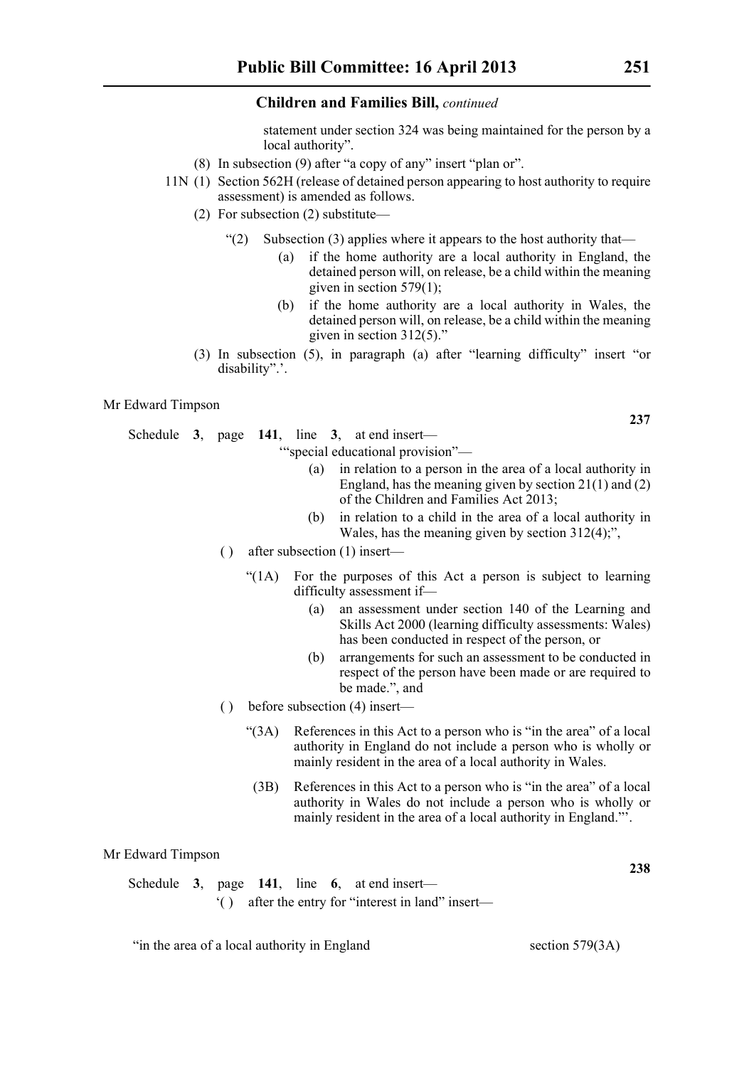statement under section 324 was being maintained for the person by a local authority".

(8) In subsection (9) after "a copy of any" insert "plan or".

11N (1) Section 562H (release of detained person appearing to host authority to require assessment) is amended as follows.

(2) For subsection (2) substitute—

"(2) Subsection (3) applies where it appears to the host authority that—

(a) if the home authority are a local authority in England, the detained person will, on release, be a child within the meaning given in section 579(1);

(b) if the home authority are a local authority in Wales, the detained person will, on release, be a child within the meaning given in section 312(5)."

(3) In subsection (5), in paragraph (a) after "learning difficulty" insert "or disability".'.

Mr Edward Timpson

**237**

Schedule **3**, page **141**, line **3**, at end insert—

'"special educational provision"—

(a) in relation to a person in the area of a local authority in England, has the meaning given by section 21(1) and (2) of the Children and Families Act 2013;

(b) in relation to a child in the area of a local authority in Wales, has the meaning given by section 312(4);",

( ) after subsection (1) insert—

"(1A) For the purposes of this Act a person is subject to learning difficulty assessment if—

(a) an assessment under section 140 of the Learning and Skills Act 2000 (learning difficulty assessments: Wales) has been conducted in respect of the person, or

(b) arrangements for such an assessment to be conducted in respect of the person have been made or are required to be made.", and

( ) before subsection (4) insert—

"(3A) References in this Act to a person who is "in the area" of a local authority in England do not include a person who is wholly or mainly resident in the area of a local authority in Wales.

(3B) References in this Act to a person who is "in the area" of a local authority in Wales do not include a person who is wholly or mainly resident in the area of a local authority in England."'.

Mr Edward Timpson

**238**

Schedule **3**, page **141**, line **6**, at end insert—

'( ) after the entry for "interest in land" insert—

"in the area of a local authority in England &nbsp;&nbsp;&nbsp;&nbsp;&nbsp;&nbsp;&nbsp;&nbsp; section 579(3A)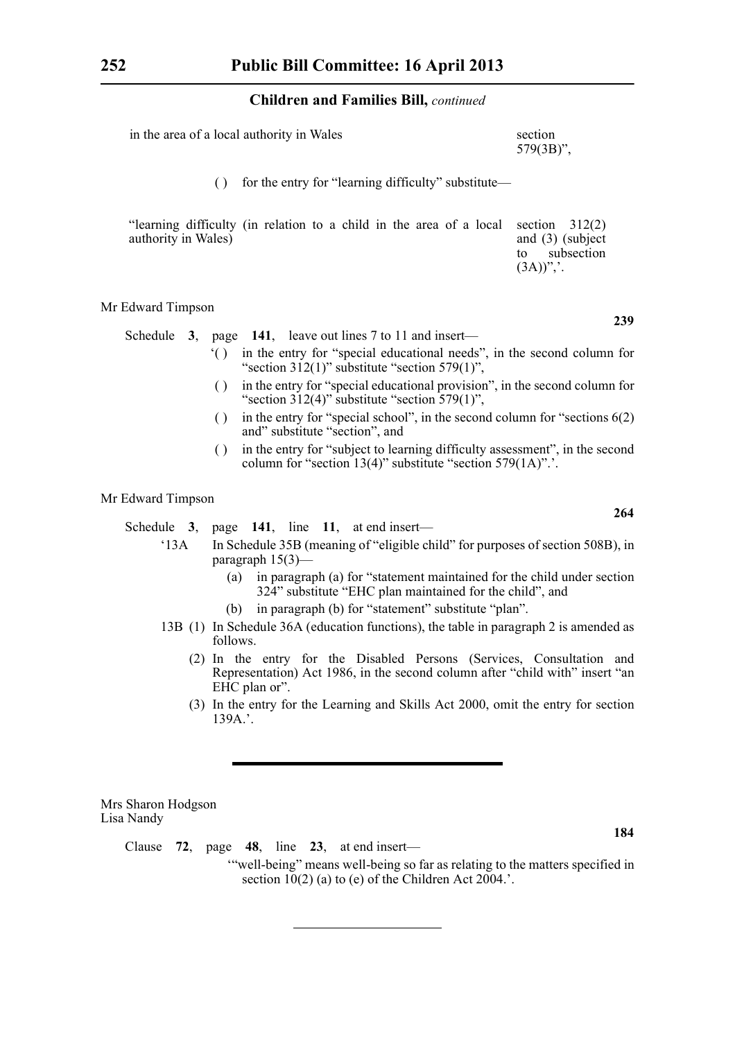| | |
|---|---|
| in the area of a local authority in Wales | section 579(3B)”, |

( ) for the entry for “learning difficulty” substitute—

| | |
|---|---|
| “learning difficulty (in relation to a child in the area of a local authority in Wales) | section 312(2) and (3) (subject to subsection (3A))”,’. |

Mr Edward Timpson

**239**

Schedule **3**, page **141**, leave out lines 7 to 11 and insert—

‘( ) in the entry for “special educational needs”, in the second column for “section 312(1)” substitute “section 579(1)”,

( ) in the entry for “special educational provision”, in the second column for “section 312(4)” substitute “section 579(1)”,

( ) in the entry for “special school”, in the second column for “sections 6(2) and” substitute “section”, and

( ) in the entry for “subject to learning difficulty assessment”, in the second column for “section 13(4)” substitute “section 579(1A)”.’.

Mr Edward Timpson

**264**

Schedule **3**, page **141**, line **11**, at end insert—

‘13A In Schedule 35B (meaning of “eligible child” for purposes of section 508B), in paragraph 15(3)—

(a) in paragraph (a) for “statement maintained for the child under section 324” substitute “EHC plan maintained for the child”, and

(b) in paragraph (b) for “statement” substitute “plan”.

13B (1) In Schedule 36A (education functions), the table in paragraph 2 is amended as follows.

(2) In the entry for the Disabled Persons (Services, Consultation and Representation) Act 1986, in the second column after “child with” insert “an EHC plan or”.

(3) In the entry for the Learning and Skills Act 2000, omit the entry for section 139A.’.

---

Mrs Sharon Hodgson
Lisa Nandy

**184**

Clause **72**, page **48**, line **23**, at end insert—

‘“well-being” means well-being so far as relating to the matters specified in section 10(2) (a) to (e) of the Children Act 2004.’.

---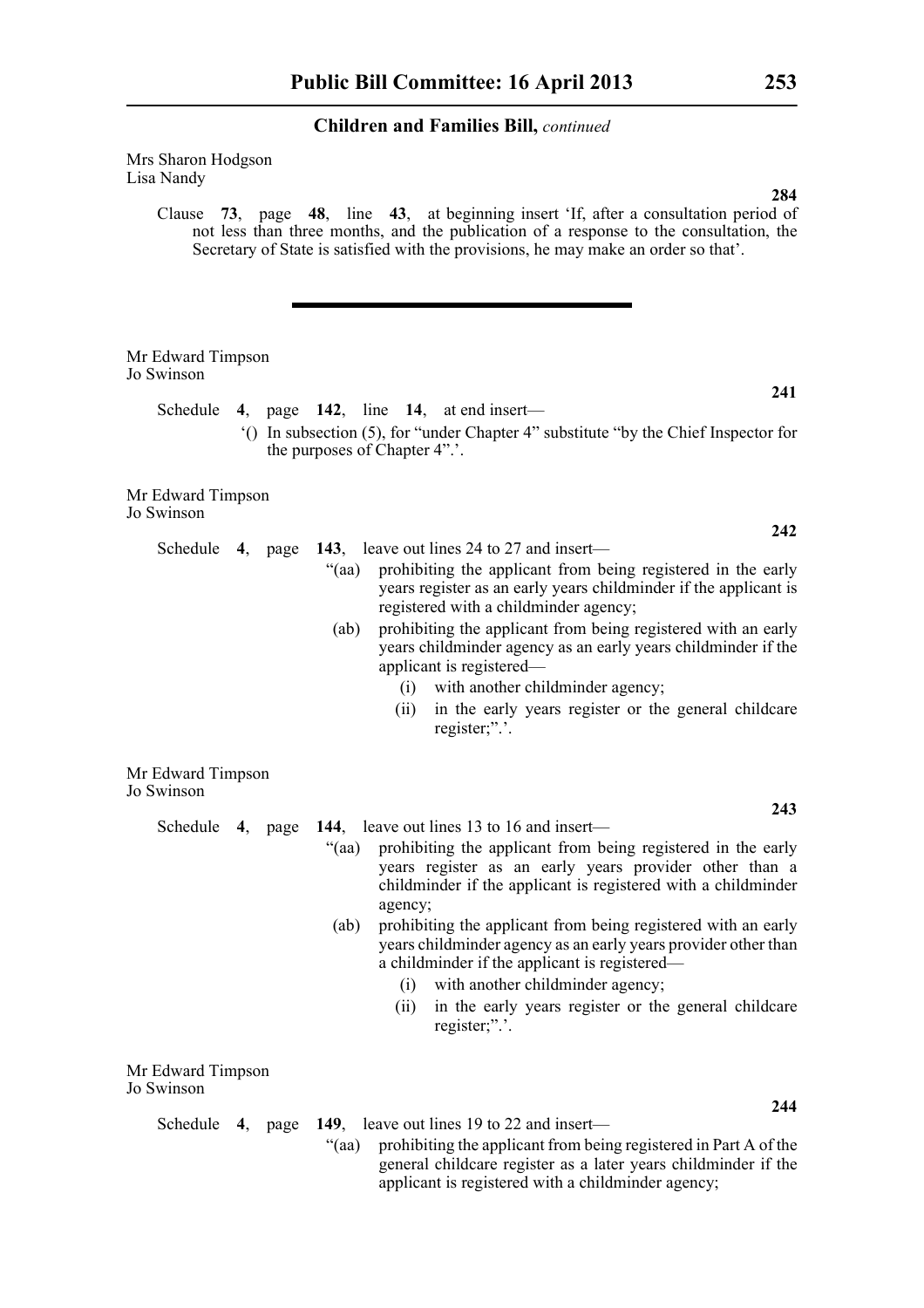Mrs Sharon Hodgson
Lisa Nandy

**284**

Clause **73**, page **48**, line **43**, at beginning insert 'If, after a consultation period of not less than three months, and the publication of a response to the consultation, the Secretary of State is satisfied with the provisions, he may make an order so that'.

---

Mr Edward Timpson
Jo Swinson

**241**

Schedule **4**, page **142**, line **14**, at end insert—

'() In subsection (5), for "under Chapter 4" substitute "by the Chief Inspector for the purposes of Chapter 4".'.

Mr Edward Timpson
Jo Swinson

**242**

Schedule **4**, page **143**, leave out lines 24 to 27 and insert—

"(aa) prohibiting the applicant from being registered in the early years register as an early years childminder if the applicant is registered with a childminder agency;

(ab) prohibiting the applicant from being registered with an early years childminder agency as an early years childminder if the applicant is registered—

(i) with another childminder agency;

(ii) in the early years register or the general childcare register;".'.

Mr Edward Timpson
Jo Swinson

**243**

Schedule **4**, page **144**, leave out lines 13 to 16 and insert—

"(aa) prohibiting the applicant from being registered in the early years register as an early years provider other than a childminder if the applicant is registered with a childminder agency;

(ab) prohibiting the applicant from being registered with an early years childminder agency as an early years provider other than a childminder if the applicant is registered—

(i) with another childminder agency;

(ii) in the early years register or the general childcare register;".'.

Mr Edward Timpson
Jo Swinson

**244**

Schedule **4**, page **149**, leave out lines 19 to 22 and insert—

"(aa) prohibiting the applicant from being registered in Part A of the general childcare register as a later years childminder if the applicant is registered with a childminder agency;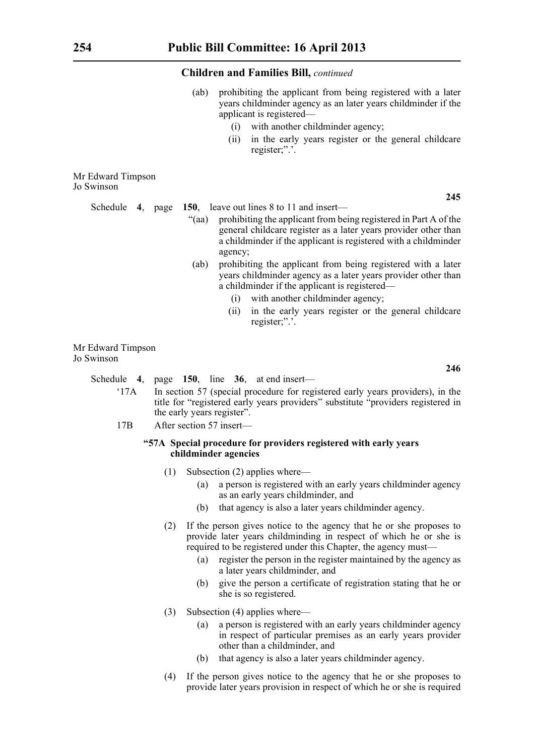(ab) prohibiting the applicant from being registered with a later years childminder agency as an later years childminder if the applicant is registered—

(i) with another childminder agency;

(ii) in the early years register or the general childcare register;".'.

Mr Edward Timpson
Jo Swinson

**245**

Schedule **4**, page **150**, leave out lines 8 to 11 and insert—

"(aa) prohibiting the applicant from being registered in Part A of the general childcare register as a later years provider other than a childminder if the applicant is registered with a childminder agency;

(ab) prohibiting the applicant from being registered with a later years childminder agency as a later years provider other than a childminder if the applicant is registered—

(i) with another childminder agency;

(ii) in the early years register or the general childcare register;".'.

Mr Edward Timpson
Jo Swinson

**246**

Schedule **4**, page **150**, line **36**, at end insert—

'17A In section 57 (special procedure for registered early years providers), in the title for "registered early years providers" substitute "providers registered in the early years register".

17B After section 57 insert—

**"57A Special procedure for providers registered with early years childminder agencies**

(1) Subsection (2) applies where—

(a) a person is registered with an early years childminder agency as an early years childminder, and

(b) that agency is also a later years childminder agency.

(2) If the person gives notice to the agency that he or she proposes to provide later years childminding in respect of which he or she is required to be registered under this Chapter, the agency must—

(a) register the person in the register maintained by the agency as a later years childminder, and

(b) give the person a certificate of registration stating that he or she is so registered.

(3) Subsection (4) applies where—

(a) a person is registered with an early years childminder agency in respect of particular premises as an early years provider other than a childminder, and

(b) that agency is also a later years childminder agency.

(4) If the person gives notice to the agency that he or she proposes to provide later years provision in respect of which he or she is required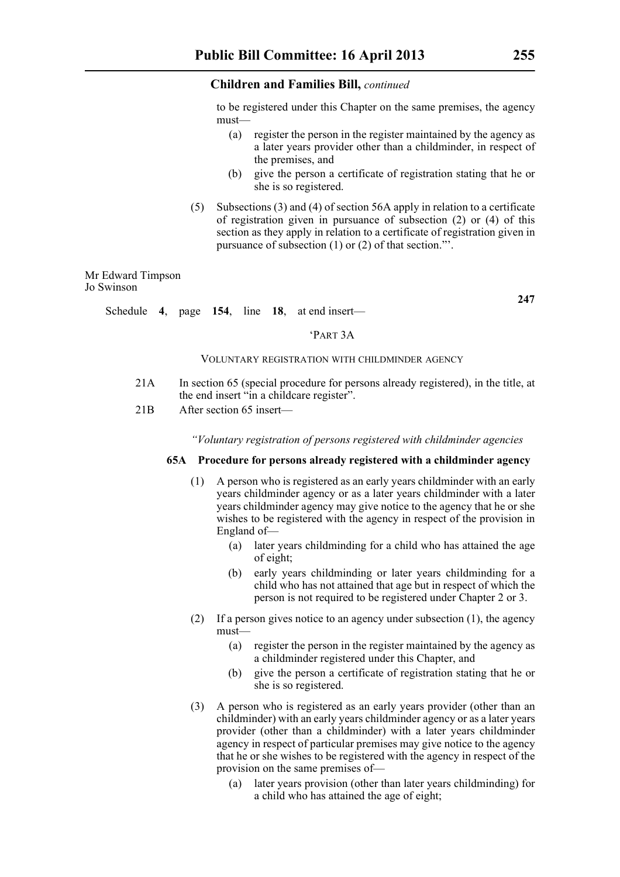to be registered under this Chapter on the same premises, the agency must—

(a) register the person in the register maintained by the agency as a later years provider other than a childminder, in respect of the premises, and

(b) give the person a certificate of registration stating that he or she is so registered.

(5) Subsections (3) and (4) of section 56A apply in relation to a certificate of registration given in pursuance of subsection (2) or (4) of this section as they apply in relation to a certificate of registration given in pursuance of subsection (1) or (2) of that section."'.

Mr Edward Timpson
Jo Swinson

**247**

Schedule **4**, page **154**, line **18**, at end insert—

'PART 3A

VOLUNTARY REGISTRATION WITH CHILDMINDER AGENCY

21A In section 65 (special procedure for persons already registered), in the title, at the end insert "in a childcare register".

21B After section 65 insert—

*"Voluntary registration of persons registered with childminder agencies*

**65A Procedure for persons already registered with a childminder agency**

(1) A person who is registered as an early years childminder with an early years childminder agency or as a later years childminder with a later years childminder agency may give notice to the agency that he or she wishes to be registered with the agency in respect of the provision in England of—

(a) later years childminding for a child who has attained the age of eight;

(b) early years childminding or later years childminding for a child who has not attained that age but in respect of which the person is not required to be registered under Chapter 2 or 3.

(2) If a person gives notice to an agency under subsection (1), the agency must—

(a) register the person in the register maintained by the agency as a childminder registered under this Chapter, and

(b) give the person a certificate of registration stating that he or she is so registered.

(3) A person who is registered as an early years provider (other than an childminder) with an early years childminder agency or as a later years provider (other than a childminder) with a later years childminder agency in respect of particular premises may give notice to the agency that he or she wishes to be registered with the agency in respect of the provision on the same premises of—

(a) later years provision (other than later years childminding) for a child who has attained the age of eight;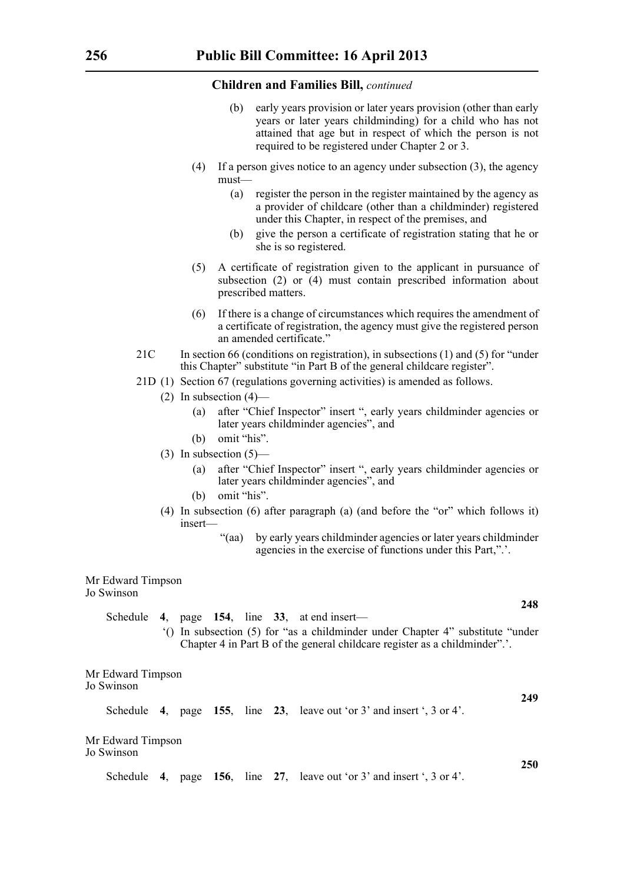**Children and Families Bill,** *continued*

(b) early years provision or later years provision (other than early years or later years childminding) for a child who has not attained that age but in respect of which the person is not required to be registered under Chapter 2 or 3.

(4) If a person gives notice to an agency under subsection (3), the agency must—

(a) register the person in the register maintained by the agency as a provider of childcare (other than a childminder) registered under this Chapter, in respect of the premises, and

(b) give the person a certificate of registration stating that he or she is so registered.

(5) A certificate of registration given to the applicant in pursuance of subsection (2) or (4) must contain prescribed information about prescribed matters.

(6) If there is a change of circumstances which requires the amendment of a certificate of registration, the agency must give the registered person an amended certificate."

21C In section 66 (conditions on registration), in subsections (1) and (5) for "under this Chapter" substitute "in Part B of the general childcare register".

21D (1) Section 67 (regulations governing activities) is amended as follows.

(2) In subsection (4)—

(a) after "Chief Inspector" insert ", early years childminder agencies or later years childminder agencies", and

(b) omit "his".

(3) In subsection (5)—

(a) after "Chief Inspector" insert ", early years childminder agencies or later years childminder agencies", and

(b) omit "his".

(4) In subsection (6) after paragraph (a) (and before the "or" which follows it) insert—

"(aa) by early years childminder agencies or later years childminder agencies in the exercise of functions under this Part,".'.

Mr Edward Timpson
Jo Swinson

**248**

Schedule **4**, page **154**, line **33**, at end insert—

'() In subsection (5) for "as a childminder under Chapter 4" substitute "under Chapter 4 in Part B of the general childcare register as a childminder".'.

Mr Edward Timpson
Jo Swinson

**249**

Schedule **4**, page **155**, line **23**, leave out 'or 3' and insert ', 3 or 4'.

Mr Edward Timpson
Jo Swinson

**250**

Schedule **4**, page **156**, line **27**, leave out 'or 3' and insert ', 3 or 4'.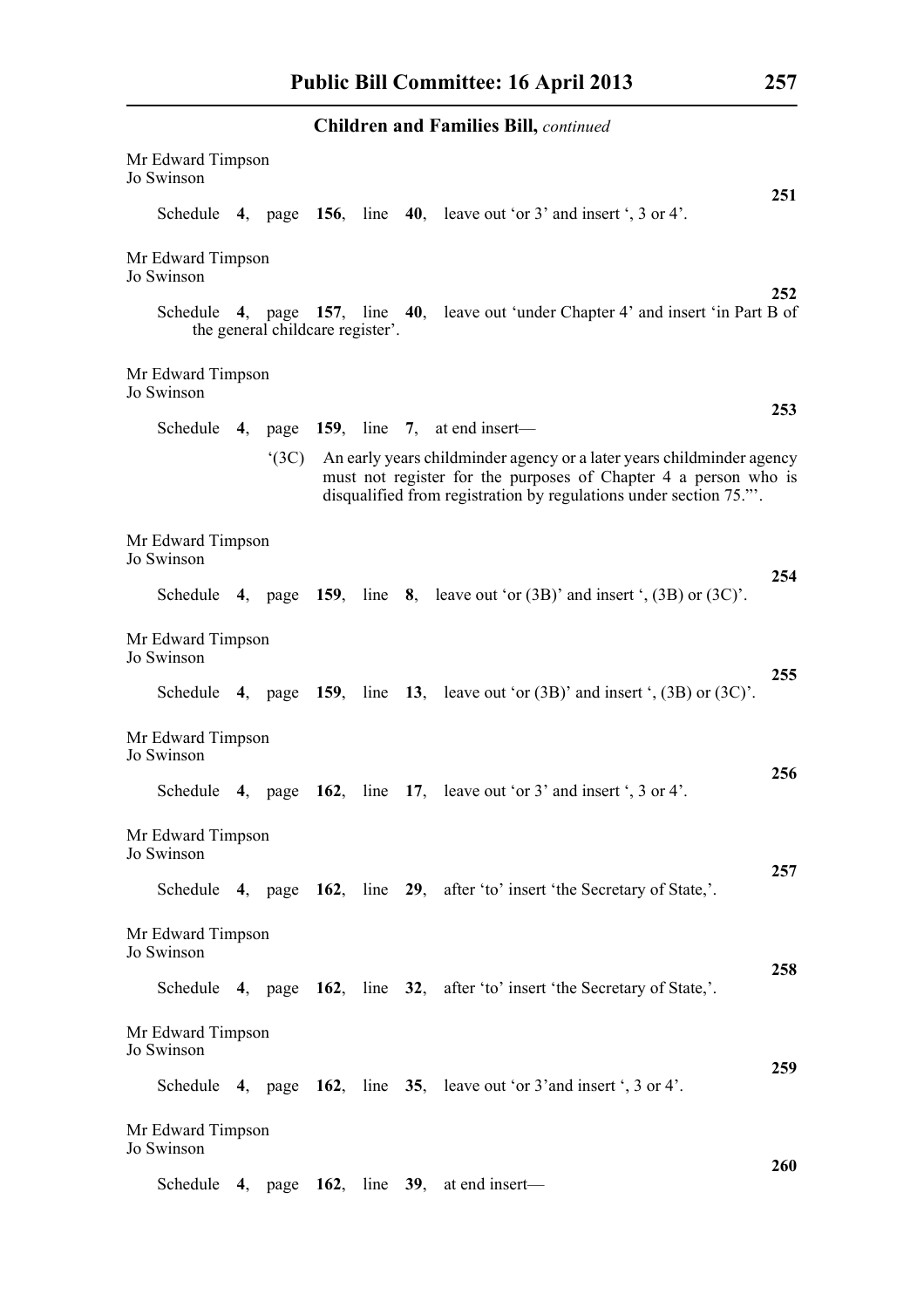## Children and Families Bill, *continued*

Mr Edward Timpson
Jo Swinson

**251**

Schedule **4**, page **156**, line **40**, leave out 'or 3' and insert ', 3 or 4'.

Mr Edward Timpson
Jo Swinson

**252**

Schedule **4**, page **157**, line **40**, leave out 'under Chapter 4' and insert 'in Part B of the general childcare register'.

Mr Edward Timpson
Jo Swinson

**253**

Schedule **4**, page **159**, line **7**, at end insert—

'(3C) An early years childminder agency or a later years childminder agency must not register for the purposes of Chapter 4 a person who is disqualified from registration by regulations under section 75."'.

Mr Edward Timpson
Jo Swinson

**254**

Schedule **4**, page **159**, line **8**, leave out 'or (3B)' and insert ', (3B) or (3C)'.

Mr Edward Timpson
Jo Swinson

**255**

Schedule **4**, page **159**, line **13**, leave out 'or (3B)' and insert ', (3B) or (3C)'.

Mr Edward Timpson
Jo Swinson

**256**

Schedule **4**, page **162**, line **17**, leave out 'or 3' and insert ', 3 or 4'.

Mr Edward Timpson
Jo Swinson

**257**

Schedule **4**, page **162**, line **29**, after 'to' insert 'the Secretary of State,'.

Mr Edward Timpson
Jo Swinson

**258**

Schedule **4**, page **162**, line **32**, after 'to' insert 'the Secretary of State,'.

Mr Edward Timpson
Jo Swinson

**259**

Schedule **4**, page **162**, line **35**, leave out 'or 3'and insert ', 3 or 4'.

Mr Edward Timpson
Jo Swinson

**260**

Schedule **4**, page **162**, line **39**, at end insert—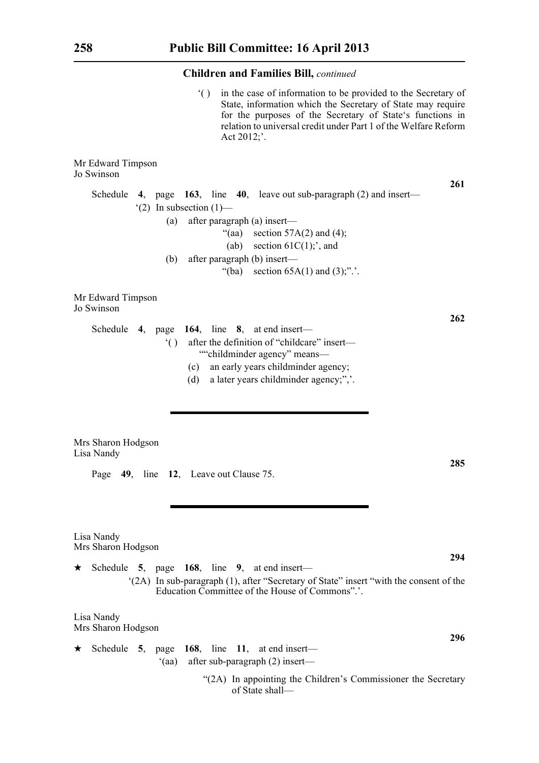**Children and Families Bill,** *continued*

'( ) in the case of information to be provided to the Secretary of State, information which the Secretary of State may require for the purposes of the Secretary of State's functions in relation to universal credit under Part 1 of the Welfare Reform Act 2012;'.

Mr Edward Timpson
Jo Swinson

**261**

Schedule **4**, page **163**, line **40**, leave out sub-paragraph (2) and insert—

'(2) In subsection (1)—

(a) after paragraph (a) insert—

"(aa) section 57A(2) and (4);

(ab) section 61C(1);', and

(b) after paragraph (b) insert—

"(ba) section 65A(1) and (3);".'.

Mr Edward Timpson
Jo Swinson

**262**

Schedule **4**, page **164**, line **8**, at end insert—

'( ) after the definition of "childcare" insert—

""childminder agency" means—

(c) an early years childminder agency;

(d) a later years childminder agency;",'.

---

Mrs Sharon Hodgson
Lisa Nandy

**285**

Page **49**, line **12**, Leave out Clause 75.

---

Lisa Nandy
Mrs Sharon Hodgson

**294**

★ Schedule **5**, page **168**, line **9**, at end insert—

'(2A) In sub-paragraph (1), after "Secretary of State" insert "with the consent of the Education Committee of the House of Commons".'.

Lisa Nandy
Mrs Sharon Hodgson

**296**

★ Schedule **5**, page **168**, line **11**, at end insert—

'(aa) after sub-paragraph (2) insert—

"(2A) In appointing the Children's Commissioner the Secretary of State shall—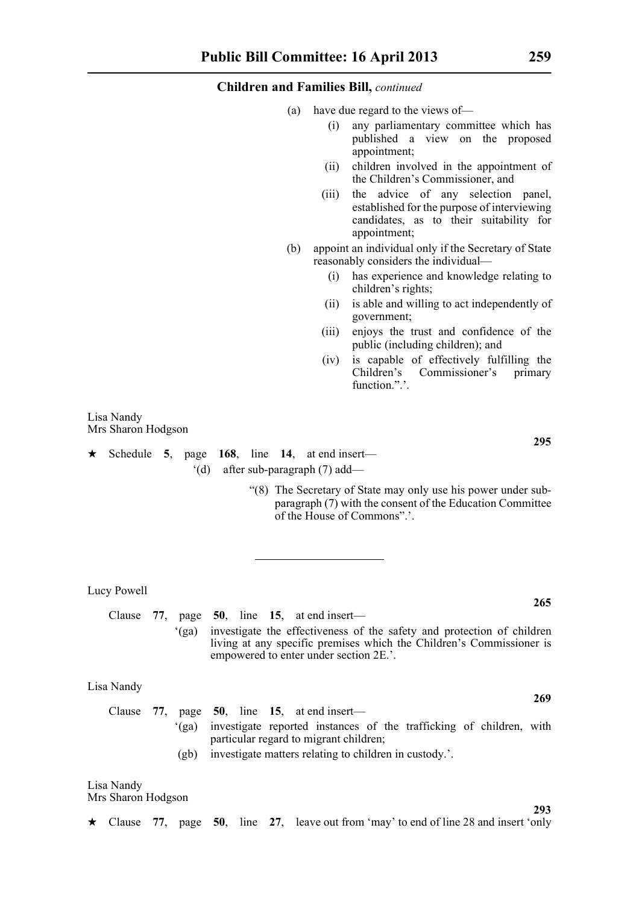(a) have due regard to the views of—

(i) any parliamentary committee which has published a view on the proposed appointment;

(ii) children involved in the appointment of the Children's Commissioner, and

(iii) the advice of any selection panel, established for the purpose of interviewing candidates, as to their suitability for appointment;

(b) appoint an individual only if the Secretary of State reasonably considers the individual—

(i) has experience and knowledge relating to children's rights;

(ii) is able and willing to act independently of government;

(iii) enjoys the trust and confidence of the public (including children); and

(iv) is capable of effectively fulfilling the Children's Commissioner's primary function.".'.

Lisa Nandy
Mrs Sharon Hodgson

**295**

★ Schedule **5**, page **168**, line **14**, at end insert—

'(d) after sub-paragraph (7) add—

"(8) The Secretary of State may only use his power under sub-paragraph (7) with the consent of the Education Committee of the House of Commons".'.

---

Lucy Powell

**265**

Clause **77**, page **50**, line **15**, at end insert—

'(ga) investigate the effectiveness of the safety and protection of children living at any specific premises which the Children's Commissioner is empowered to enter under section 2E.'.

Lisa Nandy

**269**

Clause **77**, page **50**, line **15**, at end insert—

'(ga) investigate reported instances of the trafficking of children, with particular regard to migrant children;

(gb) investigate matters relating to children in custody.'.

Lisa Nandy
Mrs Sharon Hodgson

**293**

★ Clause **77**, page **50**, line **27**, leave out from 'may' to end of line 28 and insert 'only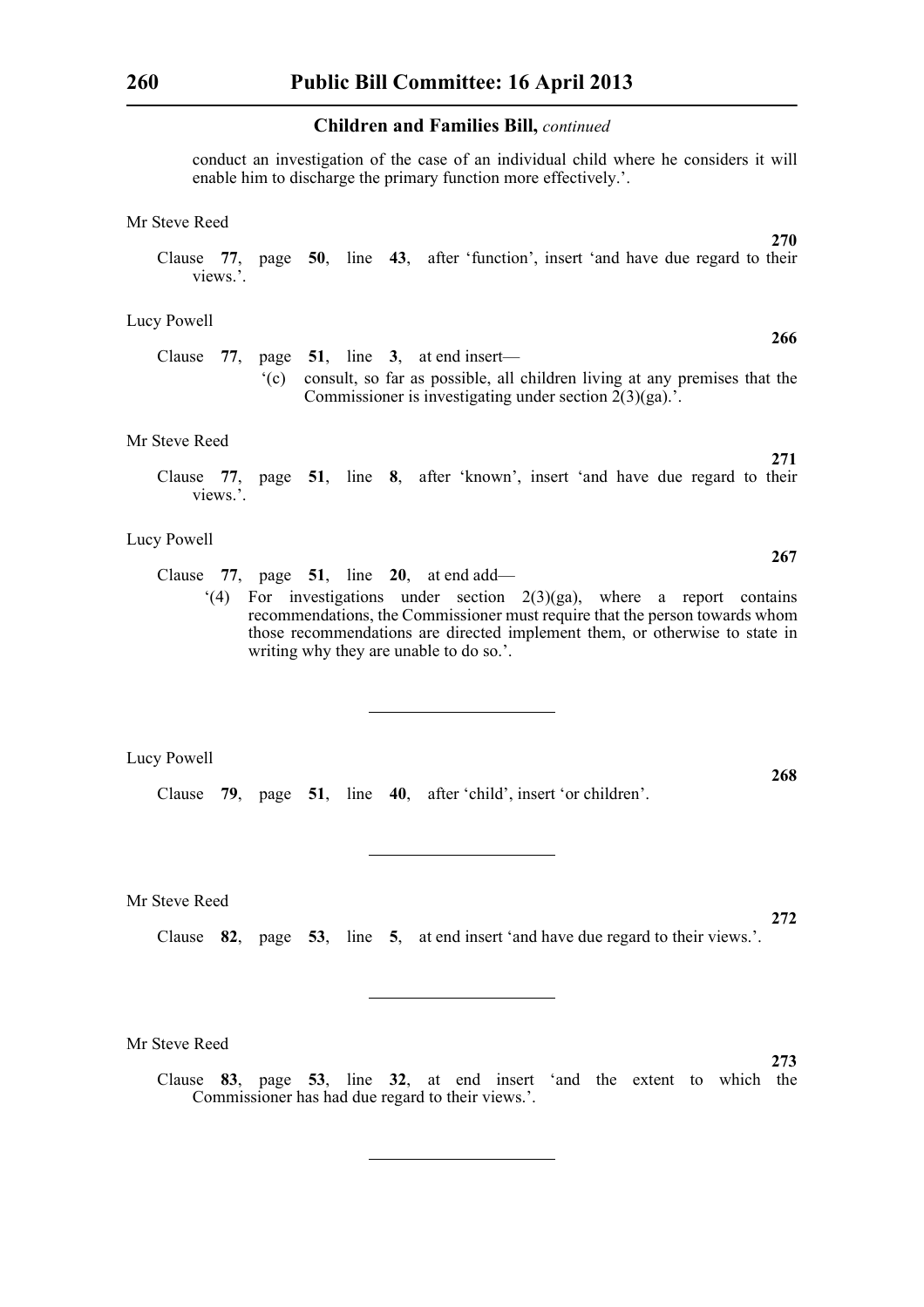conduct an investigation of the case of an individual child where he considers it will enable him to discharge the primary function more effectively.'.

Mr Steve Reed

**270**

Clause **77**, page **50**, line **43**, after 'function', insert 'and have due regard to their views.'.

Lucy Powell

**266**

Clause **77**, page **51**, line **3**, at end insert—

'(c) consult, so far as possible, all children living at any premises that the Commissioner is investigating under section 2(3)(ga).'.

Mr Steve Reed

**271**

Clause **77**, page **51**, line **8**, after 'known', insert 'and have due regard to their views.'.

Lucy Powell

**267**

Clause **77**, page **51**, line **20**, at end add—

'(4) For investigations under section 2(3)(ga), where a report contains recommendations, the Commissioner must require that the person towards whom those recommendations are directed implement them, or otherwise to state in writing why they are unable to do so.'.

---

Lucy Powell

**268**

Clause **79**, page **51**, line **40**, after 'child', insert 'or children'.

---

Mr Steve Reed

**272**

Clause **82**, page **53**, line **5**, at end insert 'and have due regard to their views.'.

---

Mr Steve Reed

**273**

Clause **83**, page **53**, line **32**, at end insert 'and the extent to which the Commissioner has had due regard to their views.'.

---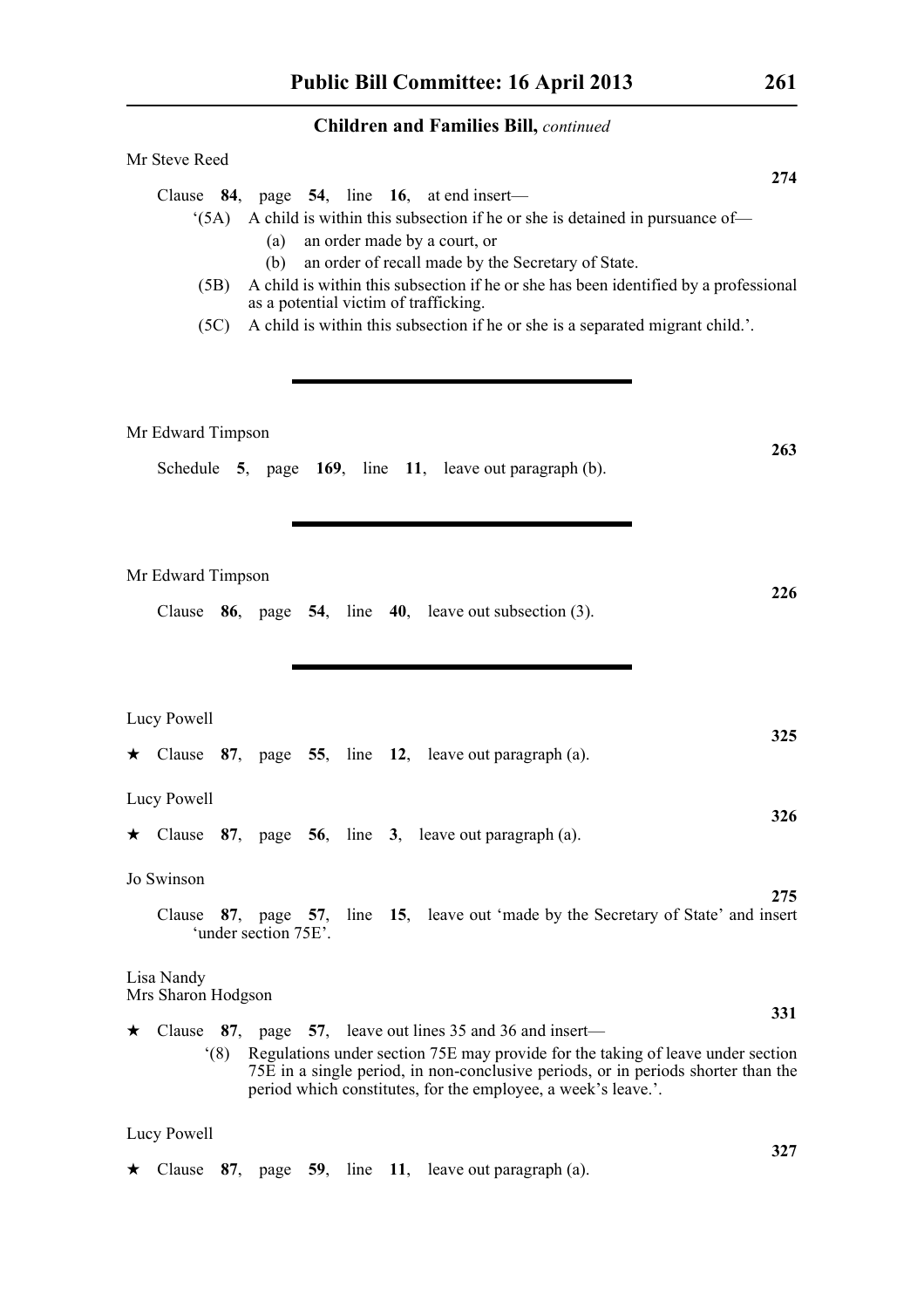Children and Families Bill, *continued*

Mr Steve Reed

**274**

Clause **84**, page **54**, line **16**, at end insert—

'(5A) A child is within this subsection if he or she is detained in pursuance of—

(a) an order made by a court, or

(b) an order of recall made by the Secretary of State.

(5B) A child is within this subsection if he or she has been identified by a professional as a potential victim of trafficking.

(5C) A child is within this subsection if he or she is a separated migrant child.'.

---

Mr Edward Timpson

**263**

Schedule **5**, page **169**, line **11**, leave out paragraph (b).

---

Mr Edward Timpson

**226**

Clause **86**, page **54**, line **40**, leave out subsection (3).

---

Lucy Powell

**325**

★ Clause **87**, page **55**, line **12**, leave out paragraph (a).

Lucy Powell

**326**

★ Clause **87**, page **56**, line **3**, leave out paragraph (a).

Jo Swinson

**275**

Clause **87**, page **57**, line **15**, leave out 'made by the Secretary of State' and insert 'under section 75E'.

Lisa Nandy
Mrs Sharon Hodgson

**331**

★ Clause **87**, page **57**, leave out lines 35 and 36 and insert—

'(8) Regulations under section 75E may provide for the taking of leave under section 75E in a single period, in non-conclusive periods, or in periods shorter than the period which constitutes, for the employee, a week's leave.'.

Lucy Powell

**327**

★ Clause **87**, page **59**, line **11**, leave out paragraph (a).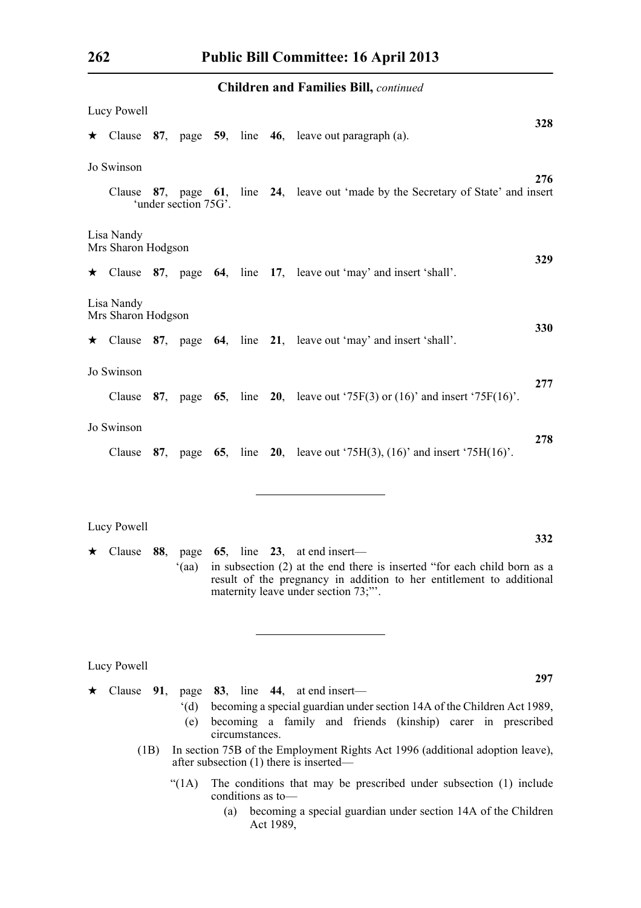**Children and Families Bill,** *continued*

Lucy Powell

**328**

★ Clause **87**, page **59**, line **46**, leave out paragraph (a).

Jo Swinson

**276**

Clause **87**, page **61**, line **24**, leave out 'made by the Secretary of State' and insert 'under section 75G'.

Lisa Nandy
Mrs Sharon Hodgson

**329**

★ Clause **87**, page **64**, line **17**, leave out 'may' and insert 'shall'.

Lisa Nandy
Mrs Sharon Hodgson

**330**

★ Clause **87**, page **64**, line **21**, leave out 'may' and insert 'shall'.

Jo Swinson

**277**

Clause **87**, page **65**, line **20**, leave out '75F(3) or (16)' and insert '75F(16)'.

Jo Swinson

**278**

Clause **87**, page **65**, line **20**, leave out '75H(3), (16)' and insert '75H(16)'.

---

Lucy Powell

**332**

★ Clause **88**, page **65**, line **23**, at end insert—

'(aa) in subsection (2) at the end there is inserted "for each child born as a result of the pregnancy in addition to her entitlement to additional maternity leave under section 73;"'.

---

Lucy Powell

**297**

★ Clause **91**, page **83**, line **44**, at end insert—

'(d) becoming a special guardian under section 14A of the Children Act 1989,

(e) becoming a family and friends (kinship) carer in prescribed circumstances.

(1B) In section 75B of the Employment Rights Act 1996 (additional adoption leave), after subsection (1) there is inserted—

"(1A) The conditions that may be prescribed under subsection (1) include conditions as to—

(a) becoming a special guardian under section 14A of the Children Act 1989,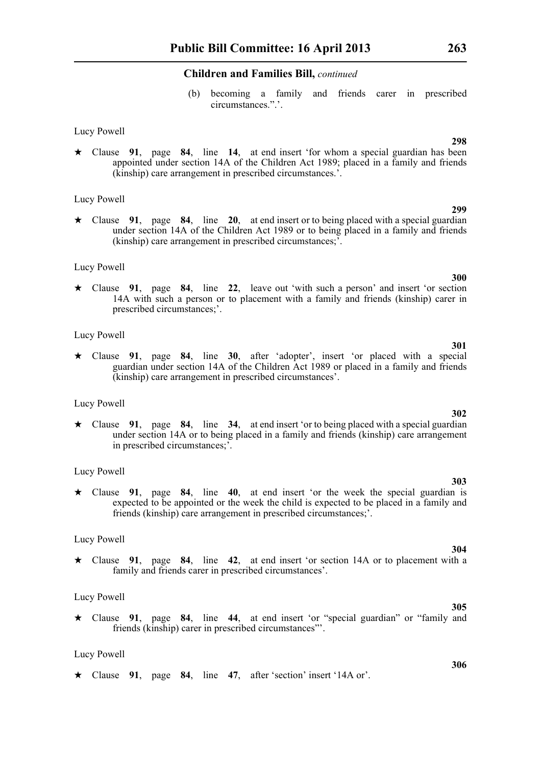(b) becoming a family and friends carer in prescribed circumstances.".'.

Lucy Powell

**298**

★ Clause **91**, page **84**, line **14**, at end insert 'for whom a special guardian has been appointed under section 14A of the Children Act 1989; placed in a family and friends (kinship) care arrangement in prescribed circumstances.'.

Lucy Powell

**299**

★ Clause **91**, page **84**, line **20**, at end insert or to being placed with a special guardian under section 14A of the Children Act 1989 or to being placed in a family and friends (kinship) care arrangement in prescribed circumstances;'.

Lucy Powell

**300**

★ Clause **91**, page **84**, line **22**, leave out 'with such a person' and insert 'or section 14A with such a person or to placement with a family and friends (kinship) carer in prescribed circumstances;'.

Lucy Powell

**301**

★ Clause **91**, page **84**, line **30**, after 'adopter', insert 'or placed with a special guardian under section 14A of the Children Act 1989 or placed in a family and friends (kinship) care arrangement in prescribed circumstances'.

Lucy Powell

**302**

★ Clause **91**, page **84**, line **34**, at end insert 'or to being placed with a special guardian under section 14A or to being placed in a family and friends (kinship) care arrangement in prescribed circumstances;'.

Lucy Powell

**303**

★ Clause **91**, page **84**, line **40**, at end insert 'or the week the special guardian is expected to be appointed or the week the child is expected to be placed in a family and friends (kinship) care arrangement in prescribed circumstances;'.

Lucy Powell

**304**

★ Clause **91**, page **84**, line **42**, at end insert 'or section 14A or to placement with a family and friends carer in prescribed circumstances'.

Lucy Powell

**305**

★ Clause **91**, page **84**, line **44**, at end insert 'or "special guardian" or "family and friends (kinship) carer in prescribed circumstances"'.

Lucy Powell

**306**

★ Clause **91**, page **84**, line **47**, after 'section' insert '14A or'.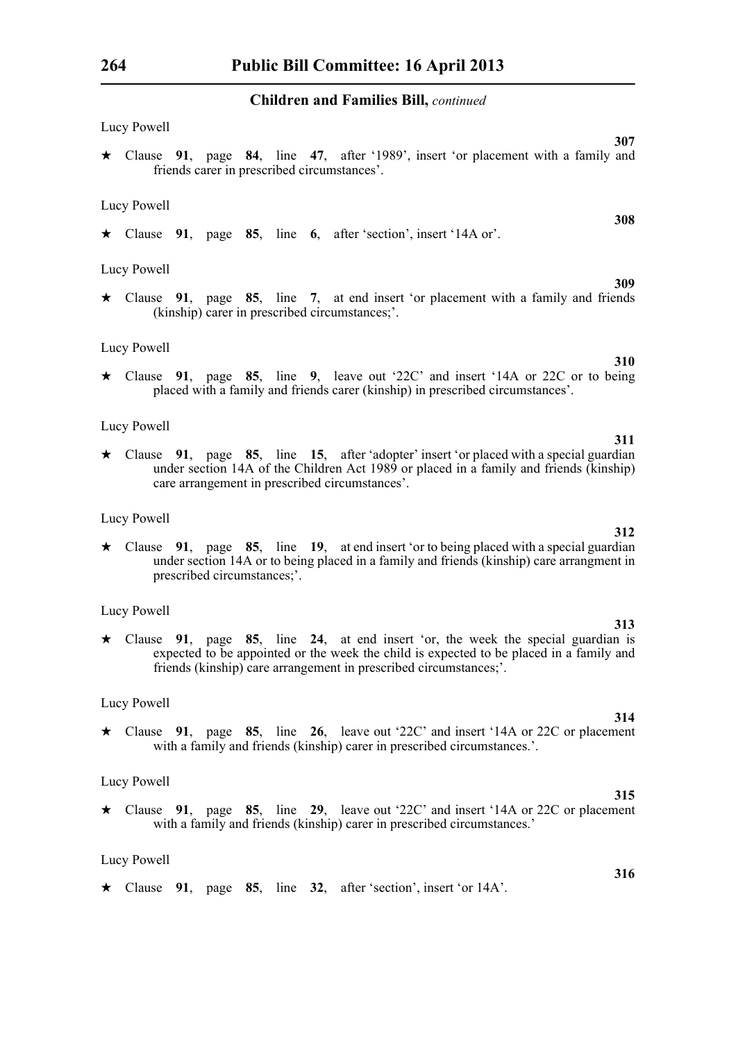**Children and Families Bill,** *continued*

Lucy Powell

**307**

★ Clause **91**, page **84**, line **47**, after '1989', insert 'or placement with a family and friends carer in prescribed circumstances'.

Lucy Powell

**308**

★ Clause **91**, page **85**, line **6**, after 'section', insert '14A or'.

Lucy Powell

**309**

★ Clause **91**, page **85**, line **7**, at end insert 'or placement with a family and friends (kinship) carer in prescribed circumstances;'.

Lucy Powell

**310**

★ Clause **91**, page **85**, line **9**, leave out '22C' and insert '14A or 22C or to being placed with a family and friends carer (kinship) in prescribed circumstances'.

Lucy Powell

**311**

★ Clause **91**, page **85**, line **15**, after 'adopter' insert 'or placed with a special guardian under section 14A of the Children Act 1989 or placed in a family and friends (kinship) care arrangement in prescribed circumstances'.

Lucy Powell

**312**

★ Clause **91**, page **85**, line **19**, at end insert 'or to being placed with a special guardian under section 14A or to being placed in a family and friends (kinship) care arrangment in prescribed circumstances;'.

Lucy Powell

**313**

★ Clause **91**, page **85**, line **24**, at end insert 'or, the week the special guardian is expected to be appointed or the week the child is expected to be placed in a family and friends (kinship) care arrangement in prescribed circumstances;'.

Lucy Powell

**314**

★ Clause **91**, page **85**, line **26**, leave out '22C' and insert '14A or 22C or placement with a family and friends (kinship) carer in prescribed circumstances.'.

Lucy Powell

**315**

★ Clause **91**, page **85**, line **29**, leave out '22C' and insert '14A or 22C or placement with a family and friends (kinship) carer in prescribed circumstances.'

Lucy Powell

**316**

★ Clause **91**, page **85**, line **32**, after 'section', insert 'or 14A'.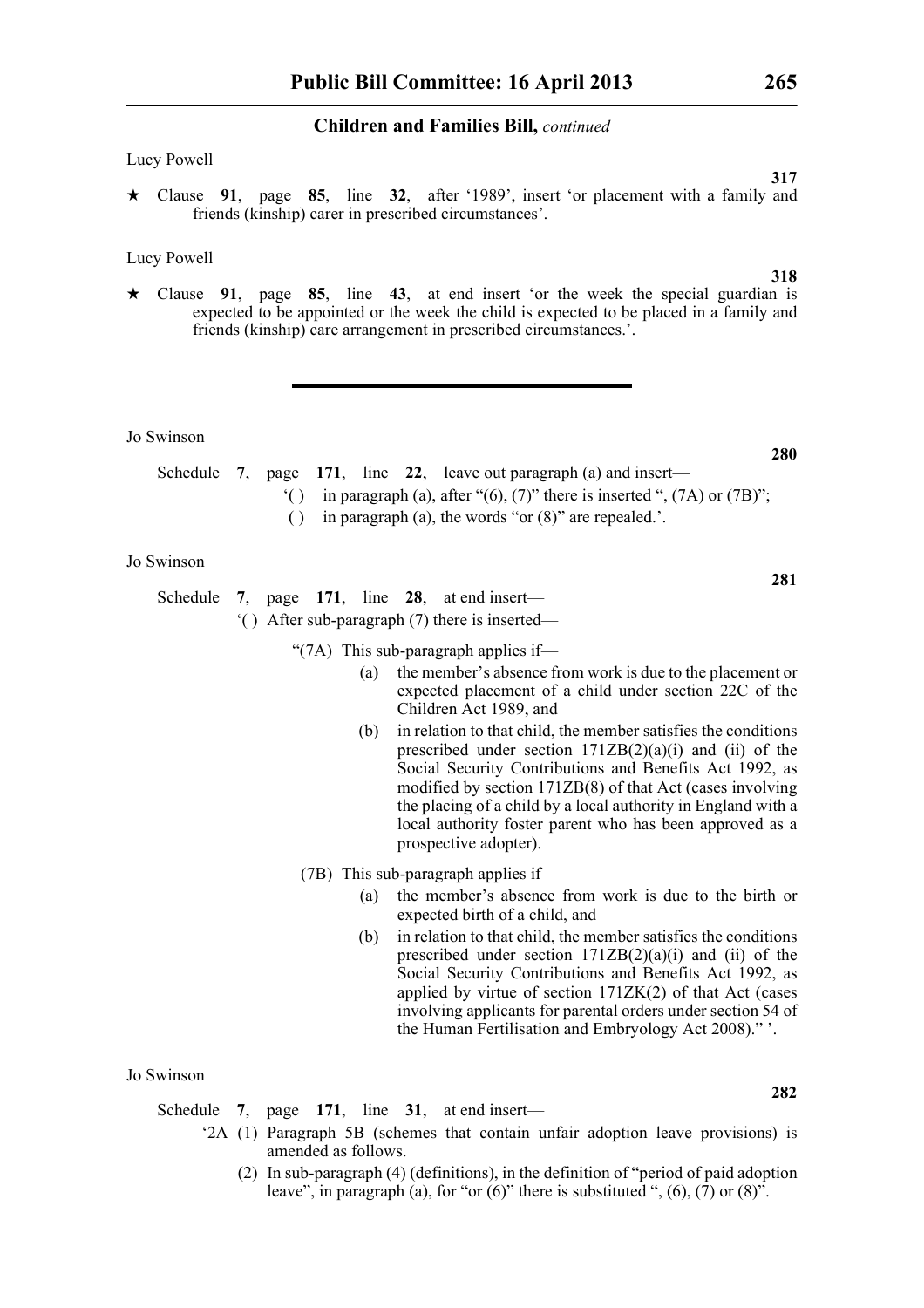Lucy Powell

**317**

★ Clause **91**, page **85**, line **32**, after '1989', insert 'or placement with a family and friends (kinship) carer in prescribed circumstances'.

Lucy Powell

**318**

★ Clause **91**, page **85**, line **43**, at end insert 'or the week the special guardian is expected to be appointed or the week the child is expected to be placed in a family and friends (kinship) care arrangement in prescribed circumstances.'.

---

Jo Swinson

**280**

Schedule **7**, page **171**, line **22**, leave out paragraph (a) and insert—

'( ) in paragraph (a), after "(6), (7)" there is inserted ", (7A) or (7B)";

( ) in paragraph (a), the words "or (8)" are repealed.'.

Jo Swinson

**281**

Schedule **7**, page **171**, line **28**, at end insert—

'( ) After sub-paragraph (7) there is inserted—

"(7A) This sub-paragraph applies if—

(a) the member's absence from work is due to the placement or expected placement of a child under section 22C of the Children Act 1989, and

(b) in relation to that child, the member satisfies the conditions prescribed under section 171ZB(2)(a)(i) and (ii) of the Social Security Contributions and Benefits Act 1992, as modified by section 171ZB(8) of that Act (cases involving the placing of a child by a local authority in England with a local authority foster parent who has been approved as a prospective adopter).

(7B) This sub-paragraph applies if—

(a) the member's absence from work is due to the birth or expected birth of a child, and

(b) in relation to that child, the member satisfies the conditions prescribed under section 171ZB(2)(a)(i) and (ii) of the Social Security Contributions and Benefits Act 1992, as applied by virtue of section 171ZK(2) of that Act (cases involving applicants for parental orders under section 54 of the Human Fertilisation and Embryology Act 2008)." '.

Jo Swinson

**282**

Schedule **7**, page **171**, line **31**, at end insert—

'2A (1) Paragraph 5B (schemes that contain unfair adoption leave provisions) is amended as follows.

(2) In sub-paragraph (4) (definitions), in the definition of "period of paid adoption leave", in paragraph (a), for "or (6)" there is substituted ", (6), (7) or (8)".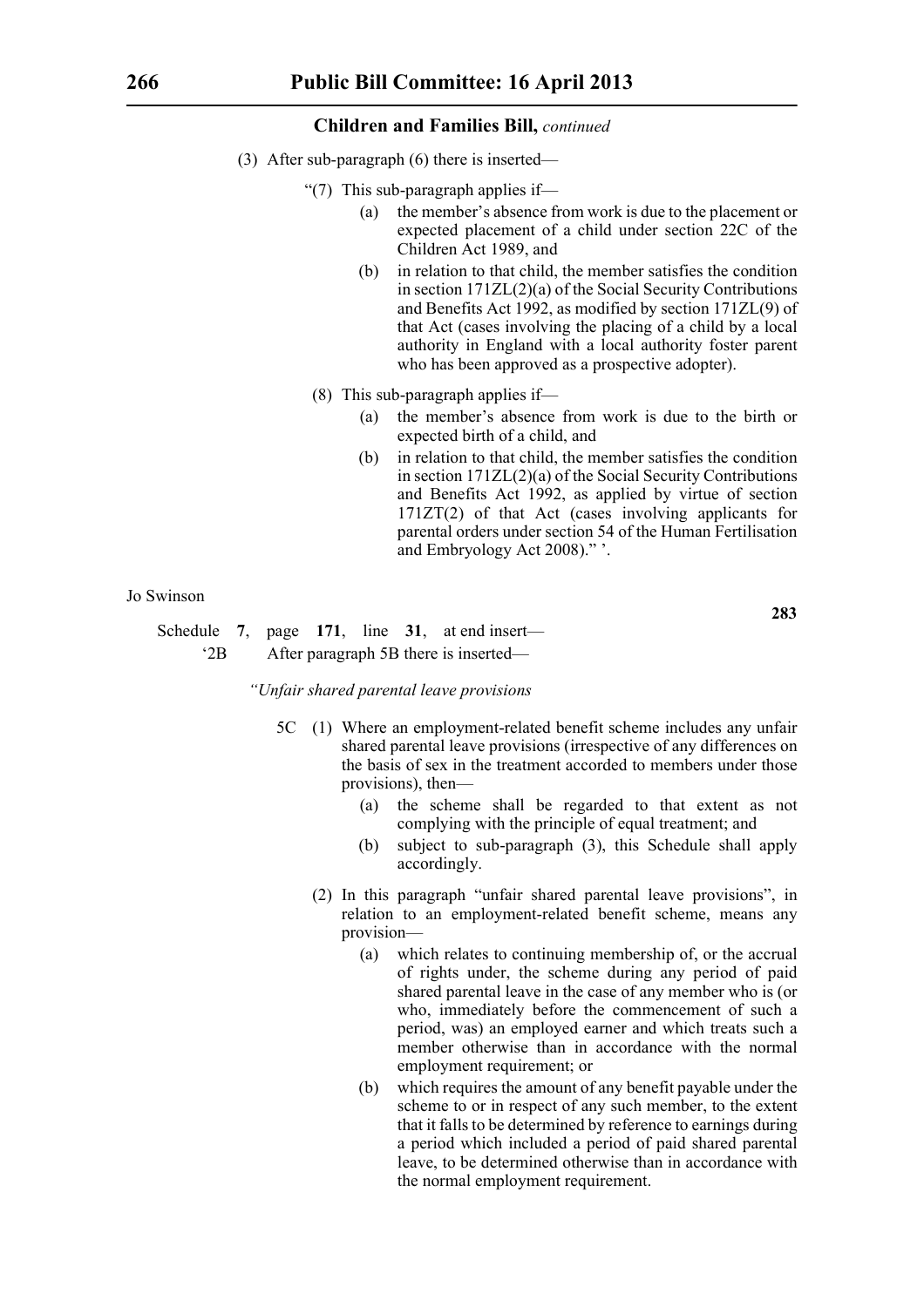**Children and Families Bill,** *continued*

(3) After sub-paragraph (6) there is inserted—

"(7) This sub-paragraph applies if—

(a) the member's absence from work is due to the placement or expected placement of a child under section 22C of the Children Act 1989, and

(b) in relation to that child, the member satisfies the condition in section 171ZL(2)(a) of the Social Security Contributions and Benefits Act 1992, as modified by section 171ZL(9) of that Act (cases involving the placing of a child by a local authority in England with a local authority foster parent who has been approved as a prospective adopter).

(8) This sub-paragraph applies if—

(a) the member's absence from work is due to the birth or expected birth of a child, and

(b) in relation to that child, the member satisfies the condition in section 171ZL(2)(a) of the Social Security Contributions and Benefits Act 1992, as applied by virtue of section 171ZT(2) of that Act (cases involving applicants for parental orders under section 54 of the Human Fertilisation and Embryology Act 2008)." '.

Jo Swinson

**283**

Schedule **7**, page **171**, line **31**, at end insert—

'2B After paragraph 5B there is inserted—

*"Unfair shared parental leave provisions*

5C (1) Where an employment-related benefit scheme includes any unfair shared parental leave provisions (irrespective of any differences on the basis of sex in the treatment accorded to members under those provisions), then—

(a) the scheme shall be regarded to that extent as not complying with the principle of equal treatment; and

(b) subject to sub-paragraph (3), this Schedule shall apply accordingly.

(2) In this paragraph "unfair shared parental leave provisions", in relation to an employment-related benefit scheme, means any provision—

(a) which relates to continuing membership of, or the accrual of rights under, the scheme during any period of paid shared parental leave in the case of any member who is (or who, immediately before the commencement of such a period, was) an employed earner and which treats such a member otherwise than in accordance with the normal employment requirement; or

(b) which requires the amount of any benefit payable under the scheme to or in respect of any such member, to the extent that it falls to be determined by reference to earnings during a period which included a period of paid shared parental leave, to be determined otherwise than in accordance with the normal employment requirement.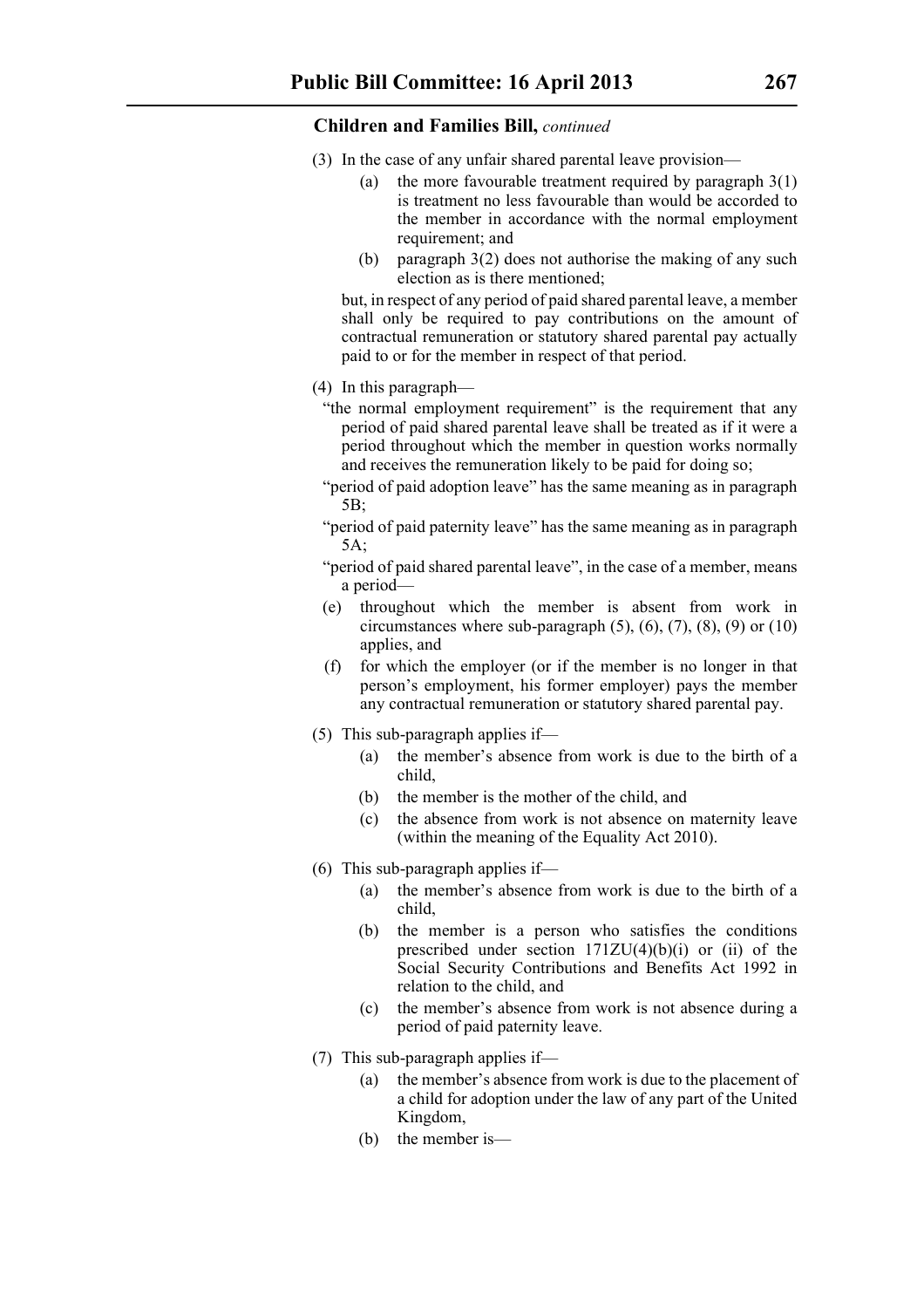**Children and Families Bill,** *continued*

(3) In the case of any unfair shared parental leave provision—

(a) the more favourable treatment required by paragraph 3(1) is treatment no less favourable than would be accorded to the member in accordance with the normal employment requirement; and

(b) paragraph 3(2) does not authorise the making of any such election as is there mentioned;

but, in respect of any period of paid shared parental leave, a member shall only be required to pay contributions on the amount of contractual remuneration or statutory shared parental pay actually paid to or for the member in respect of that period.

(4) In this paragraph—

"the normal employment requirement" is the requirement that any period of paid shared parental leave shall be treated as if it were a period throughout which the member in question works normally and receives the remuneration likely to be paid for doing so;

"period of paid adoption leave" has the same meaning as in paragraph 5B;

"period of paid paternity leave" has the same meaning as in paragraph 5A;

"period of paid shared parental leave", in the case of a member, means a period—

(e) throughout which the member is absent from work in circumstances where sub-paragraph (5), (6), (7), (8), (9) or (10) applies, and

(f) for which the employer (or if the member is no longer in that person's employment, his former employer) pays the member any contractual remuneration or statutory shared parental pay.

(5) This sub-paragraph applies if—

(a) the member's absence from work is due to the birth of a child,

(b) the member is the mother of the child, and

(c) the absence from work is not absence on maternity leave (within the meaning of the Equality Act 2010).

(6) This sub-paragraph applies if—

(a) the member's absence from work is due to the birth of a child,

(b) the member is a person who satisfies the conditions prescribed under section 171ZU(4)(b)(i) or (ii) of the Social Security Contributions and Benefits Act 1992 in relation to the child, and

(c) the member's absence from work is not absence during a period of paid paternity leave.

(7) This sub-paragraph applies if—

(a) the member's absence from work is due to the placement of a child for adoption under the law of any part of the United Kingdom,

(b) the member is—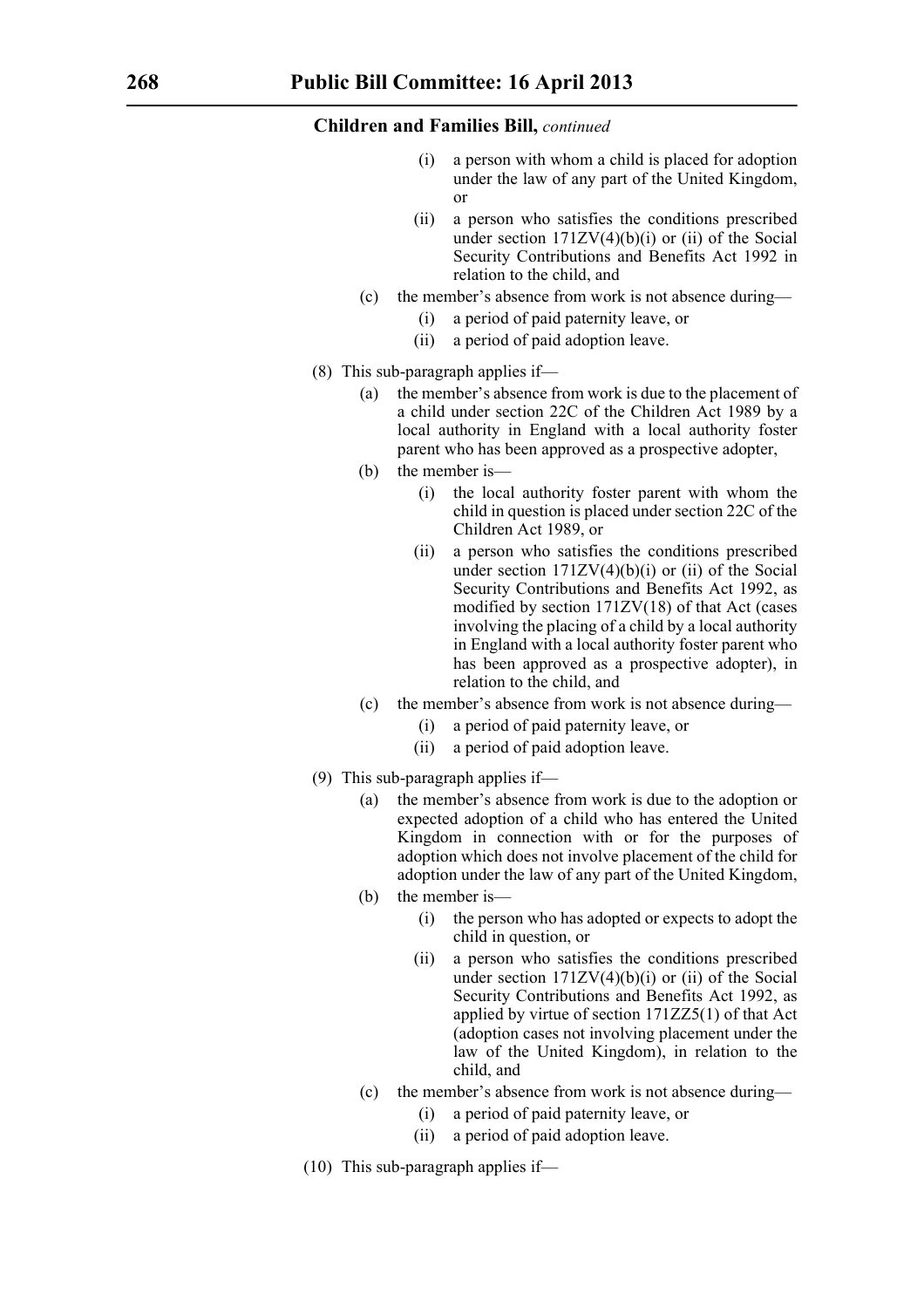**Children and Families Bill,** *continued*

(i) a person with whom a child is placed for adoption under the law of any part of the United Kingdom, or

(ii) a person who satisfies the conditions prescribed under section 171ZV(4)(b)(i) or (ii) of the Social Security Contributions and Benefits Act 1992 in relation to the child, and

(c) the member's absence from work is not absence during—

(i) a period of paid paternity leave, or

(ii) a period of paid adoption leave.

(8) This sub-paragraph applies if—

(a) the member's absence from work is due to the placement of a child under section 22C of the Children Act 1989 by a local authority in England with a local authority foster parent who has been approved as a prospective adopter,

(b) the member is—

(i) the local authority foster parent with whom the child in question is placed under section 22C of the Children Act 1989, or

(ii) a person who satisfies the conditions prescribed under section 171ZV(4)(b)(i) or (ii) of the Social Security Contributions and Benefits Act 1992, as modified by section 171ZV(18) of that Act (cases involving the placing of a child by a local authority in England with a local authority foster parent who has been approved as a prospective adopter), in relation to the child, and

(c) the member's absence from work is not absence during—

(i) a period of paid paternity leave, or

(ii) a period of paid adoption leave.

(9) This sub-paragraph applies if—

(a) the member's absence from work is due to the adoption or expected adoption of a child who has entered the United Kingdom in connection with or for the purposes of adoption which does not involve placement of the child for adoption under the law of any part of the United Kingdom,

(b) the member is—

(i) the person who has adopted or expects to adopt the child in question, or

(ii) a person who satisfies the conditions prescribed under section 171ZV(4)(b)(i) or (ii) of the Social Security Contributions and Benefits Act 1992, as applied by virtue of section 171ZZ5(1) of that Act (adoption cases not involving placement under the law of the United Kingdom), in relation to the child, and

(c) the member's absence from work is not absence during—

(i) a period of paid paternity leave, or

(ii) a period of paid adoption leave.

(10) This sub-paragraph applies if—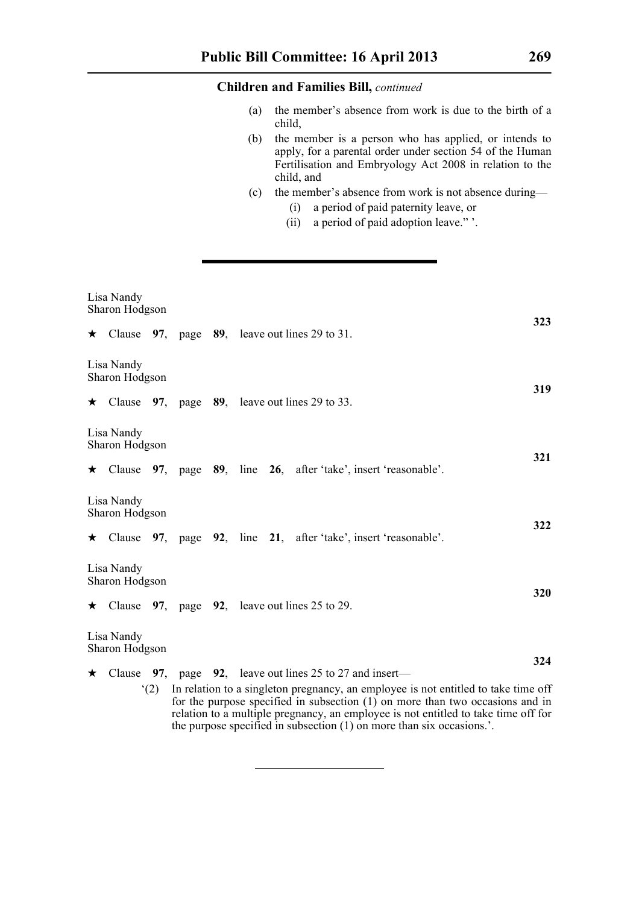**Children and Families Bill,** *continued*

(a) the member's absence from work is due to the birth of a child,

(b) the member is a person who has applied, or intends to apply, for a parental order under section 54 of the Human Fertilisation and Embryology Act 2008 in relation to the child, and

(c) the member's absence from work is not absence during—

(i) a period of paid paternity leave, or

(ii) a period of paid adoption leave." '.

---

Lisa Nandy
Sharon Hodgson

**323**

★ Clause **97**, page **89**, leave out lines 29 to 31.

Lisa Nandy
Sharon Hodgson

**319**

★ Clause **97**, page **89**, leave out lines 29 to 33.

Lisa Nandy
Sharon Hodgson

**321**

★ Clause **97**, page **89**, line **26**, after 'take', insert 'reasonable'.

Lisa Nandy
Sharon Hodgson

**322**

★ Clause **97**, page **92**, line **21**, after 'take', insert 'reasonable'.

Lisa Nandy
Sharon Hodgson

**320**

★ Clause **97**, page **92**, leave out lines 25 to 29.

Lisa Nandy
Sharon Hodgson

**324**

★ Clause **97**, page **92**, leave out lines 25 to 27 and insert—

'(2) In relation to a singleton pregnancy, an employee is not entitled to take time off for the purpose specified in subsection (1) on more than two occasions and in relation to a multiple pregnancy, an employee is not entitled to take time off for the purpose specified in subsection (1) on more than six occasions.'.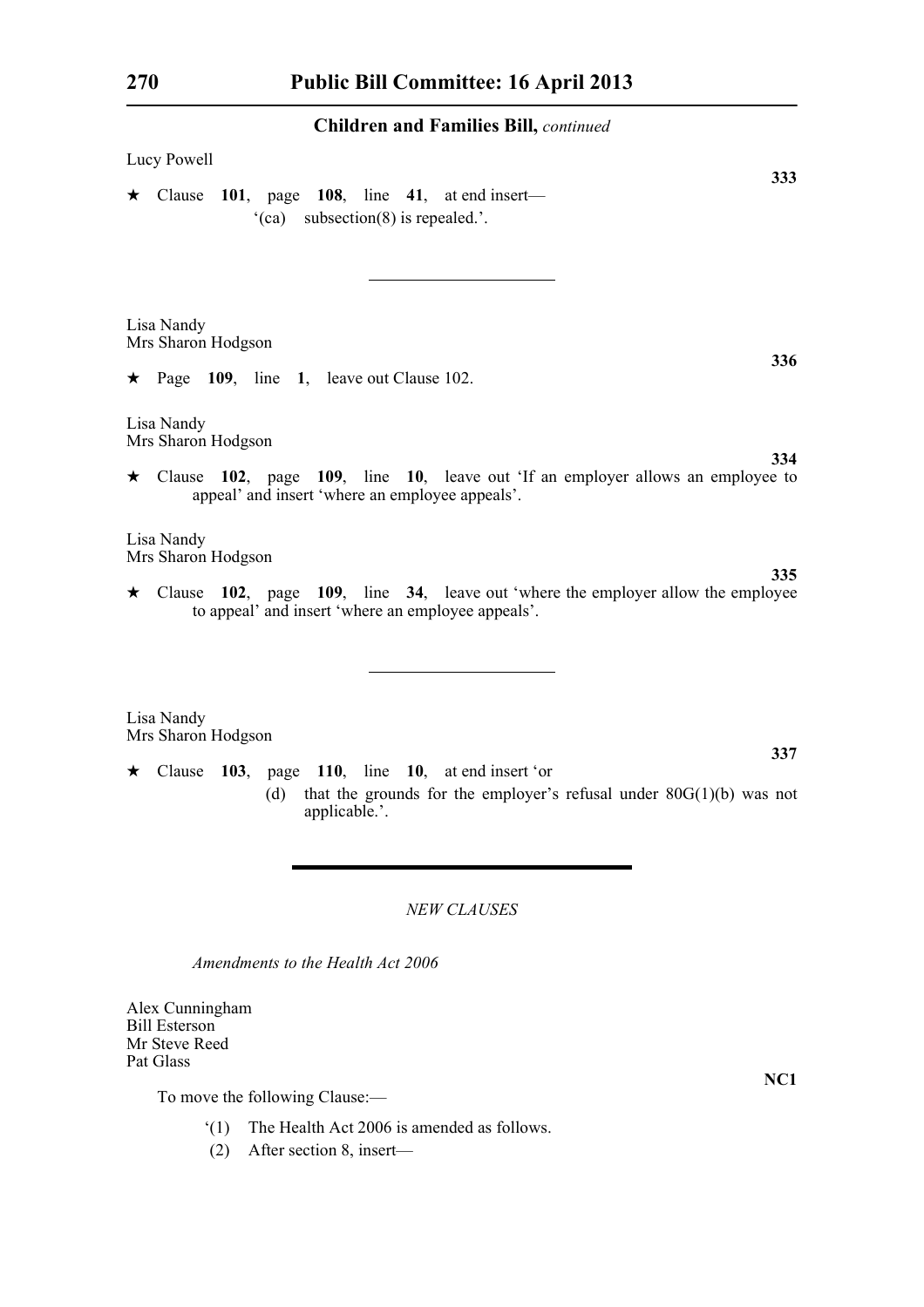Lucy Powell

**333**

★ Clause **101**, page **108**, line **41**, at end insert—
 '(ca) subsection(8) is repealed.'.

---

Lisa Nandy
Mrs Sharon Hodgson

**336**

★ Page **109**, line **1**, leave out Clause 102.

Lisa Nandy
Mrs Sharon Hodgson

**334**

★ Clause **102**, page **109**, line **10**, leave out 'If an employer allows an employee to appeal' and insert 'where an employee appeals'.

Lisa Nandy
Mrs Sharon Hodgson

**335**

★ Clause **102**, page **109**, line **34**, leave out 'where the employer allow the employee to appeal' and insert 'where an employee appeals'.

---

Lisa Nandy
Mrs Sharon Hodgson

**337**

★ Clause **103**, page **110**, line **10**, at end insert 'or
 (d) that the grounds for the employer's refusal under 80G(1)(b) was not applicable.'.

---

*NEW CLAUSES*

*Amendments to the Health Act 2006*

Alex Cunningham
Bill Esterson
Mr Steve Reed
Pat Glass

**NC1**

To move the following Clause:—

'(1) The Health Act 2006 is amended as follows.

(2) After section 8, insert—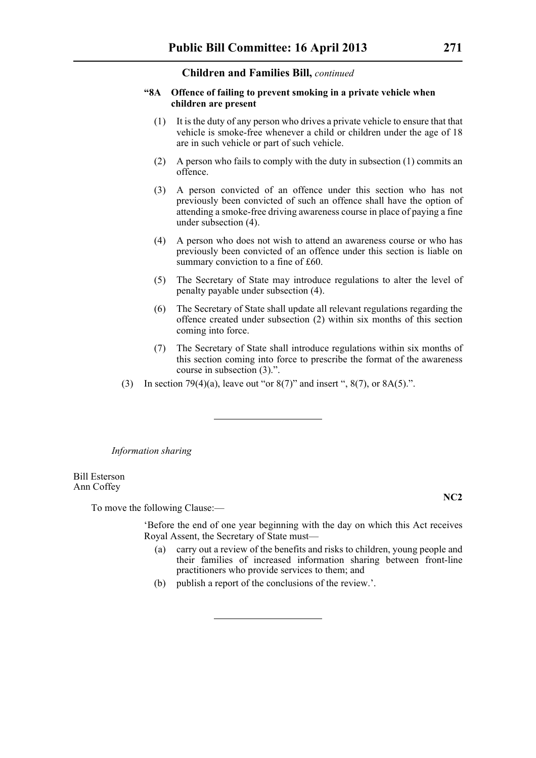**Children and Families Bill,** *continued*

**"8A Offence of failing to prevent smoking in a private vehicle when children are present**

(1) It is the duty of any person who drives a private vehicle to ensure that that vehicle is smoke-free whenever a child or children under the age of 18 are in such vehicle or part of such vehicle.

(2) A person who fails to comply with the duty in subsection (1) commits an offence.

(3) A person convicted of an offence under this section who has not previously been convicted of such an offence shall have the option of attending a smoke-free driving awareness course in place of paying a fine under subsection (4).

(4) A person who does not wish to attend an awareness course or who has previously been convicted of an offence under this section is liable on summary conviction to a fine of £60.

(5) The Secretary of State may introduce regulations to alter the level of penalty payable under subsection (4).

(6) The Secretary of State shall update all relevant regulations regarding the offence created under subsection (2) within six months of this section coming into force.

(7) The Secretary of State shall introduce regulations within six months of this section coming into force to prescribe the format of the awareness course in subsection (3).".

(3) In section 79(4)(a), leave out "or 8(7)" and insert ", 8(7), or 8A(5).".

---

*Information sharing*

Bill Esterson
Ann Coffey

**NC2**

To move the following Clause:—

'Before the end of one year beginning with the day on which this Act receives Royal Assent, the Secretary of State must—

(a) carry out a review of the benefits and risks to children, young people and their families of increased information sharing between front-line practitioners who provide services to them; and

(b) publish a report of the conclusions of the review.'.

---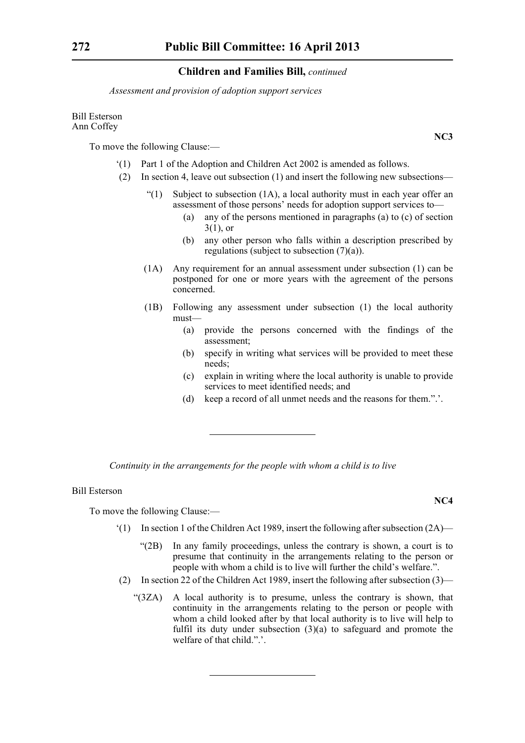**Children and Families Bill,** *continued*

*Assessment and provision of adoption support services*

Bill Esterson
Ann Coffey

**NC3**

To move the following Clause:—

‘(1) Part 1 of the Adoption and Children Act 2002 is amended as follows.

(2) In section 4, leave out subsection (1) and insert the following new subsections—

“(1) Subject to subsection (1A), a local authority must in each year offer an assessment of those persons’ needs for adoption support services to—

(a) any of the persons mentioned in paragraphs (a) to (c) of section 3(1), or

(b) any other person who falls within a description prescribed by regulations (subject to subsection (7)(a)).

(1A) Any requirement for an annual assessment under subsection (1) can be postponed for one or more years with the agreement of the persons concerned.

(1B) Following any assessment under subsection (1) the local authority must—

(a) provide the persons concerned with the findings of the assessment;

(b) specify in writing what services will be provided to meet these needs;

(c) explain in writing where the local authority is unable to provide services to meet identified needs; and

(d) keep a record of all unmet needs and the reasons for them.”.’.

---

*Continuity in the arrangements for the people with whom a child is to live*

Bill Esterson

**NC4**

To move the following Clause:—

‘(1) In section 1 of the Children Act 1989, insert the following after subsection (2A)—

“(2B) In any family proceedings, unless the contrary is shown, a court is to presume that continuity in the arrangements relating to the person or people with whom a child is to live will further the child’s welfare.”.

(2) In section 22 of the Children Act 1989, insert the following after subsection (3)—

“(3ZA) A local authority is to presume, unless the contrary is shown, that continuity in the arrangements relating to the person or people with whom a child looked after by that local authority is to live will help to fulfil its duty under subsection (3)(a) to safeguard and promote the welfare of that child.”.’.

---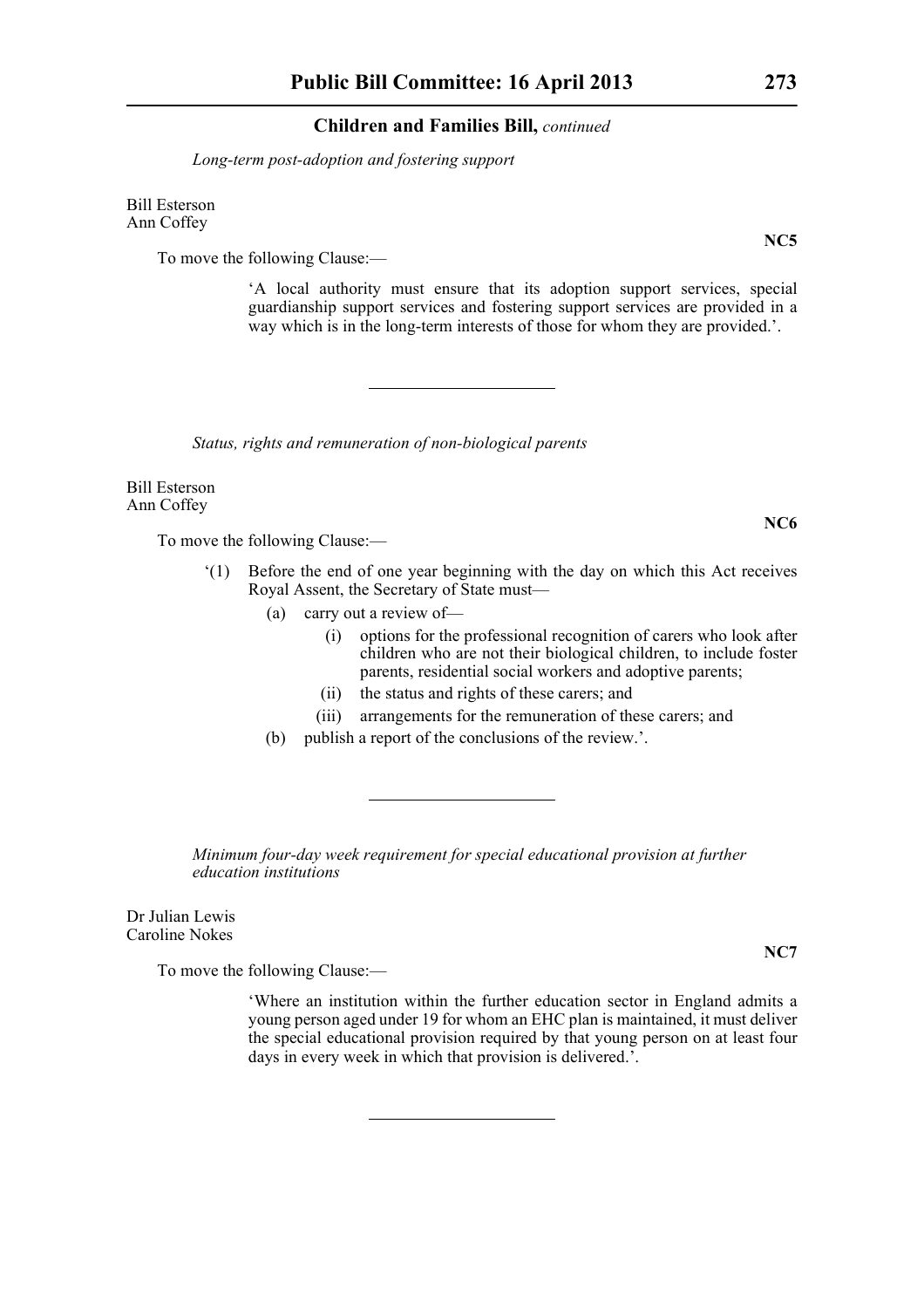*Long-term post-adoption and fostering support*

Bill Esterson
Ann Coffey

**NC5**

To move the following Clause:—

> 'A local authority must ensure that its adoption support services, special guardianship support services and fostering support services are provided in a way which is in the long-term interests of those for whom they are provided.'.

---

*Status, rights and remuneration of non-biological parents*

Bill Esterson
Ann Coffey

**NC6**

To move the following Clause:—

> '(1) Before the end of one year beginning with the day on which this Act receives Royal Assent, the Secretary of State must—
>
> (a) carry out a review of—
>
> (i) options for the professional recognition of carers who look after children who are not their biological children, to include foster parents, residential social workers and adoptive parents;
>
> (ii) the status and rights of these carers; and
>
> (iii) arrangements for the remuneration of these carers; and
>
> (b) publish a report of the conclusions of the review.'.

---

*Minimum four-day week requirement for special educational provision at further education institutions*

Dr Julian Lewis
Caroline Nokes

**NC7**

To move the following Clause:—

> 'Where an institution within the further education sector in England admits a young person aged under 19 for whom an EHC plan is maintained, it must deliver the special educational provision required by that young person on at least four days in every week in which that provision is delivered.'.

---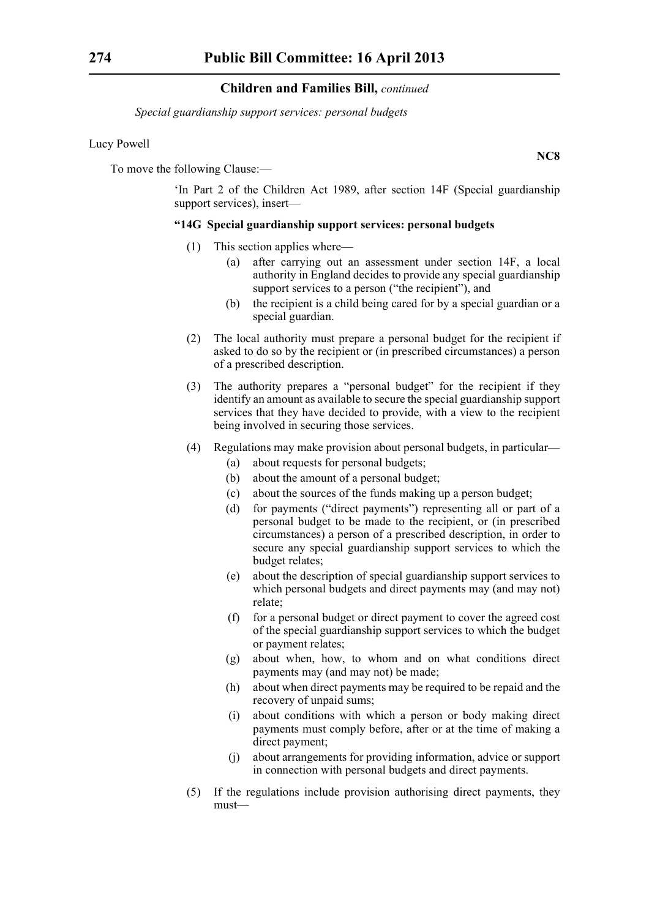*Special guardianship support services: personal budgets*

Lucy Powell

**NC8**

To move the following Clause:—

'In Part 2 of the Children Act 1989, after section 14F (Special guardianship support services), insert—

**"14G Special guardianship support services: personal budgets**

(1) This section applies where—

(a) after carrying out an assessment under section 14F, a local authority in England decides to provide any special guardianship support services to a person ("the recipient"), and

(b) the recipient is a child being cared for by a special guardian or a special guardian.

(2) The local authority must prepare a personal budget for the recipient if asked to do so by the recipient or (in prescribed circumstances) a person of a prescribed description.

(3) The authority prepares a "personal budget" for the recipient if they identify an amount as available to secure the special guardianship support services that they have decided to provide, with a view to the recipient being involved in securing those services.

(4) Regulations may make provision about personal budgets, in particular—

(a) about requests for personal budgets;

(b) about the amount of a personal budget;

(c) about the sources of the funds making up a person budget;

(d) for payments ("direct payments") representing all or part of a personal budget to be made to the recipient, or (in prescribed circumstances) a person of a prescribed description, in order to secure any special guardianship support services to which the budget relates;

(e) about the description of special guardianship support services to which personal budgets and direct payments may (and may not) relate;

(f) for a personal budget or direct payment to cover the agreed cost of the special guardianship support services to which the budget or payment relates;

(g) about when, how, to whom and on what conditions direct payments may (and may not) be made;

(h) about when direct payments may be required to be repaid and the recovery of unpaid sums;

(i) about conditions with which a person or body making direct payments must comply before, after or at the time of making a direct payment;

(j) about arrangements for providing information, advice or support in connection with personal budgets and direct payments.

(5) If the regulations include provision authorising direct payments, they must—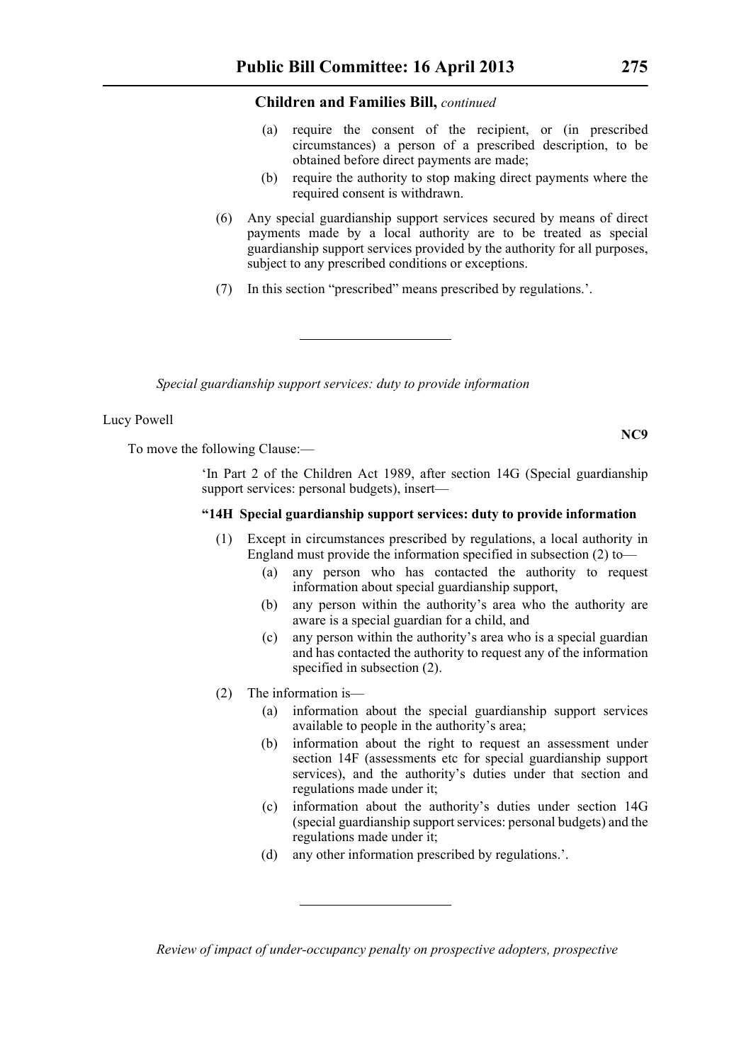(a) require the consent of the recipient, or (in prescribed circumstances) a person of a prescribed description, to be obtained before direct payments are made;

(b) require the authority to stop making direct payments where the required consent is withdrawn.

(6) Any special guardianship support services secured by means of direct payments made by a local authority are to be treated as special guardianship support services provided by the authority for all purposes, subject to any prescribed conditions or exceptions.

(7) In this section "prescribed" means prescribed by regulations.'.

---

*Special guardianship support services: duty to provide information*

Lucy Powell

**NC9**

To move the following Clause:—

'In Part 2 of the Children Act 1989, after section 14G (Special guardianship support services: personal budgets), insert—

**"14H Special guardianship support services: duty to provide information**

(1) Except in circumstances prescribed by regulations, a local authority in England must provide the information specified in subsection (2) to—

(a) any person who has contacted the authority to request information about special guardianship support,

(b) any person within the authority's area who the authority are aware is a special guardian for a child, and

(c) any person within the authority's area who is a special guardian and has contacted the authority to request any of the information specified in subsection (2).

(2) The information is—

(a) information about the special guardianship support services available to people in the authority's area;

(b) information about the right to request an assessment under section 14F (assessments etc for special guardianship support services), and the authority's duties under that section and regulations made under it;

(c) information about the authority's duties under section 14G (special guardianship support services: personal budgets) and the regulations made under it;

(d) any other information prescribed by regulations.'.

---

*Review of impact of under-occupancy penalty on prospective adopters, prospective*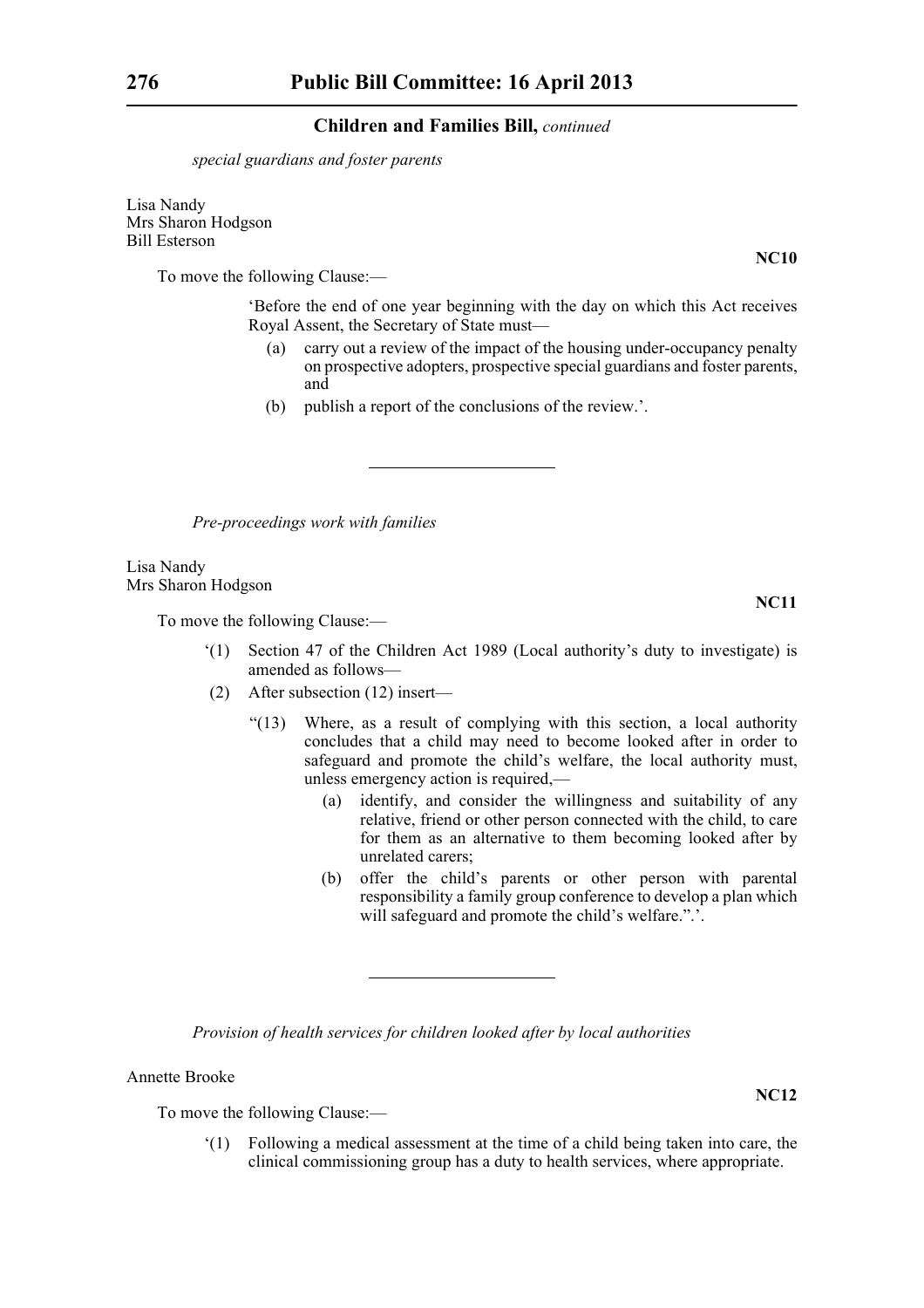*special guardians and foster parents*

Lisa Nandy
Mrs Sharon Hodgson
Bill Esterson

**NC10**

To move the following Clause:—

'Before the end of one year beginning with the day on which this Act receives Royal Assent, the Secretary of State must—

(a) carry out a review of the impact of the housing under-occupancy penalty on prospective adopters, prospective special guardians and foster parents, and

(b) publish a report of the conclusions of the review.'.

---

*Pre-proceedings work with families*

Lisa Nandy
Mrs Sharon Hodgson

**NC11**

To move the following Clause:—

'(1) Section 47 of the Children Act 1989 (Local authority's duty to investigate) is amended as follows—

(2) After subsection (12) insert—

"(13) Where, as a result of complying with this section, a local authority concludes that a child may need to become looked after in order to safeguard and promote the child's welfare, the local authority must, unless emergency action is required,—

(a) identify, and consider the willingness and suitability of any relative, friend or other person connected with the child, to care for them as an alternative to them becoming looked after by unrelated carers;

(b) offer the child's parents or other person with parental responsibility a family group conference to develop a plan which will safeguard and promote the child's welfare.".'.

---

*Provision of health services for children looked after by local authorities*

Annette Brooke

**NC12**

To move the following Clause:—

'(1) Following a medical assessment at the time of a child being taken into care, the clinical commissioning group has a duty to health services, where appropriate.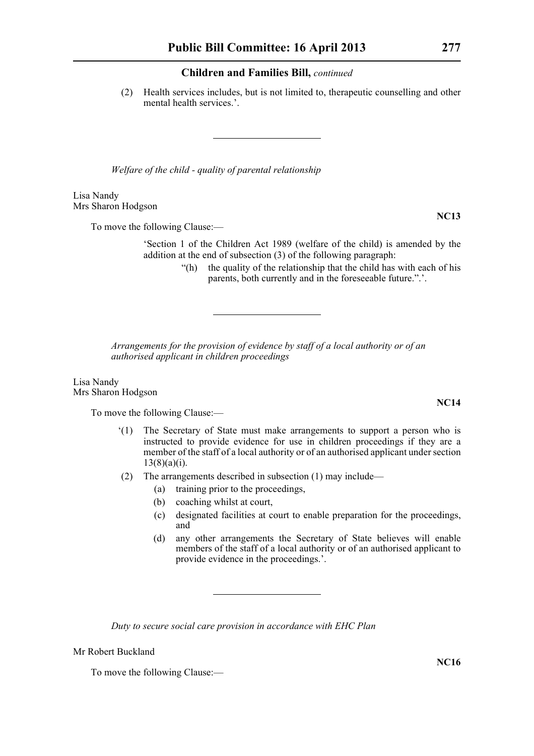(2) Health services includes, but is not limited to, therapeutic counselling and other mental health services.'.

---

*Welfare of the child - quality of parental relationship*

Lisa Nandy
Mrs Sharon Hodgson

**NC13**

To move the following Clause:—

'Section 1 of the Children Act 1989 (welfare of the child) is amended by the addition at the end of subsection (3) of the following paragraph:

"(h) the quality of the relationship that the child has with each of his parents, both currently and in the foreseeable future.".'.

---

*Arrangements for the provision of evidence by staff of a local authority or of an authorised applicant in children proceedings*

Lisa Nandy
Mrs Sharon Hodgson

**NC14**

To move the following Clause:—

'(1) The Secretary of State must make arrangements to support a person who is instructed to provide evidence for use in children proceedings if they are a member of the staff of a local authority or of an authorised applicant under section 13(8)(a)(i).

(2) The arrangements described in subsection (1) may include—

(a) training prior to the proceedings,

(b) coaching whilst at court,

(c) designated facilities at court to enable preparation for the proceedings, and

(d) any other arrangements the Secretary of State believes will enable members of the staff of a local authority or of an authorised applicant to provide evidence in the proceedings.'.

---

*Duty to secure social care provision in accordance with EHC Plan*

Mr Robert Buckland

**NC16**

To move the following Clause:—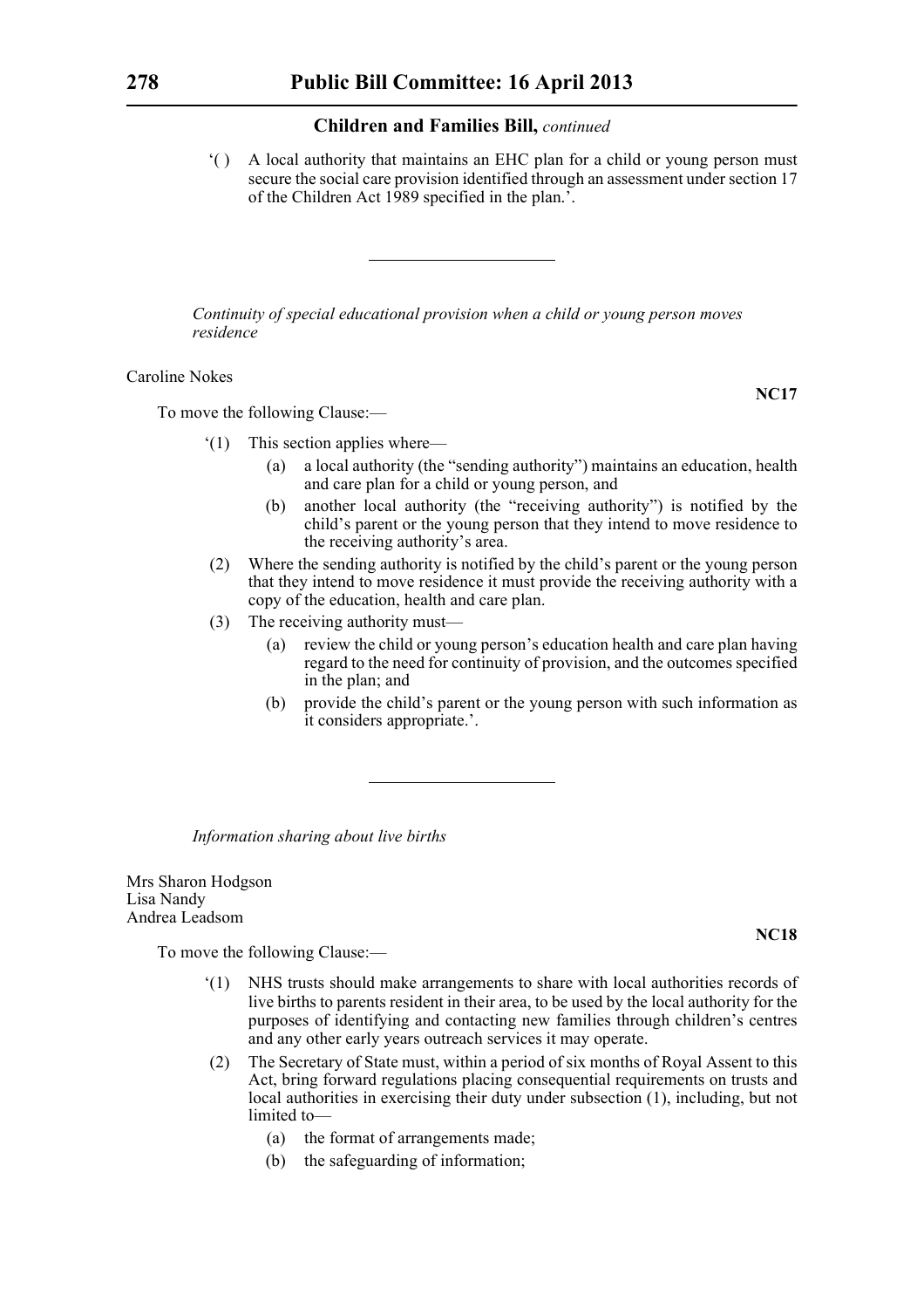'( ) A local authority that maintains an EHC plan for a child or young person must secure the social care provision identified through an assessment under section 17 of the Children Act 1989 specified in the plan.'.

---

*Continuity of special educational provision when a child or young person moves residence*

Caroline Nokes

**NC17**

To move the following Clause:—

'(1) This section applies where—

(a) a local authority (the "sending authority") maintains an education, health and care plan for a child or young person, and

(b) another local authority (the "receiving authority") is notified by the child's parent or the young person that they intend to move residence to the receiving authority's area.

(2) Where the sending authority is notified by the child's parent or the young person that they intend to move residence it must provide the receiving authority with a copy of the education, health and care plan.

(3) The receiving authority must—

(a) review the child or young person's education health and care plan having regard to the need for continuity of provision, and the outcomes specified in the plan; and

(b) provide the child's parent or the young person with such information as it considers appropriate.'.

---

*Information sharing about live births*

Mrs Sharon Hodgson
Lisa Nandy
Andrea Leadsom

**NC18**

To move the following Clause:—

'(1) NHS trusts should make arrangements to share with local authorities records of live births to parents resident in their area, to be used by the local authority for the purposes of identifying and contacting new families through children's centres and any other early years outreach services it may operate.

(2) The Secretary of State must, within a period of six months of Royal Assent to this Act, bring forward regulations placing consequential requirements on trusts and local authorities in exercising their duty under subsection (1), including, but not limited to—

(a) the format of arrangements made;

(b) the safeguarding of information;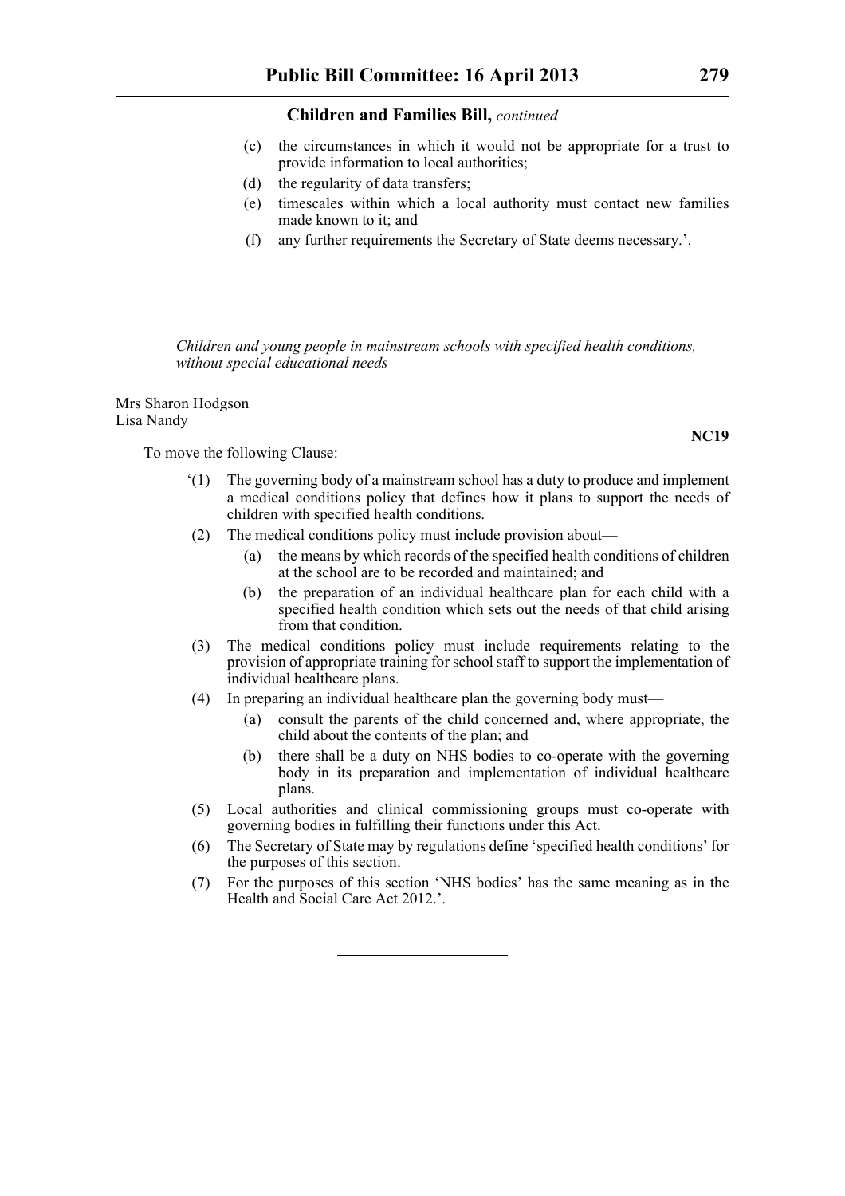(c) the circumstances in which it would not be appropriate for a trust to provide information to local authorities;

(d) the regularity of data transfers;

(e) timescales within which a local authority must contact new families made known to it; and

(f) any further requirements the Secretary of State deems necessary.'.

---

*Children and young people in mainstream schools with specified health conditions, without special educational needs*

Mrs Sharon Hodgson
Lisa Nandy

**NC19**

To move the following Clause:—

'(1) The governing body of a mainstream school has a duty to produce and implement a medical conditions policy that defines how it plans to support the needs of children with specified health conditions.

(2) The medical conditions policy must include provision about—

(a) the means by which records of the specified health conditions of children at the school are to be recorded and maintained; and

(b) the preparation of an individual healthcare plan for each child with a specified health condition which sets out the needs of that child arising from that condition.

(3) The medical conditions policy must include requirements relating to the provision of appropriate training for school staff to support the implementation of individual healthcare plans.

(4) In preparing an individual healthcare plan the governing body must—

(a) consult the parents of the child concerned and, where appropriate, the child about the contents of the plan; and

(b) there shall be a duty on NHS bodies to co-operate with the governing body in its preparation and implementation of individual healthcare plans.

(5) Local authorities and clinical commissioning groups must co-operate with governing bodies in fulfilling their functions under this Act.

(6) The Secretary of State may by regulations define 'specified health conditions' for the purposes of this section.

(7) For the purposes of this section 'NHS bodies' has the same meaning as in the Health and Social Care Act 2012.'.

---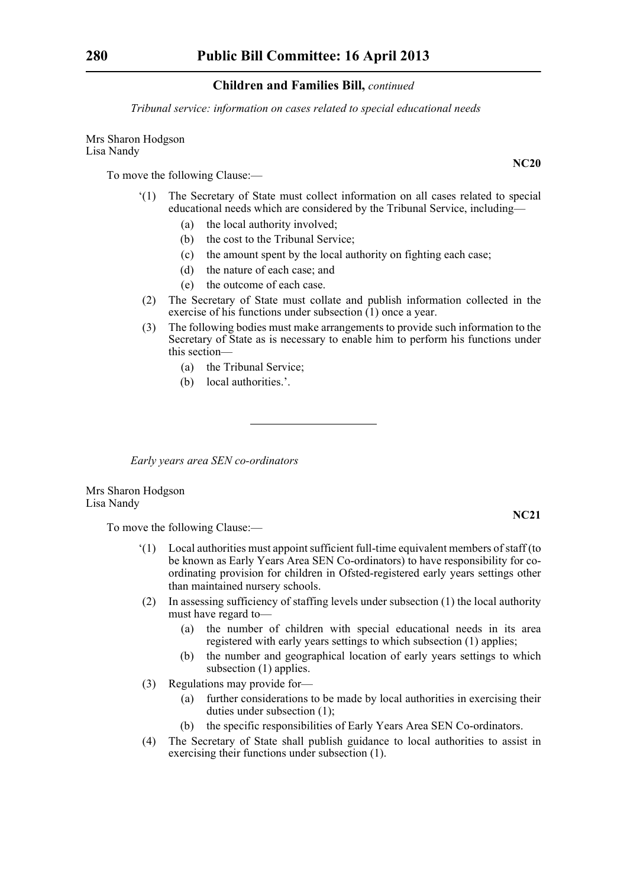## Children and Families Bill, *continued*

*Tribunal service: information on cases related to special educational needs*

Mrs Sharon Hodgson
Lisa Nandy

**NC20**

To move the following Clause:—

'(1) The Secretary of State must collect information on all cases related to special educational needs which are considered by the Tribunal Service, including—

(a) the local authority involved;

(b) the cost to the Tribunal Service;

(c) the amount spent by the local authority on fighting each case;

(d) the nature of each case; and

(e) the outcome of each case.

(2) The Secretary of State must collate and publish information collected in the exercise of his functions under subsection (1) once a year.

(3) The following bodies must make arrangements to provide such information to the Secretary of State as is necessary to enable him to perform his functions under this section—

(a) the Tribunal Service;

(b) local authorities.'.

---

*Early years area SEN co-ordinators*

Mrs Sharon Hodgson
Lisa Nandy

**NC21**

To move the following Clause:—

'(1) Local authorities must appoint sufficient full-time equivalent members of staff (to be known as Early Years Area SEN Co-ordinators) to have responsibility for co-ordinating provision for children in Ofsted-registered early years settings other than maintained nursery schools.

(2) In assessing sufficiency of staffing levels under subsection (1) the local authority must have regard to—

(a) the number of children with special educational needs in its area registered with early years settings to which subsection (1) applies;

(b) the number and geographical location of early years settings to which subsection (1) applies.

(3) Regulations may provide for—

(a) further considerations to be made by local authorities in exercising their duties under subsection (1);

(b) the specific responsibilities of Early Years Area SEN Co-ordinators.

(4) The Secretary of State shall publish guidance to local authorities to assist in exercising their functions under subsection (1).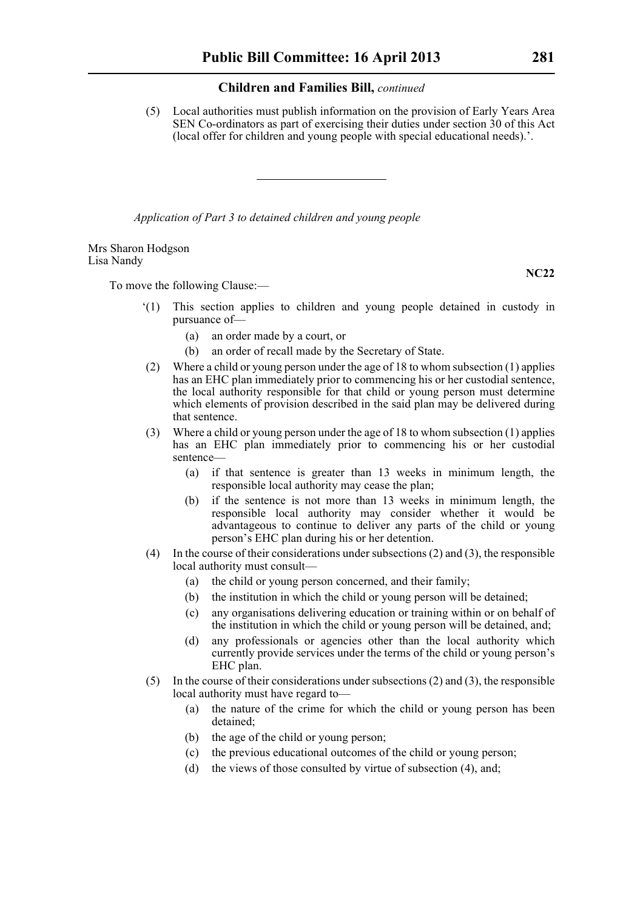(5) Local authorities must publish information on the provision of Early Years Area SEN Co-ordinators as part of exercising their duties under section 30 of this Act (local offer for children and young people with special educational needs).'.

---

*Application of Part 3 to detained children and young people*

Mrs Sharon Hodgson
Lisa Nandy

**NC22**

To move the following Clause:—

'(1) This section applies to children and young people detained in custody in pursuance of—

(a) an order made by a court, or

(b) an order of recall made by the Secretary of State.

(2) Where a child or young person under the age of 18 to whom subsection (1) applies has an EHC plan immediately prior to commencing his or her custodial sentence, the local authority responsible for that child or young person must determine which elements of provision described in the said plan may be delivered during that sentence.

(3) Where a child or young person under the age of 18 to whom subsection (1) applies has an EHC plan immediately prior to commencing his or her custodial sentence—

(a) if that sentence is greater than 13 weeks in minimum length, the responsible local authority may cease the plan;

(b) if the sentence is not more than 13 weeks in minimum length, the responsible local authority may consider whether it would be advantageous to continue to deliver any parts of the child or young person's EHC plan during his or her detention.

(4) In the course of their considerations under subsections (2) and (3), the responsible local authority must consult—

(a) the child or young person concerned, and their family;

(b) the institution in which the child or young person will be detained;

(c) any organisations delivering education or training within or on behalf of the institution in which the child or young person will be detained, and;

(d) any professionals or agencies other than the local authority which currently provide services under the terms of the child or young person's EHC plan.

(5) In the course of their considerations under subsections (2) and (3), the responsible local authority must have regard to—

(a) the nature of the crime for which the child or young person has been detained;

(b) the age of the child or young person;

(c) the previous educational outcomes of the child or young person;

(d) the views of those consulted by virtue of subsection (4), and;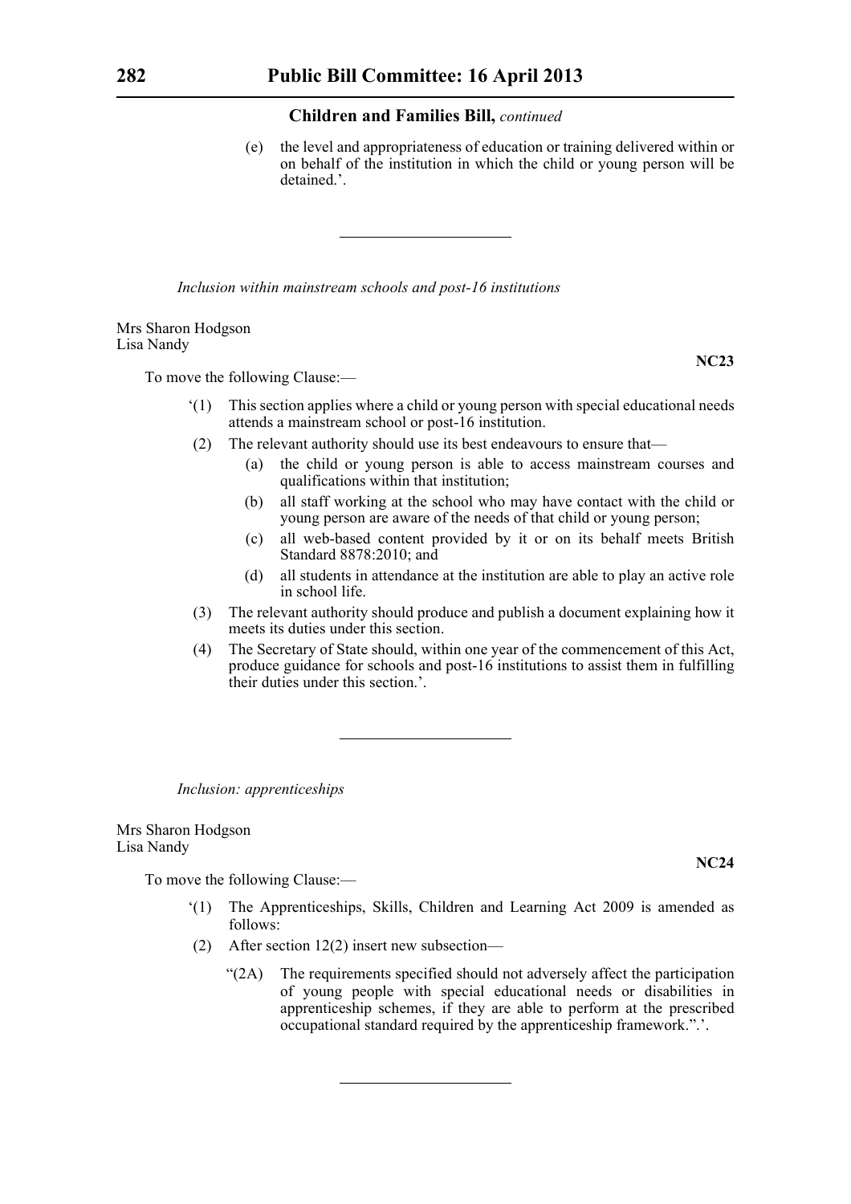(e) the level and appropriateness of education or training delivered within or on behalf of the institution in which the child or young person will be detained.'.

---

*Inclusion within mainstream schools and post-16 institutions*

Mrs Sharon Hodgson
Lisa Nandy

**NC23**

To move the following Clause:—

'(1) This section applies where a child or young person with special educational needs attends a mainstream school or post-16 institution.

(2) The relevant authority should use its best endeavours to ensure that—

(a) the child or young person is able to access mainstream courses and qualifications within that institution;

(b) all staff working at the school who may have contact with the child or young person are aware of the needs of that child or young person;

(c) all web-based content provided by it or on its behalf meets British Standard 8878:2010; and

(d) all students in attendance at the institution are able to play an active role in school life.

(3) The relevant authority should produce and publish a document explaining how it meets its duties under this section.

(4) The Secretary of State should, within one year of the commencement of this Act, produce guidance for schools and post-16 institutions to assist them in fulfilling their duties under this section.'.

---

*Inclusion: apprenticeships*

Mrs Sharon Hodgson
Lisa Nandy

**NC24**

To move the following Clause:—

'(1) The Apprenticeships, Skills, Children and Learning Act 2009 is amended as follows:

(2) After section 12(2) insert new subsection—

"(2A) The requirements specified should not adversely affect the participation of young people with special educational needs or disabilities in apprenticeship schemes, if they are able to perform at the prescribed occupational standard required by the apprenticeship framework.".'.

---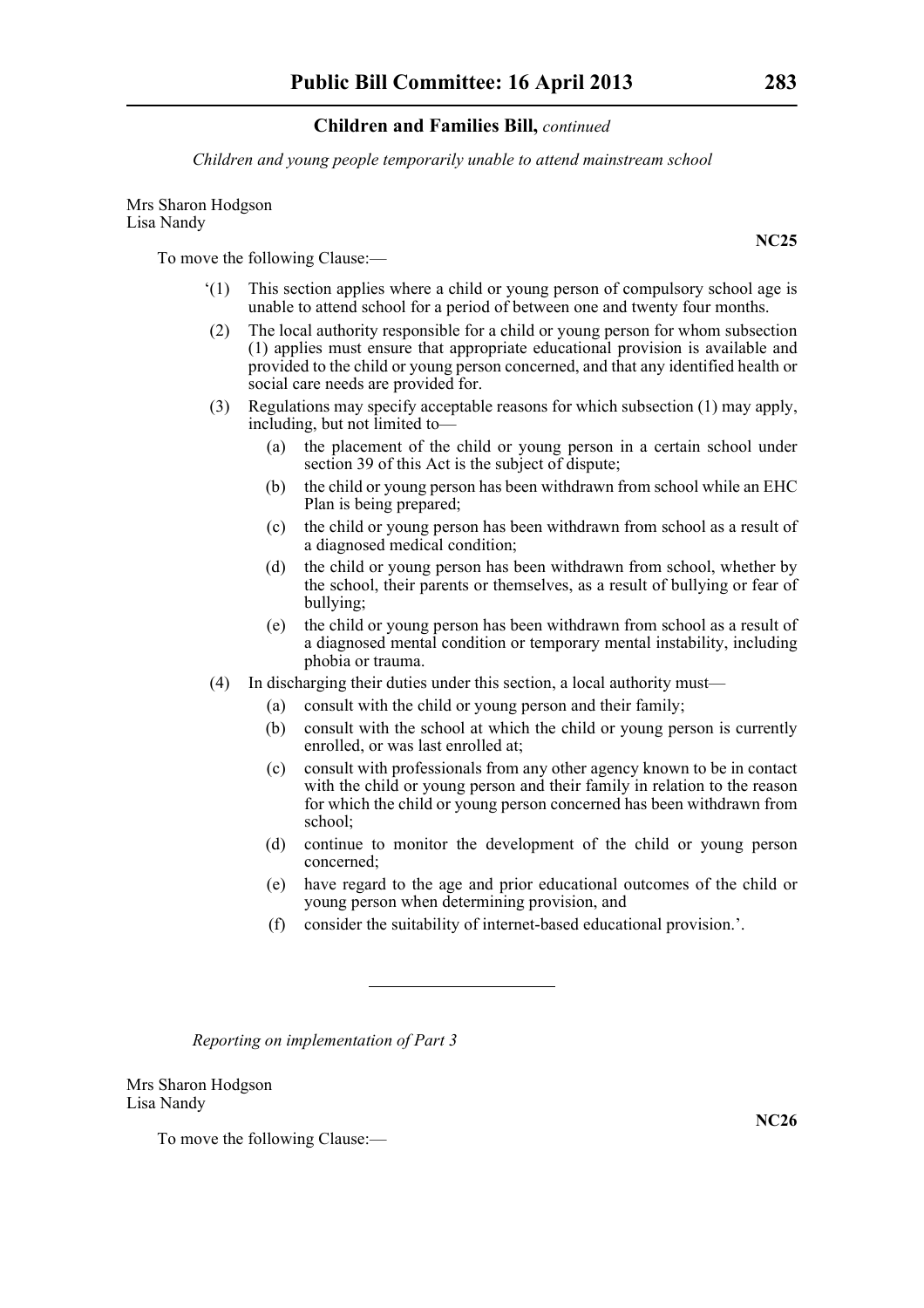*Children and young people temporarily unable to attend mainstream school*

Mrs Sharon Hodgson
Lisa Nandy

**NC25**

To move the following Clause:—

'(1) This section applies where a child or young person of compulsory school age is unable to attend school for a period of between one and twenty four months.

(2) The local authority responsible for a child or young person for whom subsection (1) applies must ensure that appropriate educational provision is available and provided to the child or young person concerned, and that any identified health or social care needs are provided for.

(3) Regulations may specify acceptable reasons for which subsection (1) may apply, including, but not limited to—

(a) the placement of the child or young person in a certain school under section 39 of this Act is the subject of dispute;

(b) the child or young person has been withdrawn from school while an EHC Plan is being prepared;

(c) the child or young person has been withdrawn from school as a result of a diagnosed medical condition;

(d) the child or young person has been withdrawn from school, whether by the school, their parents or themselves, as a result of bullying or fear of bullying;

(e) the child or young person has been withdrawn from school as a result of a diagnosed mental condition or temporary mental instability, including phobia or trauma.

(4) In discharging their duties under this section, a local authority must—

(a) consult with the child or young person and their family;

(b) consult with the school at which the child or young person is currently enrolled, or was last enrolled at;

(c) consult with professionals from any other agency known to be in contact with the child or young person and their family in relation to the reason for which the child or young person concerned has been withdrawn from school;

(d) continue to monitor the development of the child or young person concerned;

(e) have regard to the age and prior educational outcomes of the child or young person when determining provision, and

(f) consider the suitability of internet-based educational provision.'.

---

*Reporting on implementation of Part 3*

Mrs Sharon Hodgson
Lisa Nandy

**NC26**

To move the following Clause:—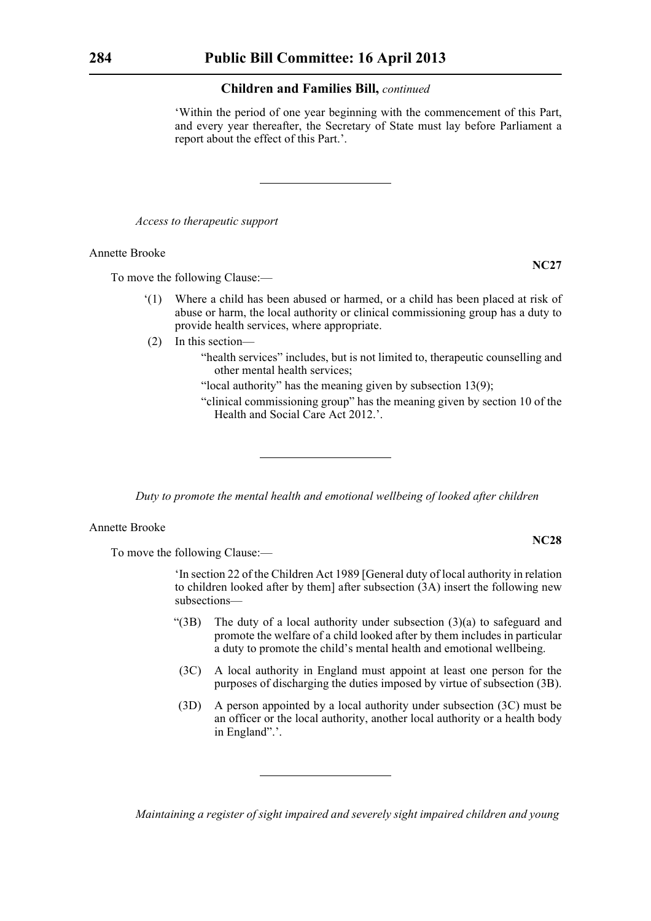'Within the period of one year beginning with the commencement of this Part, and every year thereafter, the Secretary of State must lay before Parliament a report about the effect of this Part.'.

---

*Access to therapeutic support*

Annette Brooke

**NC27**

To move the following Clause:—

'(1) Where a child has been abused or harmed, or a child has been placed at risk of abuse or harm, the local authority or clinical commissioning group has a duty to provide health services, where appropriate.

(2) In this section—

"health services" includes, but is not limited to, therapeutic counselling and other mental health services;

"local authority" has the meaning given by subsection 13(9);

"clinical commissioning group" has the meaning given by section 10 of the Health and Social Care Act 2012.'.

---

*Duty to promote the mental health and emotional wellbeing of looked after children*

Annette Brooke

**NC28**

To move the following Clause:—

'In section 22 of the Children Act 1989 [General duty of local authority in relation to children looked after by them] after subsection (3A) insert the following new subsections—

"(3B) The duty of a local authority under subsection (3)(a) to safeguard and promote the welfare of a child looked after by them includes in particular a duty to promote the child's mental health and emotional wellbeing.

(3C) A local authority in England must appoint at least one person for the purposes of discharging the duties imposed by virtue of subsection (3B).

(3D) A person appointed by a local authority under subsection (3C) must be an officer or the local authority, another local authority or a health body in England".'.

---

*Maintaining a register of sight impaired and severely sight impaired children and young*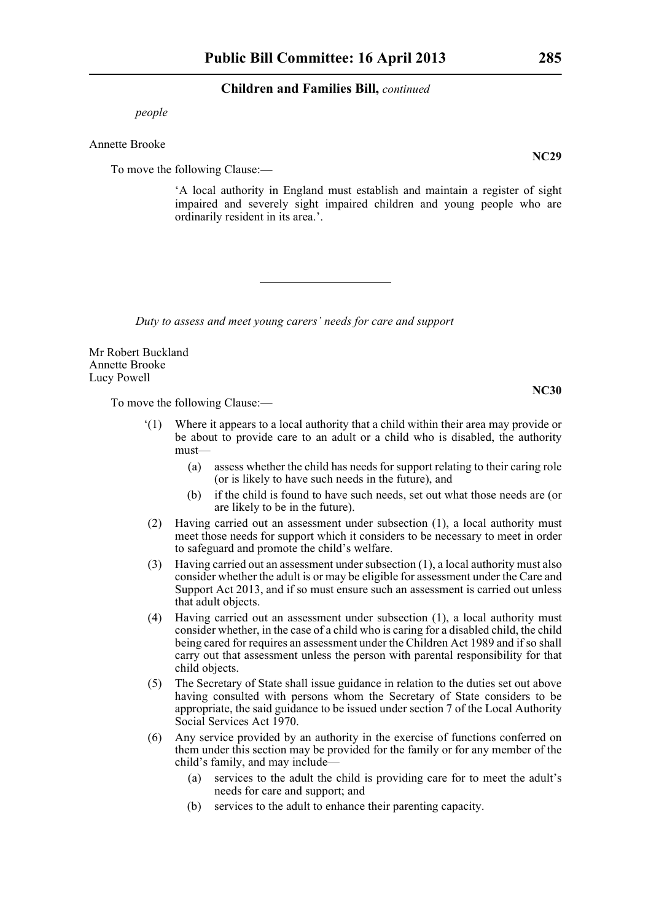*people*

Annette Brooke

**NC29**

To move the following Clause:—

'A local authority in England must establish and maintain a register of sight impaired and severely sight impaired children and young people who are ordinarily resident in its area.'.

---

*Duty to assess and meet young carers' needs for care and support*

Mr Robert Buckland
Annette Brooke
Lucy Powell

**NC30**

To move the following Clause:—

'(1) Where it appears to a local authority that a child within their area may provide or be about to provide care to an adult or a child who is disabled, the authority must—

(a) assess whether the child has needs for support relating to their caring role (or is likely to have such needs in the future), and

(b) if the child is found to have such needs, set out what those needs are (or are likely to be in the future).

(2) Having carried out an assessment under subsection (1), a local authority must meet those needs for support which it considers to be necessary to meet in order to safeguard and promote the child's welfare.

(3) Having carried out an assessment under subsection (1), a local authority must also consider whether the adult is or may be eligible for assessment under the Care and Support Act 2013, and if so must ensure such an assessment is carried out unless that adult objects.

(4) Having carried out an assessment under subsection (1), a local authority must consider whether, in the case of a child who is caring for a disabled child, the child being cared for requires an assessment under the Children Act 1989 and if so shall carry out that assessment unless the person with parental responsibility for that child objects.

(5) The Secretary of State shall issue guidance in relation to the duties set out above having consulted with persons whom the Secretary of State considers to be appropriate, the said guidance to be issued under section 7 of the Local Authority Social Services Act 1970.

(6) Any service provided by an authority in the exercise of functions conferred on them under this section may be provided for the family or for any member of the child's family, and may include—

(a) services to the adult the child is providing care for to meet the adult's needs for care and support; and

(b) services to the adult to enhance their parenting capacity.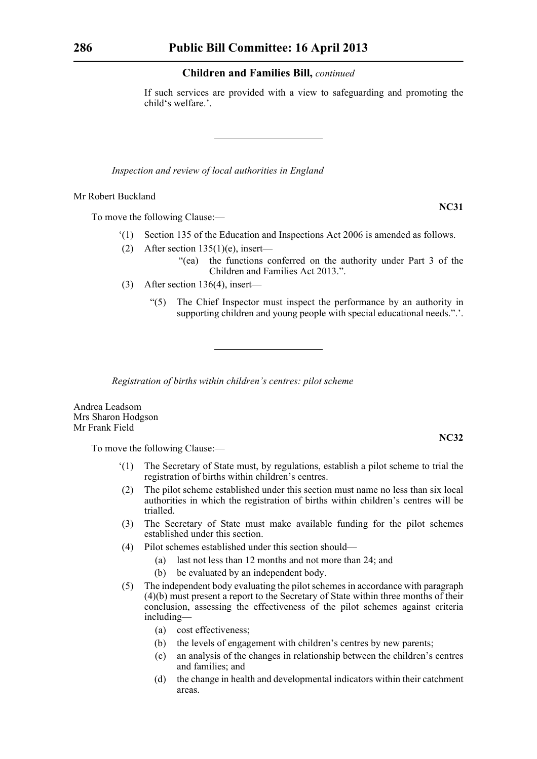If such services are provided with a view to safeguarding and promoting the child's welfare.'.

---

*Inspection and review of local authorities in England*

Mr Robert Buckland

**NC31**

To move the following Clause:—

'(1) Section 135 of the Education and Inspections Act 2006 is amended as follows.

(2) After section 135(1)(e), insert—

"(ea) the functions conferred on the authority under Part 3 of the Children and Families Act 2013.".

(3) After section 136(4), insert—

"(5) The Chief Inspector must inspect the performance by an authority in supporting children and young people with special educational needs.".'.

---

*Registration of births within children's centres: pilot scheme*

Andrea Leadsom
Mrs Sharon Hodgson
Mr Frank Field

**NC32**

To move the following Clause:—

'(1) The Secretary of State must, by regulations, establish a pilot scheme to trial the registration of births within children's centres.

(2) The pilot scheme established under this section must name no less than six local authorities in which the registration of births within children's centres will be trialled.

(3) The Secretary of State must make available funding for the pilot schemes established under this section.

(4) Pilot schemes established under this section should—

(a) last not less than 12 months and not more than 24; and

(b) be evaluated by an independent body.

(5) The independent body evaluating the pilot schemes in accordance with paragraph (4)(b) must present a report to the Secretary of State within three months of their conclusion, assessing the effectiveness of the pilot schemes against criteria including—

(a) cost effectiveness;

(b) the levels of engagement with children's centres by new parents;

(c) an analysis of the changes in relationship between the children's centres and families; and

(d) the change in health and developmental indicators within their catchment areas.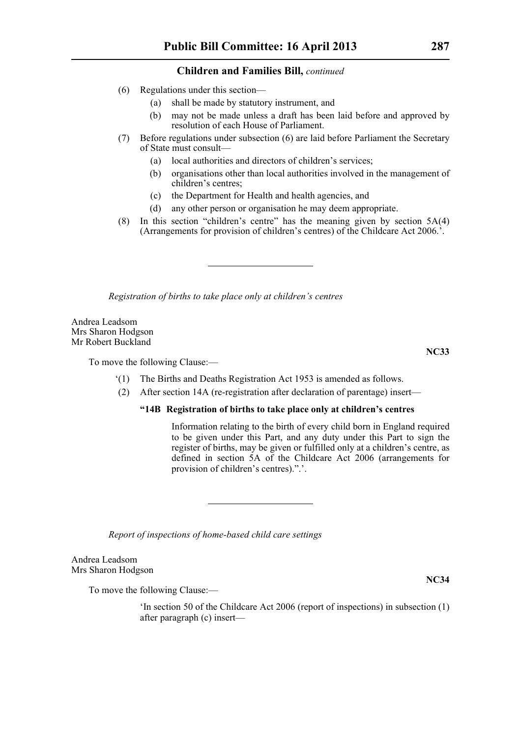(6) Regulations under this section—

(a) shall be made by statutory instrument, and

(b) may not be made unless a draft has been laid before and approved by resolution of each House of Parliament.

(7) Before regulations under subsection (6) are laid before Parliament the Secretary of State must consult—

(a) local authorities and directors of children's services;

(b) organisations other than local authorities involved in the management of children's centres;

(c) the Department for Health and health agencies, and

(d) any other person or organisation he may deem appropriate.

(8) In this section "children's centre" has the meaning given by section 5A(4) (Arrangements for provision of children's centres) of the Childcare Act 2006.'.

---

*Registration of births to take place only at children's centres*

Andrea Leadsom
Mrs Sharon Hodgson
Mr Robert Buckland

**NC33**

To move the following Clause:—

'(1) The Births and Deaths Registration Act 1953 is amended as follows.

(2) After section 14A (re-registration after declaration of parentage) insert—

**"14B Registration of births to take place only at children's centres**

Information relating to the birth of every child born in England required to be given under this Part, and any duty under this Part to sign the register of births, may be given or fulfilled only at a children's centre, as defined in section 5A of the Childcare Act 2006 (arrangements for provision of children's centres).".'.

---

*Report of inspections of home-based child care settings*

Andrea Leadsom
Mrs Sharon Hodgson

**NC34**

To move the following Clause:—

'In section 50 of the Childcare Act 2006 (report of inspections) in subsection (1) after paragraph (c) insert—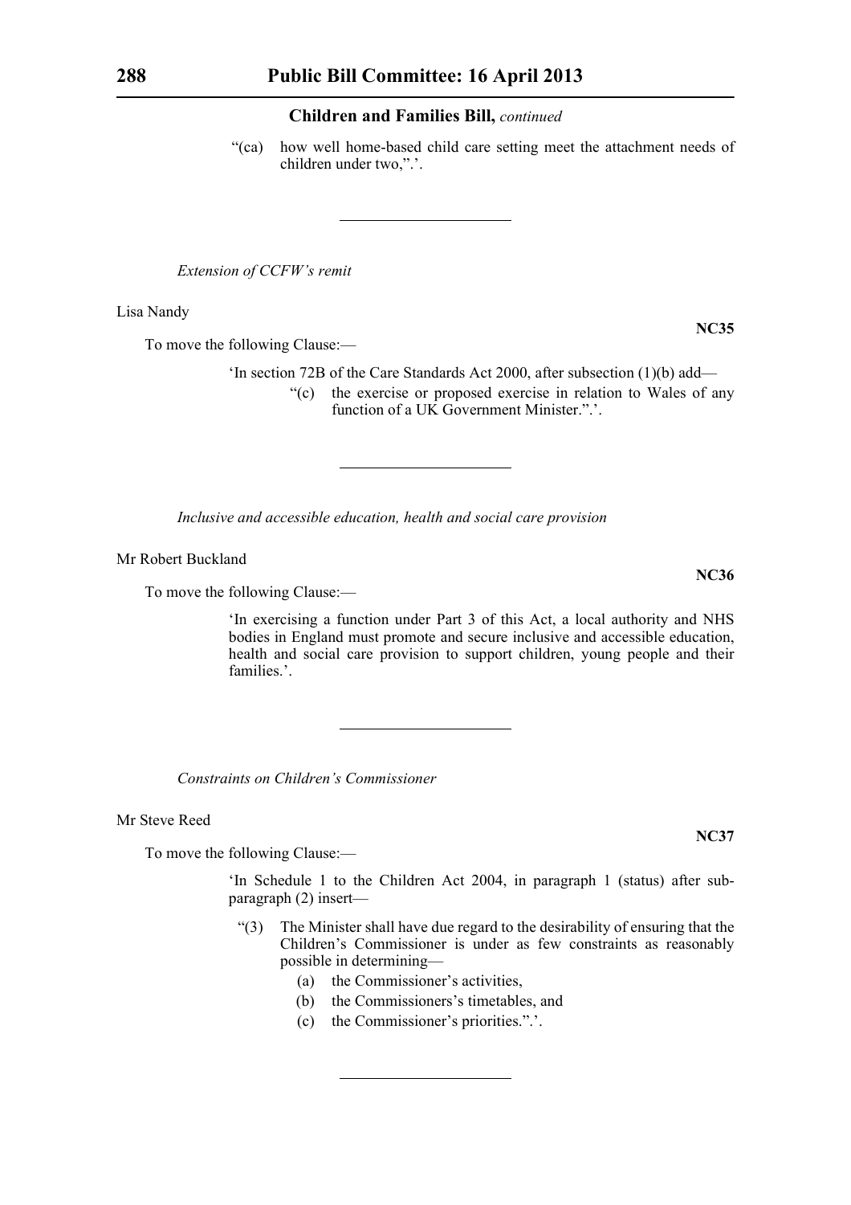“(ca) how well home-based child care setting meet the attachment needs of children under two,”.’.

---

*Extension of CCFW’s remit*

Lisa Nandy

**NC35**

To move the following Clause:—

‘In section 72B of the Care Standards Act 2000, after subsection (1)(b) add—

“(c) the exercise or proposed exercise in relation to Wales of any function of a UK Government Minister.”.’.

---

*Inclusive and accessible education, health and social care provision*

Mr Robert Buckland

**NC36**

To move the following Clause:—

‘In exercising a function under Part 3 of this Act, a local authority and NHS bodies in England must promote and secure inclusive and accessible education, health and social care provision to support children, young people and their families.’.

---

*Constraints on Children’s Commissioner*

Mr Steve Reed

**NC37**

To move the following Clause:—

‘In Schedule 1 to the Children Act 2004, in paragraph 1 (status) after sub-paragraph (2) insert—

“(3) The Minister shall have due regard to the desirability of ensuring that the Children’s Commissioner is under as few constraints as reasonably possible in determining—

(a) the Commissioner’s activities,

(b) the Commissioners’s timetables, and

(c) the Commissioner’s priorities.”.’.

---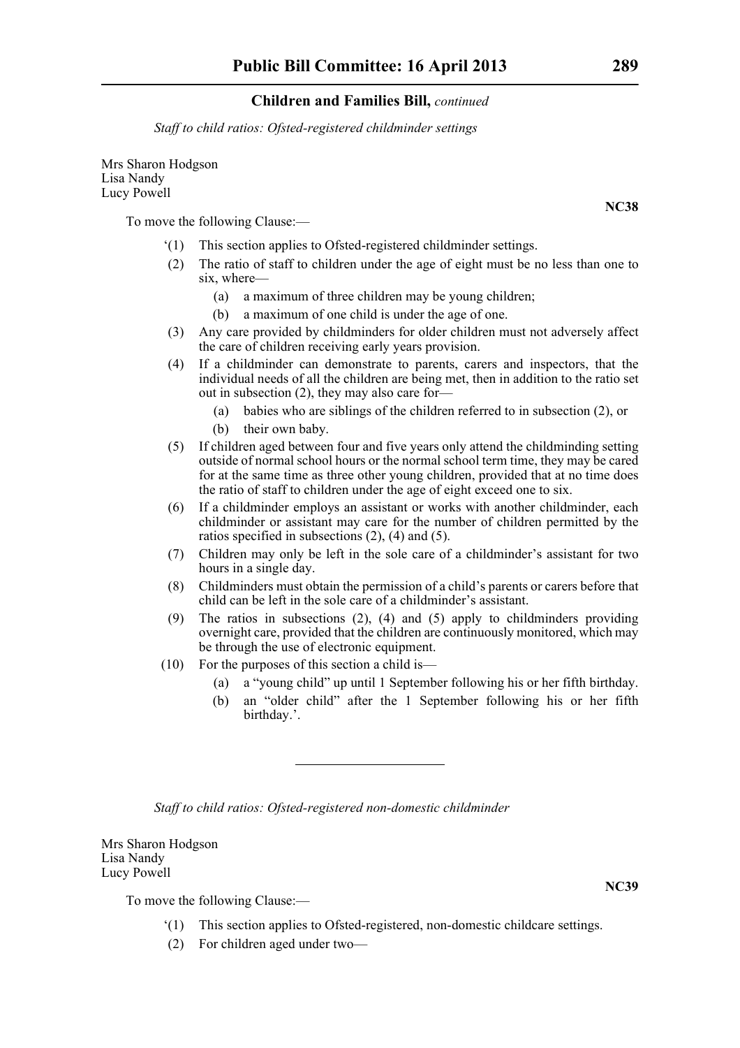*Staff to child ratios: Ofsted-registered childminder settings*

Mrs Sharon Hodgson
Lisa Nandy
Lucy Powell

**NC38**

To move the following Clause:—

'(1) This section applies to Ofsted-registered childminder settings.

(2) The ratio of staff to children under the age of eight must be no less than one to six, where—

(a) a maximum of three children may be young children;

(b) a maximum of one child is under the age of one.

(3) Any care provided by childminders for older children must not adversely affect the care of children receiving early years provision.

(4) If a childminder can demonstrate to parents, carers and inspectors, that the individual needs of all the children are being met, then in addition to the ratio set out in subsection (2), they may also care for—

(a) babies who are siblings of the children referred to in subsection (2), or

(b) their own baby.

(5) If children aged between four and five years only attend the childminding setting outside of normal school hours or the normal school term time, they may be cared for at the same time as three other young children, provided that at no time does the ratio of staff to children under the age of eight exceed one to six.

(6) If a childminder employs an assistant or works with another childminder, each childminder or assistant may care for the number of children permitted by the ratios specified in subsections (2), (4) and (5).

(7) Children may only be left in the sole care of a childminder's assistant for two hours in a single day.

(8) Childminders must obtain the permission of a child's parents or carers before that child can be left in the sole care of a childminder's assistant.

(9) The ratios in subsections (2), (4) and (5) apply to childminders providing overnight care, provided that the children are continuously monitored, which may be through the use of electronic equipment.

(10) For the purposes of this section a child is—

(a) a "young child" up until 1 September following his or her fifth birthday.

(b) an "older child" after the 1 September following his or her fifth birthday.'.

---

*Staff to child ratios: Ofsted-registered non-domestic childminder*

Mrs Sharon Hodgson
Lisa Nandy
Lucy Powell

**NC39**

To move the following Clause:—

'(1) This section applies to Ofsted-registered, non-domestic childcare settings.

(2) For children aged under two—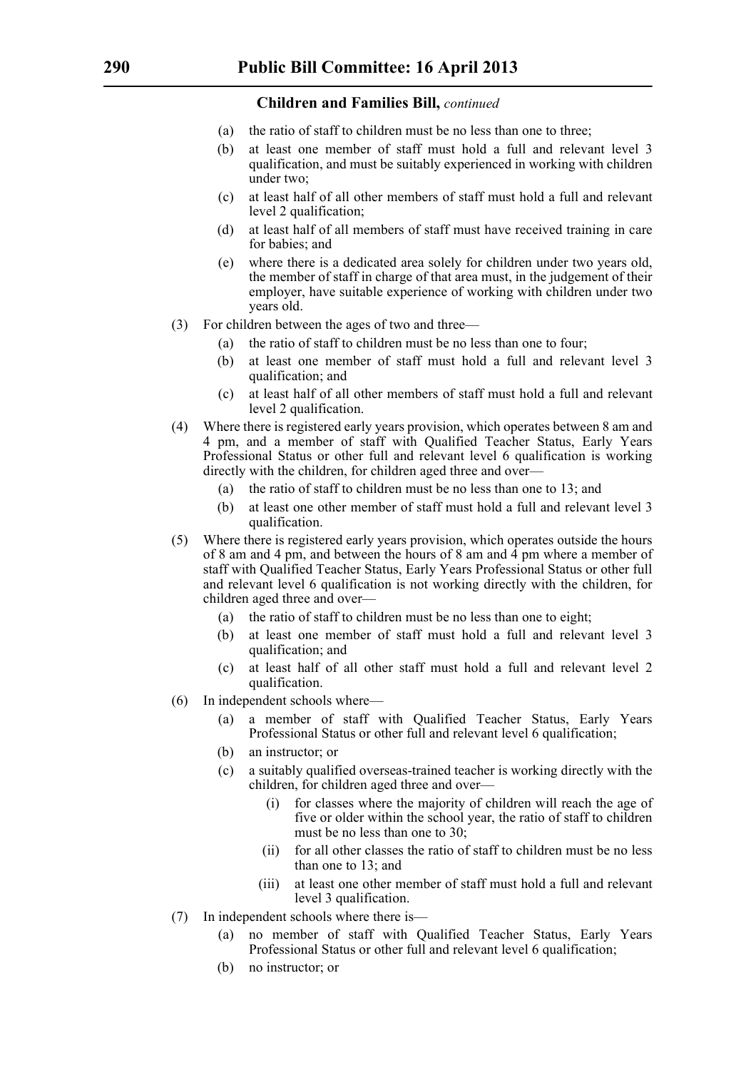(a) the ratio of staff to children must be no less than one to three;

(b) at least one member of staff must hold a full and relevant level 3 qualification, and must be suitably experienced in working with children under two;

(c) at least half of all other members of staff must hold a full and relevant level 2 qualification;

(d) at least half of all members of staff must have received training in care for babies; and

(e) where there is a dedicated area solely for children under two years old, the member of staff in charge of that area must, in the judgement of their employer, have suitable experience of working with children under two years old.

(3) For children between the ages of two and three—

(a) the ratio of staff to children must be no less than one to four;

(b) at least one member of staff must hold a full and relevant level 3 qualification; and

(c) at least half of all other members of staff must hold a full and relevant level 2 qualification.

(4) Where there is registered early years provision, which operates between 8 am and 4 pm, and a member of staff with Qualified Teacher Status, Early Years Professional Status or other full and relevant level 6 qualification is working directly with the children, for children aged three and over—

(a) the ratio of staff to children must be no less than one to 13; and

(b) at least one other member of staff must hold a full and relevant level 3 qualification.

(5) Where there is registered early years provision, which operates outside the hours of 8 am and 4 pm, and between the hours of 8 am and 4 pm where a member of staff with Qualified Teacher Status, Early Years Professional Status or other full and relevant level 6 qualification is not working directly with the children, for children aged three and over—

(a) the ratio of staff to children must be no less than one to eight;

(b) at least one member of staff must hold a full and relevant level 3 qualification; and

(c) at least half of all other staff must hold a full and relevant level 2 qualification.

(6) In independent schools where—

(a) a member of staff with Qualified Teacher Status, Early Years Professional Status or other full and relevant level 6 qualification;

(b) an instructor; or

(c) a suitably qualified overseas-trained teacher is working directly with the children, for children aged three and over—

(i) for classes where the majority of children will reach the age of five or older within the school year, the ratio of staff to children must be no less than one to 30;

(ii) for all other classes the ratio of staff to children must be no less than one to 13; and

(iii) at least one other member of staff must hold a full and relevant level 3 qualification.

(7) In independent schools where there is—

(a) no member of staff with Qualified Teacher Status, Early Years Professional Status or other full and relevant level 6 qualification;

(b) no instructor; or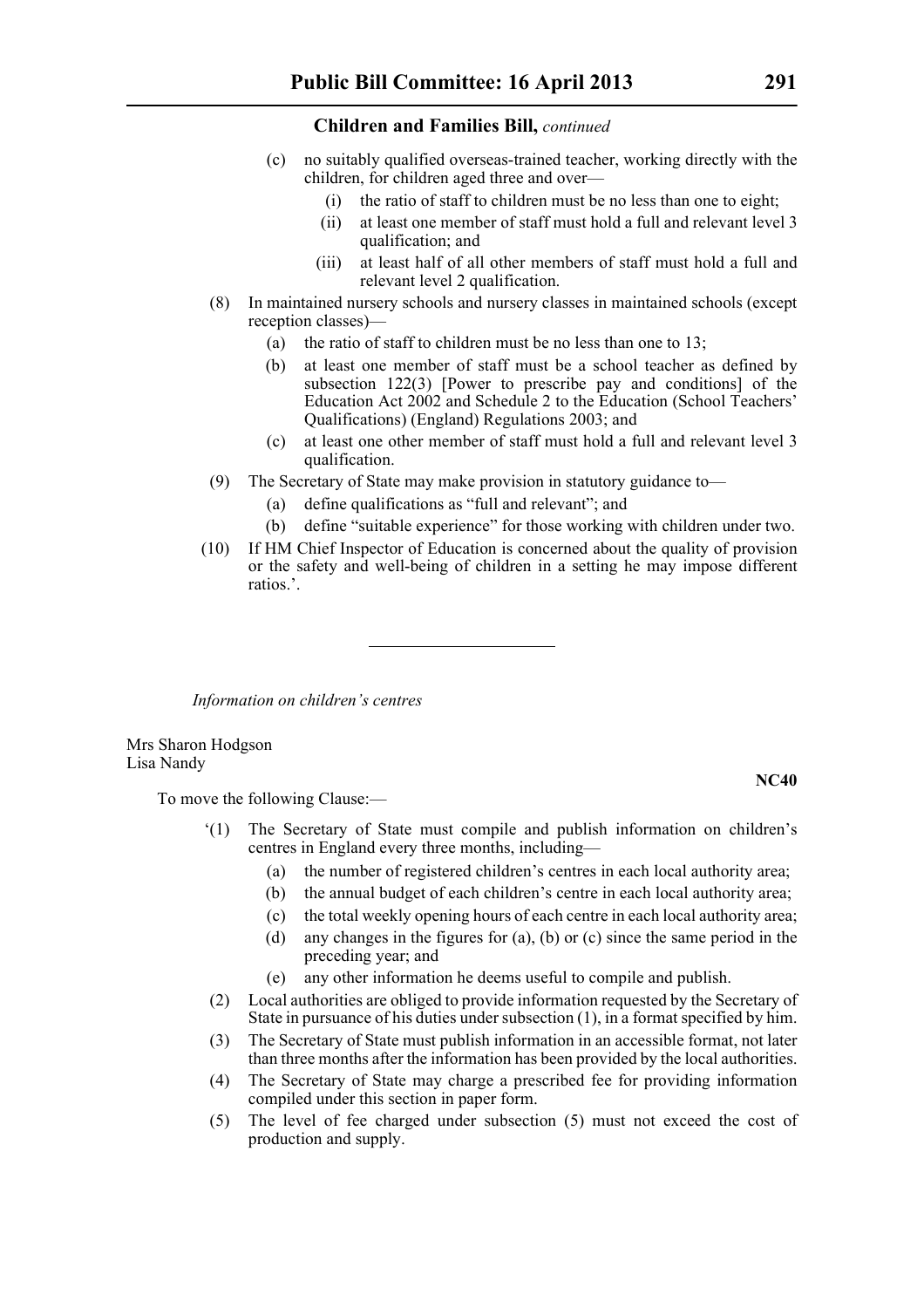**Children and Families Bill,** *continued*

(c) no suitably qualified overseas-trained teacher, working directly with the children, for children aged three and over—

(i) the ratio of staff to children must be no less than one to eight;

(ii) at least one member of staff must hold a full and relevant level 3 qualification; and

(iii) at least half of all other members of staff must hold a full and relevant level 2 qualification.

(8) In maintained nursery schools and nursery classes in maintained schools (except reception classes)—

(a) the ratio of staff to children must be no less than one to 13;

(b) at least one member of staff must be a school teacher as defined by subsection 122(3) [Power to prescribe pay and conditions] of the Education Act 2002 and Schedule 2 to the Education (School Teachers' Qualifications) (England) Regulations 2003; and

(c) at least one other member of staff must hold a full and relevant level 3 qualification.

(9) The Secretary of State may make provision in statutory guidance to—

(a) define qualifications as "full and relevant"; and

(b) define "suitable experience" for those working with children under two.

(10) If HM Chief Inspector of Education is concerned about the quality of provision or the safety and well-being of children in a setting he may impose different ratios.'.

---

*Information on children's centres*

Mrs Sharon Hodgson
Lisa Nandy

**NC40**

To move the following Clause:—

'(1) The Secretary of State must compile and publish information on children's centres in England every three months, including—

(a) the number of registered children's centres in each local authority area;

(b) the annual budget of each children's centre in each local authority area;

(c) the total weekly opening hours of each centre in each local authority area;

(d) any changes in the figures for (a), (b) or (c) since the same period in the preceding year; and

(e) any other information he deems useful to compile and publish.

(2) Local authorities are obliged to provide information requested by the Secretary of State in pursuance of his duties under subsection (1), in a format specified by him.

(3) The Secretary of State must publish information in an accessible format, not later than three months after the information has been provided by the local authorities.

(4) The Secretary of State may charge a prescribed fee for providing information compiled under this section in paper form.

(5) The level of fee charged under subsection (5) must not exceed the cost of production and supply.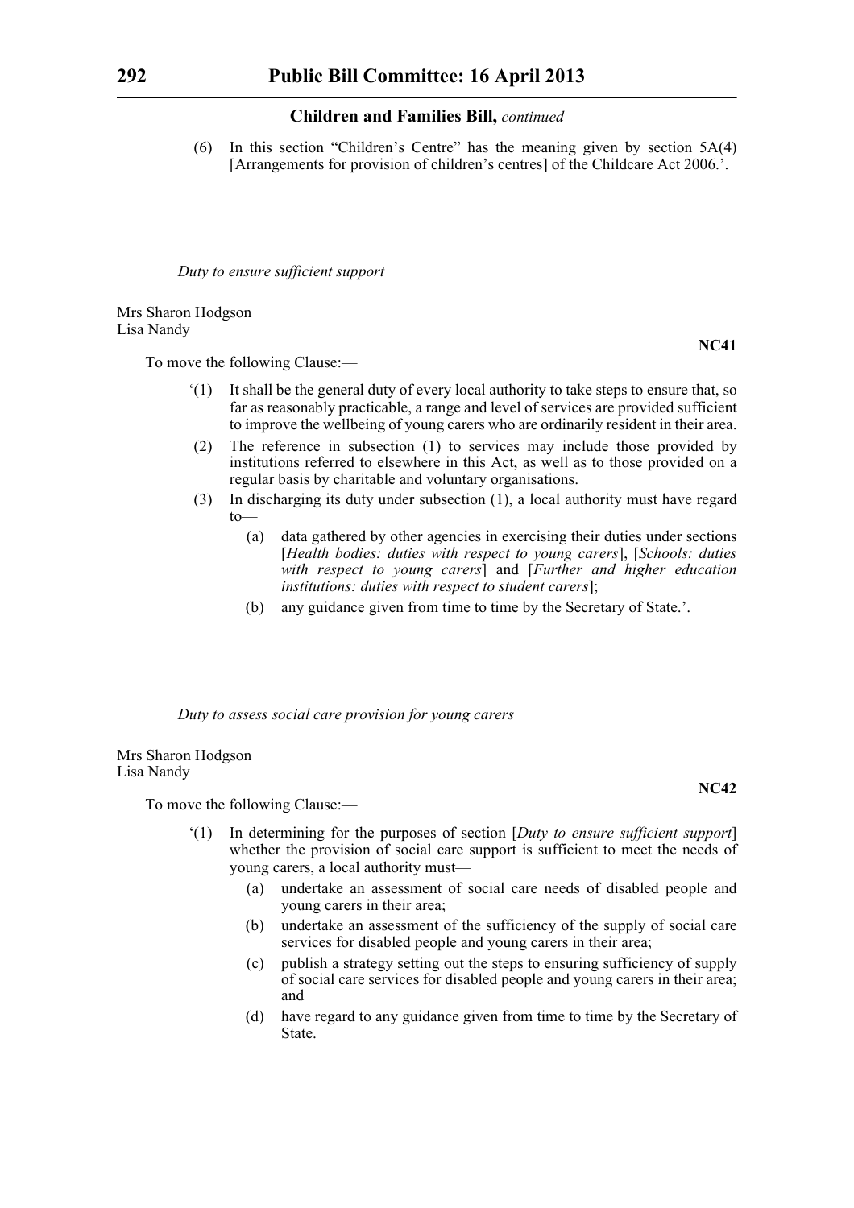(6) In this section "Children's Centre" has the meaning given by section 5A(4) [Arrangements for provision of children's centres] of the Childcare Act 2006.'.

---

*Duty to ensure sufficient support*

Mrs Sharon Hodgson
Lisa Nandy

**NC41**

To move the following Clause:—

'(1) It shall be the general duty of every local authority to take steps to ensure that, so far as reasonably practicable, a range and level of services are provided sufficient to improve the wellbeing of young carers who are ordinarily resident in their area.

(2) The reference in subsection (1) to services may include those provided by institutions referred to elsewhere in this Act, as well as to those provided on a regular basis by charitable and voluntary organisations.

(3) In discharging its duty under subsection (1), a local authority must have regard to—

(a) data gathered by other agencies in exercising their duties under sections [*Health bodies: duties with respect to young carers*], [*Schools: duties with respect to young carers*] and [*Further and higher education institutions: duties with respect to student carers*];

(b) any guidance given from time to time by the Secretary of State.'.

---

*Duty to assess social care provision for young carers*

Mrs Sharon Hodgson
Lisa Nandy

**NC42**

To move the following Clause:—

'(1) In determining for the purposes of section [*Duty to ensure sufficient support*] whether the provision of social care support is sufficient to meet the needs of young carers, a local authority must—

(a) undertake an assessment of social care needs of disabled people and young carers in their area;

(b) undertake an assessment of the sufficiency of the supply of social care services for disabled people and young carers in their area;

(c) publish a strategy setting out the steps to ensuring sufficiency of supply of social care services for disabled people and young carers in their area; and

(d) have regard to any guidance given from time to time by the Secretary of State.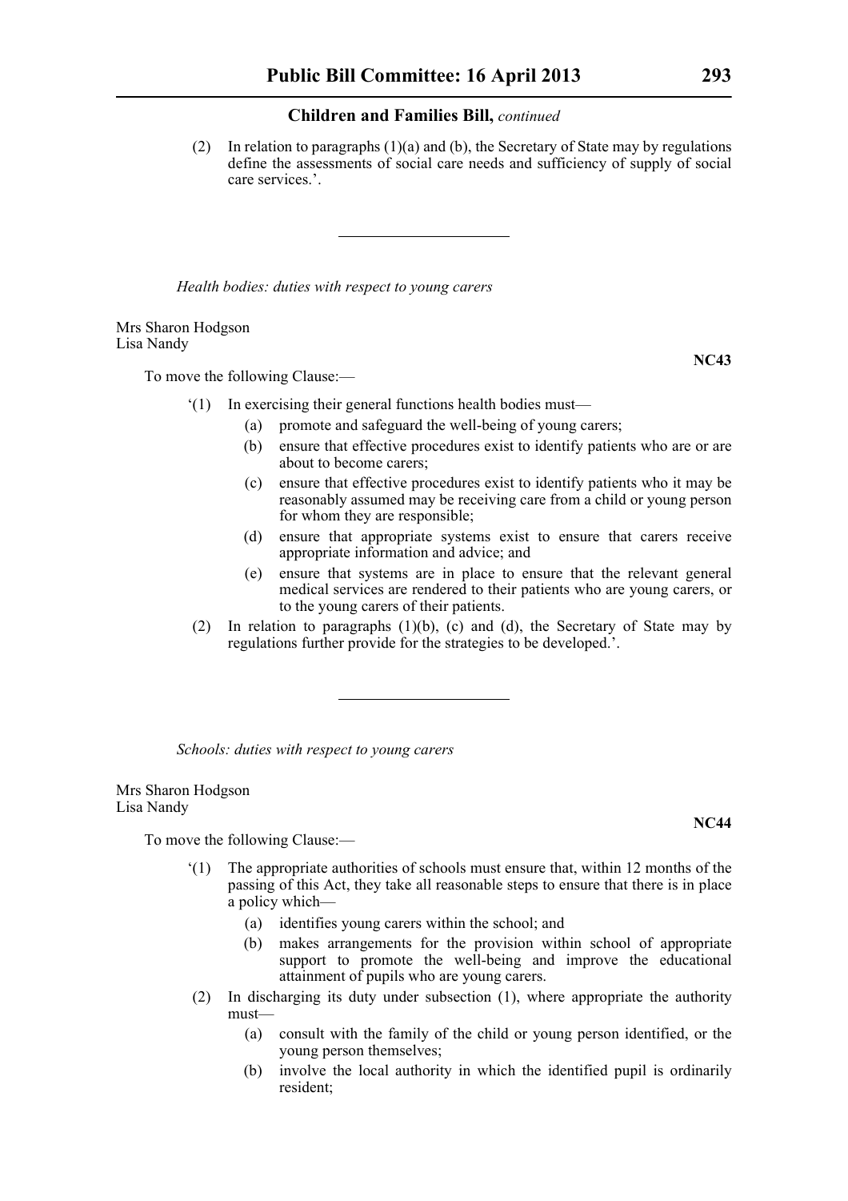(2) In relation to paragraphs (1)(a) and (b), the Secretary of State may by regulations define the assessments of social care needs and sufficiency of supply of social care services.'.

---

*Health bodies: duties with respect to young carers*

Mrs Sharon Hodgson
Lisa Nandy

**NC43**

To move the following Clause:—

'(1) In exercising their general functions health bodies must—

(a) promote and safeguard the well-being of young carers;

(b) ensure that effective procedures exist to identify patients who are or are about to become carers;

(c) ensure that effective procedures exist to identify patients who it may be reasonably assumed may be receiving care from a child or young person for whom they are responsible;

(d) ensure that appropriate systems exist to ensure that carers receive appropriate information and advice; and

(e) ensure that systems are in place to ensure that the relevant general medical services are rendered to their patients who are young carers, or to the young carers of their patients.

(2) In relation to paragraphs (1)(b), (c) and (d), the Secretary of State may by regulations further provide for the strategies to be developed.'.

---

*Schools: duties with respect to young carers*

Mrs Sharon Hodgson
Lisa Nandy

**NC44**

To move the following Clause:—

'(1) The appropriate authorities of schools must ensure that, within 12 months of the passing of this Act, they take all reasonable steps to ensure that there is in place a policy which—

(a) identifies young carers within the school; and

(b) makes arrangements for the provision within school of appropriate support to promote the well-being and improve the educational attainment of pupils who are young carers.

(2) In discharging its duty under subsection (1), where appropriate the authority must—

(a) consult with the family of the child or young person identified, or the young person themselves;

(b) involve the local authority in which the identified pupil is ordinarily resident;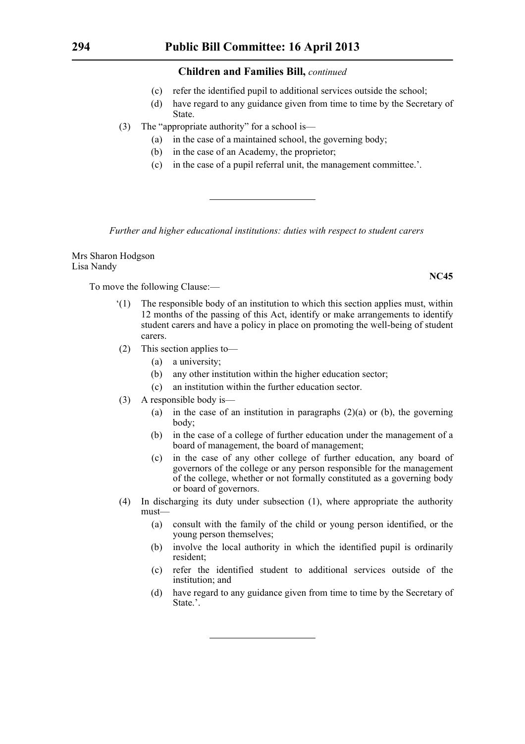- (c) refer the identified pupil to additional services outside the school;
- (d) have regard to any guidance given from time to time by the Secretary of State.

(3) The "appropriate authority" for a school is—

- (a) in the case of a maintained school, the governing body;
- (b) in the case of an Academy, the proprietor;
- (c) in the case of a pupil referral unit, the management committee.'.

---

*Further and higher educational institutions: duties with respect to student carers*

Mrs Sharon Hodgson
Lisa Nandy

**NC45**

To move the following Clause:—

'(1) The responsible body of an institution to which this section applies must, within 12 months of the passing of this Act, identify or make arrangements to identify student carers and have a policy in place on promoting the well-being of student carers.

(2) This section applies to—

- (a) a university;
- (b) any other institution within the higher education sector;
- (c) an institution within the further education sector.

(3) A responsible body is—

- (a) in the case of an institution in paragraphs (2)(a) or (b), the governing body;
- (b) in the case of a college of further education under the management of a board of management, the board of management;
- (c) in the case of any other college of further education, any board of governors of the college or any person responsible for the management of the college, whether or not formally constituted as a governing body or board of governors.

(4) In discharging its duty under subsection (1), where appropriate the authority must—

- (a) consult with the family of the child or young person identified, or the young person themselves;
- (b) involve the local authority in which the identified pupil is ordinarily resident;
- (c) refer the identified student to additional services outside of the institution; and
- (d) have regard to any guidance given from time to time by the Secretary of State.'.

---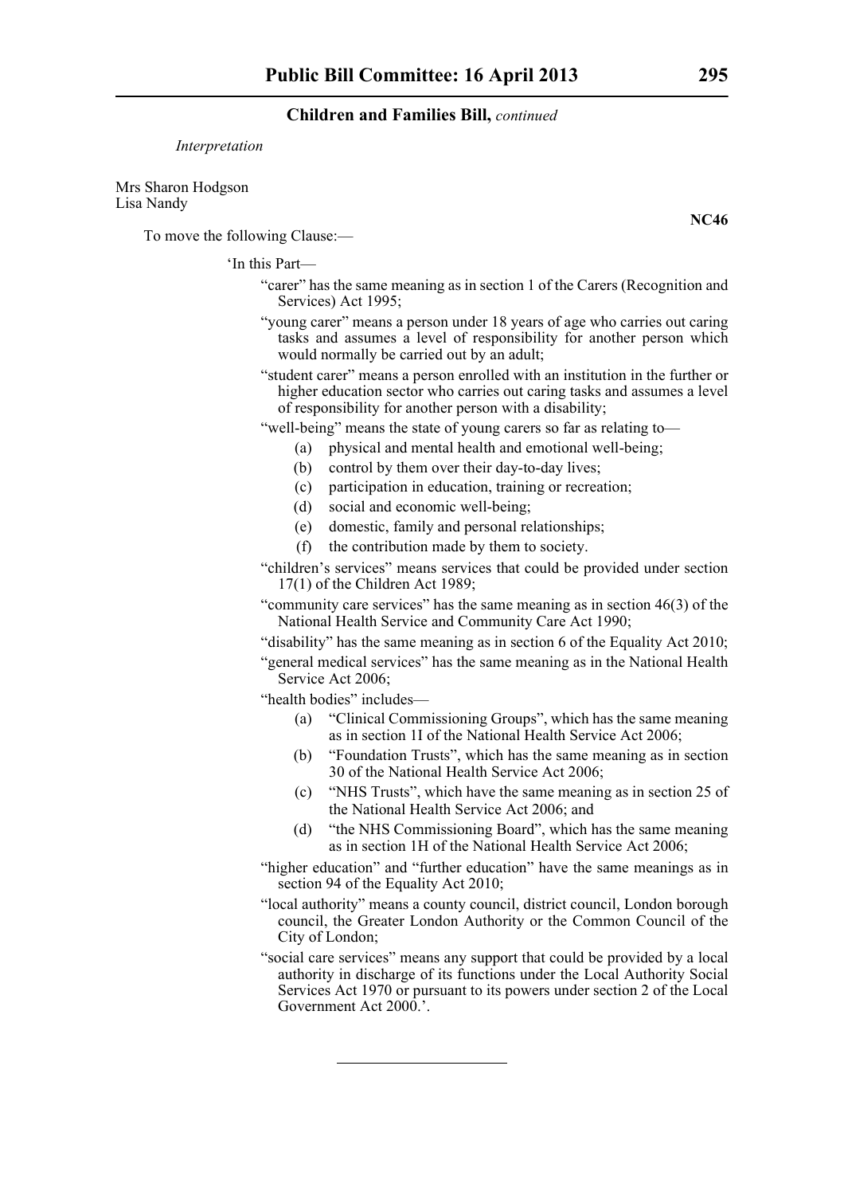*Interpretation*

Mrs Sharon Hodgson
Lisa Nandy

**NC46**

To move the following Clause:—

'In this Part—

"carer" has the same meaning as in section 1 of the Carers (Recognition and Services) Act 1995;

"young carer" means a person under 18 years of age who carries out caring tasks and assumes a level of responsibility for another person which would normally be carried out by an adult;

"student carer" means a person enrolled with an institution in the further or higher education sector who carries out caring tasks and assumes a level of responsibility for another person with a disability;

"well-being" means the state of young carers so far as relating to—

- (a) physical and mental health and emotional well-being;
- (b) control by them over their day-to-day lives;
- (c) participation in education, training or recreation;
- (d) social and economic well-being;
- (e) domestic, family and personal relationships;
- (f) the contribution made by them to society.

"children's services" means services that could be provided under section 17(1) of the Children Act 1989;

"community care services" has the same meaning as in section 46(3) of the National Health Service and Community Care Act 1990;

"disability" has the same meaning as in section 6 of the Equality Act 2010;

"general medical services" has the same meaning as in the National Health Service Act 2006;

"health bodies" includes—

- (a) "Clinical Commissioning Groups", which has the same meaning as in section 1I of the National Health Service Act 2006;
- (b) "Foundation Trusts", which has the same meaning as in section 30 of the National Health Service Act 2006;
- (c) "NHS Trusts", which have the same meaning as in section 25 of the National Health Service Act 2006; and
- (d) "the NHS Commissioning Board", which has the same meaning as in section 1H of the National Health Service Act 2006;

"higher education" and "further education" have the same meanings as in section 94 of the Equality Act 2010;

"local authority" means a county council, district council, London borough council, the Greater London Authority or the Common Council of the City of London;

"social care services" means any support that could be provided by a local authority in discharge of its functions under the Local Authority Social Services Act 1970 or pursuant to its powers under section 2 of the Local Government Act 2000.'.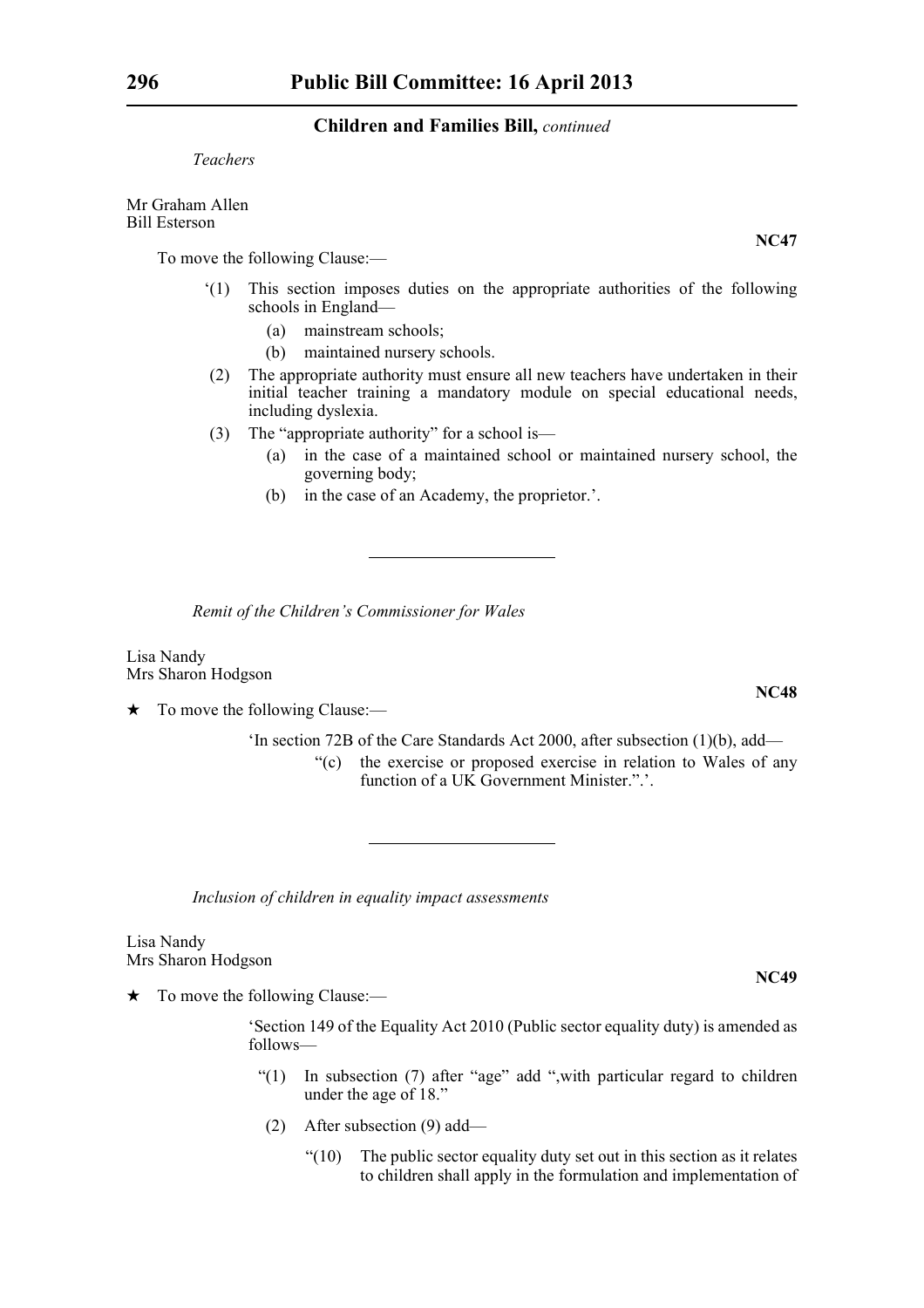*Teachers*

Mr Graham Allen
Bill Esterson

**NC47**

To move the following Clause:—

‘(1) This section imposes duties on the appropriate authorities of the following schools in England—

(a) mainstream schools;

(b) maintained nursery schools.

(2) The appropriate authority must ensure all new teachers have undertaken in their initial teacher training a mandatory module on special educational needs, including dyslexia.

(3) The “appropriate authority” for a school is—

(a) in the case of a maintained school or maintained nursery school, the governing body;

(b) in the case of an Academy, the proprietor.’.

---

*Remit of the Children’s Commissioner for Wales*

Lisa Nandy
Mrs Sharon Hodgson

**NC48**

★ To move the following Clause:—

‘In section 72B of the Care Standards Act 2000, after subsection (1)(b), add—

“(c) the exercise or proposed exercise in relation to Wales of any function of a UK Government Minister.”.’.

---

*Inclusion of children in equality impact assessments*

Lisa Nandy
Mrs Sharon Hodgson

**NC49**

★ To move the following Clause:—

‘Section 149 of the Equality Act 2010 (Public sector equality duty) is amended as follows—

“(1) In subsection (7) after “age” add “,with particular regard to children under the age of 18.”

(2) After subsection (9) add—

“(10) The public sector equality duty set out in this section as it relates to children shall apply in the formulation and implementation of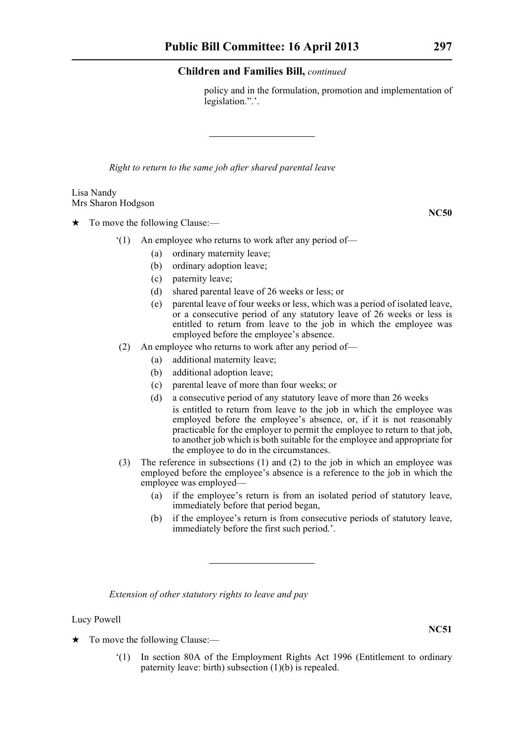policy and in the formulation, promotion and implementation of legislation.".'.

---

*Right to return to the same job after shared parental leave*

Lisa Nandy
Mrs Sharon Hodgson

**NC50**

★ To move the following Clause:—

'(1) An employee who returns to work after any period of—

(a) ordinary maternity leave;

(b) ordinary adoption leave;

(c) paternity leave;

(d) shared parental leave of 26 weeks or less; or

(e) parental leave of four weeks or less, which was a period of isolated leave, or a consecutive period of any statutory leave of 26 weeks or less is entitled to return from leave to the job in which the employee was employed before the employee's absence.

(2) An employee who returns to work after any period of—

(a) additional maternity leave;

(b) additional adoption leave;

(c) parental leave of more than four weeks; or

(d) a consecutive period of any statutory leave of more than 26 weeks

is entitled to return from leave to the job in which the employee was employed before the employee's absence, or, if it is not reasonably practicable for the employer to permit the employee to return to that job, to another job which is both suitable for the employee and appropriate for the employee to do in the circumstances.

(3) The reference in subsections (1) and (2) to the job in which an employee was employed before the employee's absence is a reference to the job in which the employee was employed—

(a) if the employee's return is from an isolated period of statutory leave, immediately before that period began,

(b) if the employee's return is from consecutive periods of statutory leave, immediately before the first such period.'.

---

*Extension of other statutory rights to leave and pay*

Lucy Powell

**NC51**

★ To move the following Clause:—

'(1) In section 80A of the Employment Rights Act 1996 (Entitlement to ordinary paternity leave: birth) subsection (1)(b) is repealed.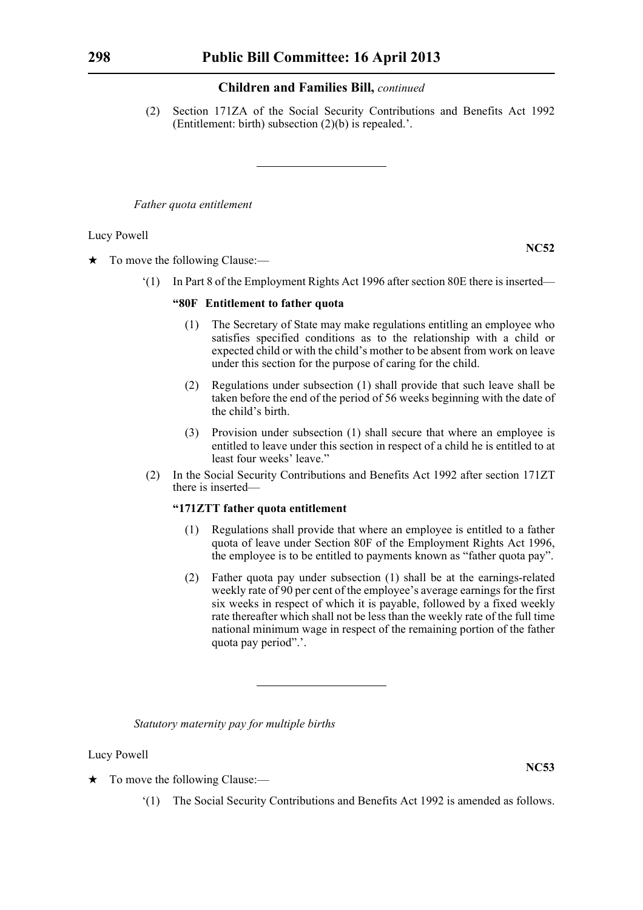(2) Section 171ZA of the Social Security Contributions and Benefits Act 1992 (Entitlement: birth) subsection (2)(b) is repealed.'.

---

*Father quota entitlement*

Lucy Powell

**NC52**

★ To move the following Clause:—

'(1) In Part 8 of the Employment Rights Act 1996 after section 80E there is inserted—

**"80F Entitlement to father quota**

(1) The Secretary of State may make regulations entitling an employee who satisfies specified conditions as to the relationship with a child or expected child or with the child's mother to be absent from work on leave under this section for the purpose of caring for the child.

(2) Regulations under subsection (1) shall provide that such leave shall be taken before the end of the period of 56 weeks beginning with the date of the child's birth.

(3) Provision under subsection (1) shall secure that where an employee is entitled to leave under this section in respect of a child he is entitled to at least four weeks' leave."

(2) In the Social Security Contributions and Benefits Act 1992 after section 171ZT there is inserted—

**"171ZTT father quota entitlement**

(1) Regulations shall provide that where an employee is entitled to a father quota of leave under Section 80F of the Employment Rights Act 1996, the employee is to be entitled to payments known as "father quota pay".

(2) Father quota pay under subsection (1) shall be at the earnings-related weekly rate of 90 per cent of the employee's average earnings for the first six weeks in respect of which it is payable, followed by a fixed weekly rate thereafter which shall not be less than the weekly rate of the full time national minimum wage in respect of the remaining portion of the father quota pay period".'.

---

*Statutory maternity pay for multiple births*

Lucy Powell

**NC53**

★ To move the following Clause:—

'(1) The Social Security Contributions and Benefits Act 1992 is amended as follows.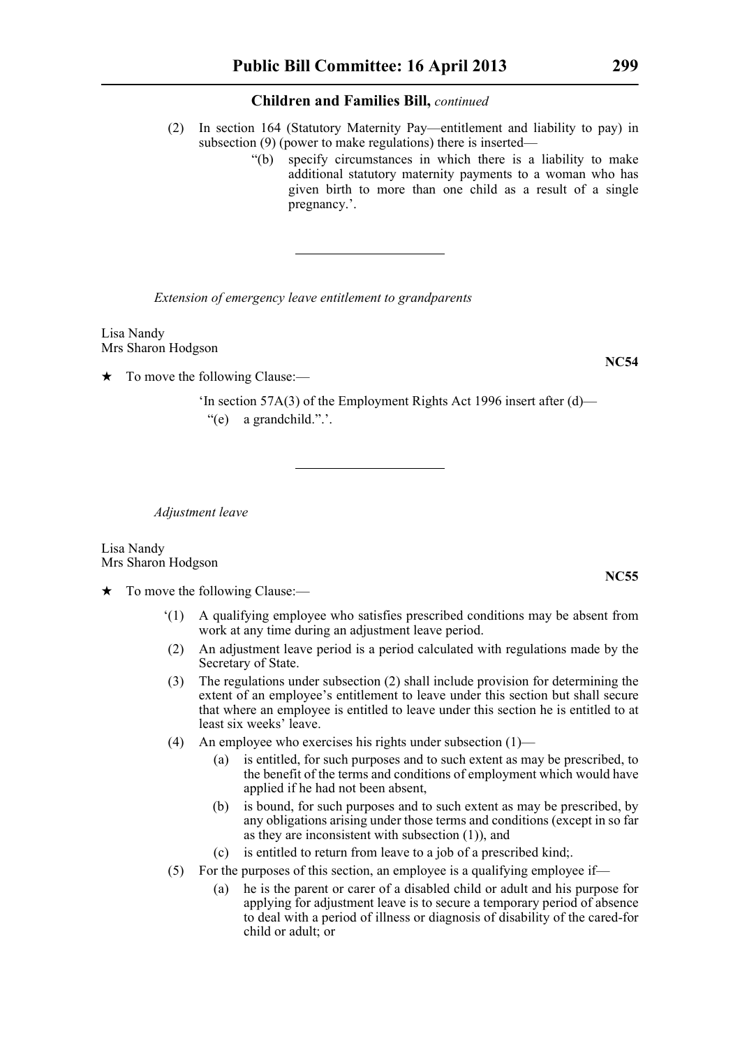(2) In section 164 (Statutory Maternity Pay—entitlement and liability to pay) in subsection (9) (power to make regulations) there is inserted—

"(b) specify circumstances in which there is a liability to make additional statutory maternity payments to a woman who has given birth to more than one child as a result of a single pregnancy.'.

---

*Extension of emergency leave entitlement to grandparents*

Lisa Nandy
Mrs Sharon Hodgson

**NC54**

★ To move the following Clause:—

'In section 57A(3) of the Employment Rights Act 1996 insert after (d)—
"(e) a grandchild.".'.

---

*Adjustment leave*

Lisa Nandy
Mrs Sharon Hodgson

**NC55**

★ To move the following Clause:—

'(1) A qualifying employee who satisfies prescribed conditions may be absent from work at any time during an adjustment leave period.

(2) An adjustment leave period is a period calculated with regulations made by the Secretary of State.

(3) The regulations under subsection (2) shall include provision for determining the extent of an employee's entitlement to leave under this section but shall secure that where an employee is entitled to leave under this section he is entitled to at least six weeks' leave.

(4) An employee who exercises his rights under subsection (1)—

(a) is entitled, for such purposes and to such extent as may be prescribed, to the benefit of the terms and conditions of employment which would have applied if he had not been absent,

(b) is bound, for such purposes and to such extent as may be prescribed, by any obligations arising under those terms and conditions (except in so far as they are inconsistent with subsection (1)), and

(c) is entitled to return from leave to a job of a prescribed kind;.

(5) For the purposes of this section, an employee is a qualifying employee if—

(a) he is the parent or carer of a disabled child or adult and his purpose for applying for adjustment leave is to secure a temporary period of absence to deal with a period of illness or diagnosis of disability of the cared-for child or adult; or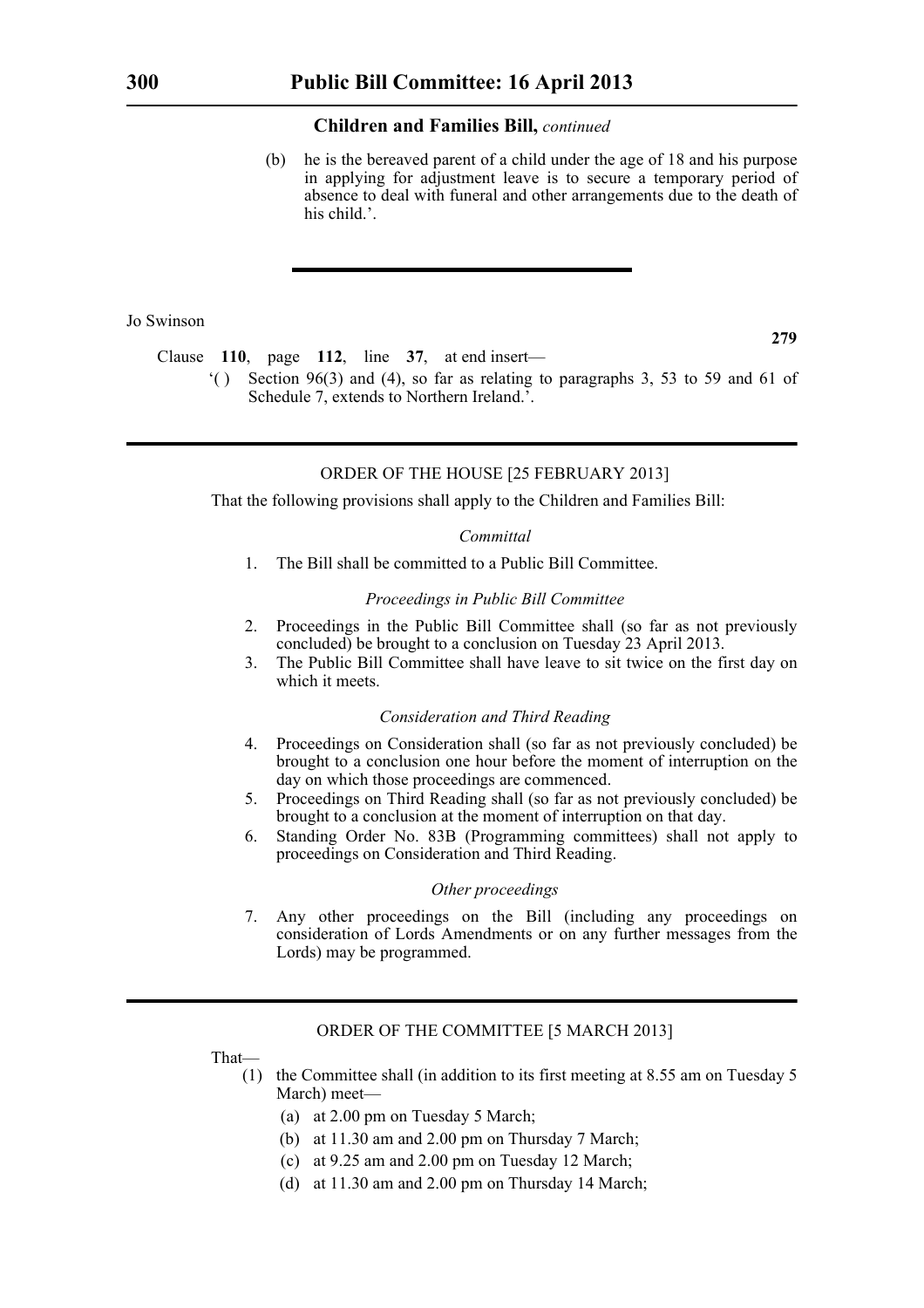**Children and Families Bill,** *continued*

(b) he is the bereaved parent of a child under the age of 18 and his purpose in applying for adjustment leave is to secure a temporary period of absence to deal with funeral and other arrangements due to the death of his child.'.

---

Jo Swinson

**279**

Clause **110**, page **112**, line **37**, at end insert—

'( ) Section 96(3) and (4), so far as relating to paragraphs 3, 53 to 59 and 61 of Schedule 7, extends to Northern Ireland.'.

---

ORDER OF THE HOUSE [25 FEBRUARY 2013]

That the following provisions shall apply to the Children and Families Bill:

*Committal*

1. The Bill shall be committed to a Public Bill Committee.

*Proceedings in Public Bill Committee*

2. Proceedings in the Public Bill Committee shall (so far as not previously concluded) be brought to a conclusion on Tuesday 23 April 2013.
3. The Public Bill Committee shall have leave to sit twice on the first day on which it meets.

*Consideration and Third Reading*

4. Proceedings on Consideration shall (so far as not previously concluded) be brought to a conclusion one hour before the moment of interruption on the day on which those proceedings are commenced.
5. Proceedings on Third Reading shall (so far as not previously concluded) be brought to a conclusion at the moment of interruption on that day.
6. Standing Order No. 83B (Programming committees) shall not apply to proceedings on Consideration and Third Reading.

*Other proceedings*

7. Any other proceedings on the Bill (including any proceedings on consideration of Lords Amendments or on any further messages from the Lords) may be programmed.

---

ORDER OF THE COMMITTEE [5 MARCH 2013]

That—

(1) the Committee shall (in addition to its first meeting at 8.55 am on Tuesday 5 March) meet—
   (a) at 2.00 pm on Tuesday 5 March;
   (b) at 11.30 am and 2.00 pm on Thursday 7 March;
   (c) at 9.25 am and 2.00 pm on Tuesday 12 March;
   (d) at 11.30 am and 2.00 pm on Thursday 14 March;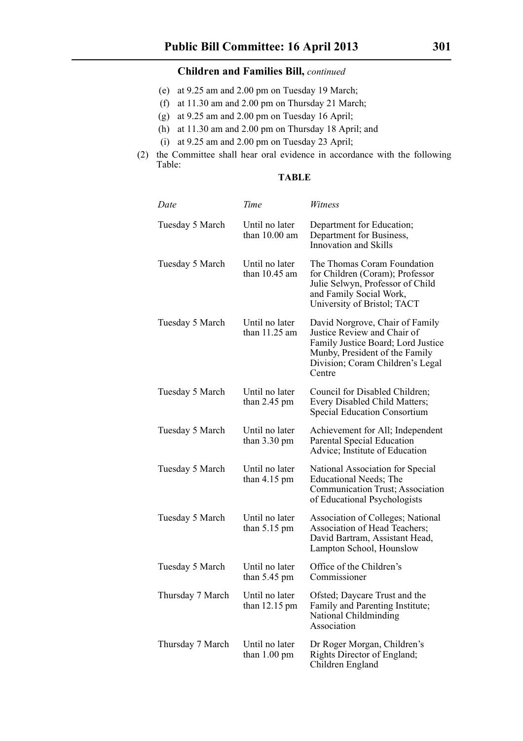## Children and Families Bill, *continued*

(e) at 9.25 am and 2.00 pm on Tuesday 19 March;

(f) at 11.30 am and 2.00 pm on Thursday 21 March;

(g) at 9.25 am and 2.00 pm on Tuesday 16 April;

(h) at 11.30 am and 2.00 pm on Thursday 18 April; and

(i) at 9.25 am and 2.00 pm on Tuesday 23 April;

(2) the Committee shall hear oral evidence in accordance with the following Table:

**TABLE**

| *Date* | *Time* | *Witness* |
|---|---|---|
| Tuesday 5 March | Until no later than 10.00 am | Department for Education; Department for Business, Innovation and Skills |
| Tuesday 5 March | Until no later than 10.45 am | The Thomas Coram Foundation for Children (Coram); Professor Julie Selwyn, Professor of Child and Family Social Work, University of Bristol; TACT |
| Tuesday 5 March | Until no later than 11.25 am | David Norgrove, Chair of Family Justice Review and Chair of Family Justice Board; Lord Justice Munby, President of the Family Division; Coram Children's Legal Centre |
| Tuesday 5 March | Until no later than 2.45 pm | Council for Disabled Children; Every Disabled Child Matters; Special Education Consortium |
| Tuesday 5 March | Until no later than 3.30 pm | Achievement for All; Independent Parental Special Education Advice; Institute of Education |
| Tuesday 5 March | Until no later than 4.15 pm | National Association for Special Educational Needs; The Communication Trust; Association of Educational Psychologists |
| Tuesday 5 March | Until no later than 5.15 pm | Association of Colleges; National Association of Head Teachers; David Bartram, Assistant Head, Lampton School, Hounslow |
| Tuesday 5 March | Until no later than 5.45 pm | Office of the Children's Commissioner |
| Thursday 7 March | Until no later than 12.15 pm | Ofsted; Daycare Trust and the Family and Parenting Institute; National Childminding Association |
| Thursday 7 March | Until no later than 1.00 pm | Dr Roger Morgan, Children's Rights Director of England; Children England |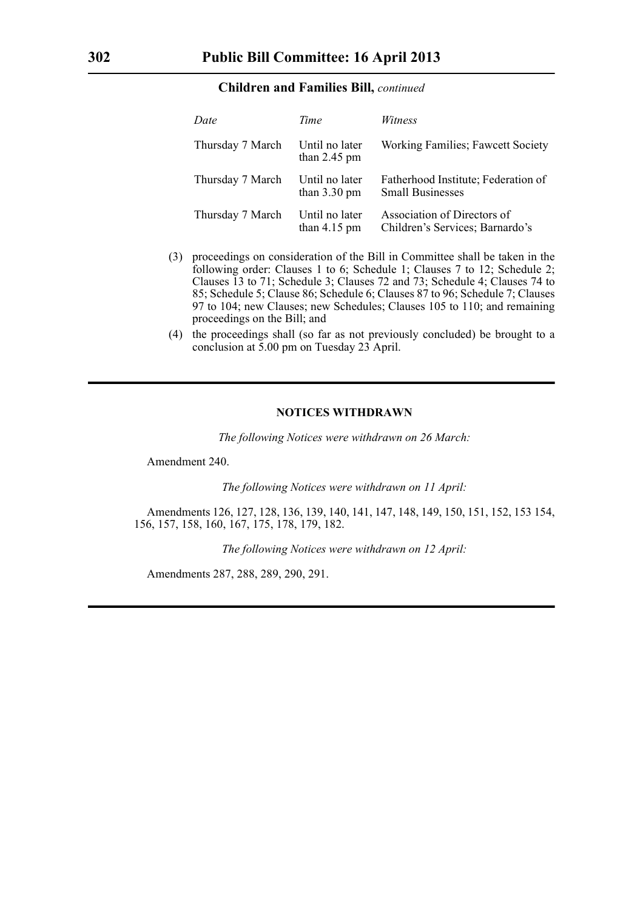**Children and Families Bill,** *continued*

| *Date* | *Time* | *Witness* |
|---|---|---|
| Thursday 7 March | Until no later than 2.45 pm | Working Families; Fawcett Society |
| Thursday 7 March | Until no later than 3.30 pm | Fatherhood Institute; Federation of Small Businesses |
| Thursday 7 March | Until no later than 4.15 pm | Association of Directors of Children's Services; Barnardo's |

(3) proceedings on consideration of the Bill in Committee shall be taken in the following order: Clauses 1 to 6; Schedule 1; Clauses 7 to 12; Schedule 2; Clauses 13 to 71; Schedule 3; Clauses 72 and 73; Schedule 4; Clauses 74 to 85; Schedule 5; Clause 86; Schedule 6; Clauses 87 to 96; Schedule 7; Clauses 97 to 104; new Clauses; new Schedules; Clauses 105 to 110; and remaining proceedings on the Bill; and

(4) the proceedings shall (so far as not previously concluded) be brought to a conclusion at 5.00 pm on Tuesday 23 April.

---

**NOTICES WITHDRAWN**

*The following Notices were withdrawn on 26 March:*

Amendment 240.

*The following Notices were withdrawn on 11 April:*

Amendments 126, 127, 128, 136, 139, 140, 141, 147, 148, 149, 150, 151, 152, 153 154, 156, 157, 158, 160, 167, 175, 178, 179, 182.

*The following Notices were withdrawn on 12 April:*

Amendments 287, 288, 289, 290, 291.